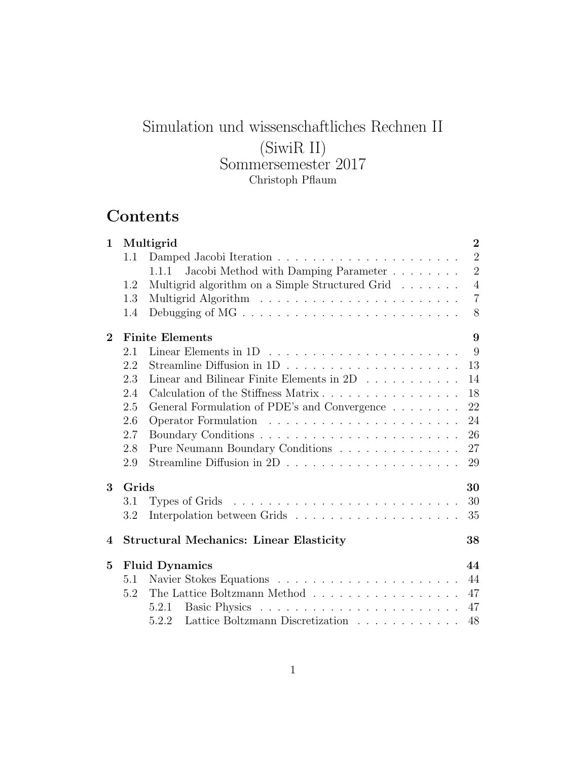# Simulation und wissenschaftliches Rechnen II (SiwiR II)

Sommersemester 2017

Christoph Pflaum

## Contents

| | | |
|---|---|---|
| **1** | **Multigrid** | **2** |
| 1.1 | Damped Jacobi Iteration | 2 |
| 1.1.1 | Jacobi Method with Damping Parameter | 2 |
| 1.2 | Multigrid algorithm on a Simple Structured Grid | 4 |
| 1.3 | Multigrid Algorithm | 7 |
| 1.4 | Debugging of MG | 8 |
| **2** | **Finite Elements** | **9** |
| 2.1 | Linear Elements in 1D | 9 |
| 2.2 | Streamline Diffusion in 1D | 13 |
| 2.3 | Linear and Bilinear Finite Elements in 2D | 14 |
| 2.4 | Calculation of the Stiffness Matrix | 18 |
| 2.5 | General Formulation of PDE's and Convergence | 22 |
| 2.6 | Operator Formulation | 24 |
| 2.7 | Boundary Conditions | 26 |
| 2.8 | Pure Neumann Boundary Conditions | 27 |
| 2.9 | Streamline Diffusion in 2D | 29 |
| **3** | **Grids** | **30** |
| 3.1 | Types of Grids | 30 |
| 3.2 | Interpolation between Grids | 35 |
| **4** | **Structural Mechanics: Linear Elasticity** | **38** |
| **5** | **Fluid Dynamics** | **44** |
| 5.1 | Navier Stokes Equations | 44 |
| 5.2 | The Lattice Boltzmann Method | 47 |
| 5.2.1 | Basic Physics | 47 |
| 5.2.2 | Lattice Boltzmann Discretization | 48 |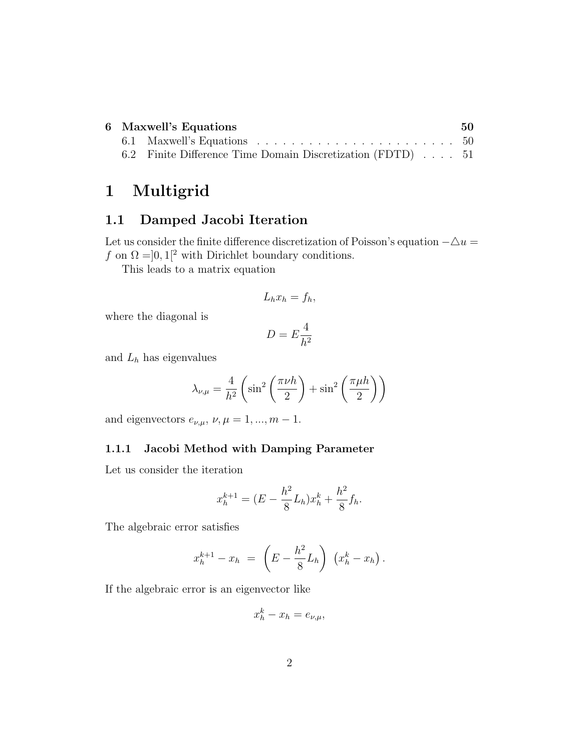| 6 | Maxwell's Equations | 50 |
|---|---|---|
| 6.1 | Maxwell's Equations | 50 |
| 6.2 | Finite Difference Time Domain Discretization (FDTD) | 51 |

# 1 Multigrid

## 1.1 Damped Jacobi Iteration

Let us consider the finite difference discretization of Poisson's equation $-\triangle u = f$ on $\Omega = ]0,1[^2$ with Dirichlet boundary conditions.

This leads to a matrix equation

$$L_h x_h = f_h,$$

where the diagonal is

$$D = E\frac{4}{h^2}$$

and $L_h$ has eigenvalues

$$\lambda_{\nu,\mu} = \frac{4}{h^2}\left(\sin^2\left(\frac{\pi\nu h}{2}\right) + \sin^2\left(\frac{\pi\mu h}{2}\right)\right)$$

and eigenvectors $e_{\nu,\mu}$, $\nu, \mu = 1, ..., m-1$.

### 1.1.1 Jacobi Method with Damping Parameter

Let us consider the iteration

$$x_h^{k+1} = (E - \frac{h^2}{8}L_h)x_h^k + \frac{h^2}{8}f_h.$$

The algebraic error satisfies

$$x_h^{k+1} - x_h \;=\; \left(E - \frac{h^2}{8}L_h\right)\;\left(x_h^k - x_h\right).$$

If the algebraic error is an eigenvector like

$$x_h^k - x_h = e_{\nu,\mu},$$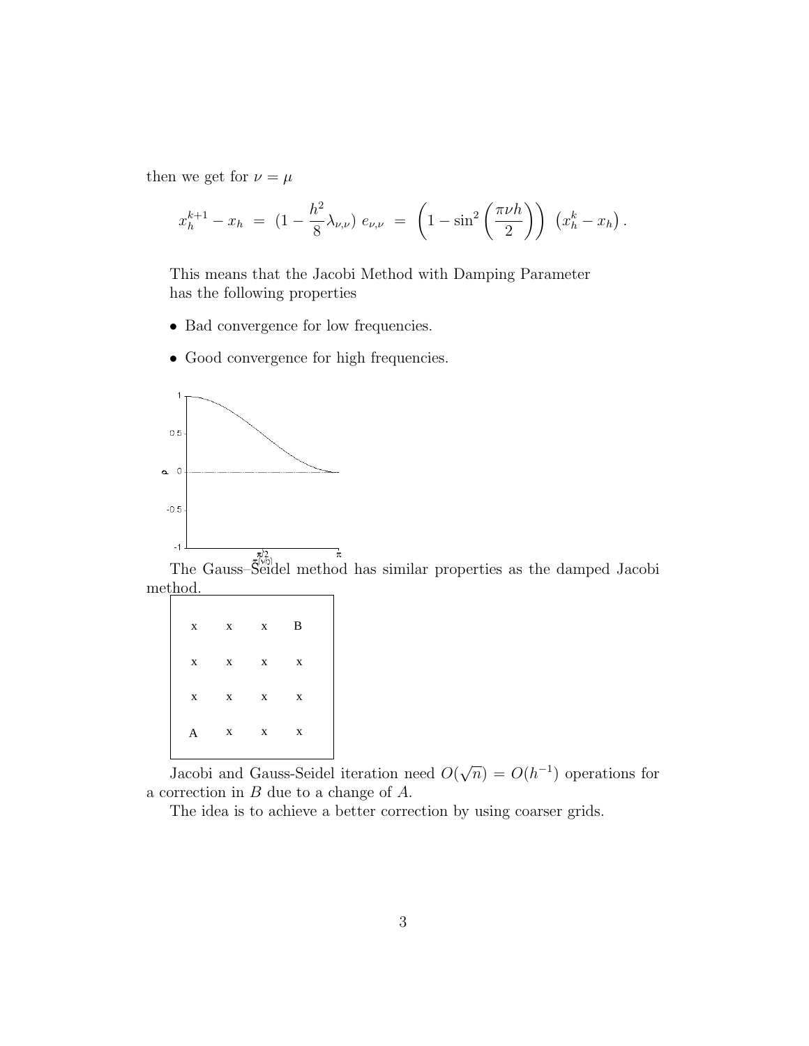then we get for $\nu = \mu$

$$x_h^{k+1} - x_h \;=\; (1 - \frac{h^2}{8}\lambda_{\nu,\nu})\; e_{\nu,\nu} \;=\; \left(1 - \sin^2\left(\frac{\pi \nu h}{2}\right)\right)\; \left(x_h^k - x_h\right).$$

This means that the Jacobi Method with Damping Parameter has the following properties

- Bad convergence for low frequencies.
- Good convergence for high frequencies.

The Gauss–Seidel method has similar properties as the damped Jacobi method.

| | | | |
|---|---|---|---|
| x | x | x | B |
| x | x | x | x |
| x | x | x | x |
| A | x | x | x |

Jacobi and Gauss-Seidel iteration need $O(\sqrt{n}) = O(h^{-1})$ operations for a correction in $B$ due to a change of $A$.

The idea is to achieve a better correction by using coarser grids.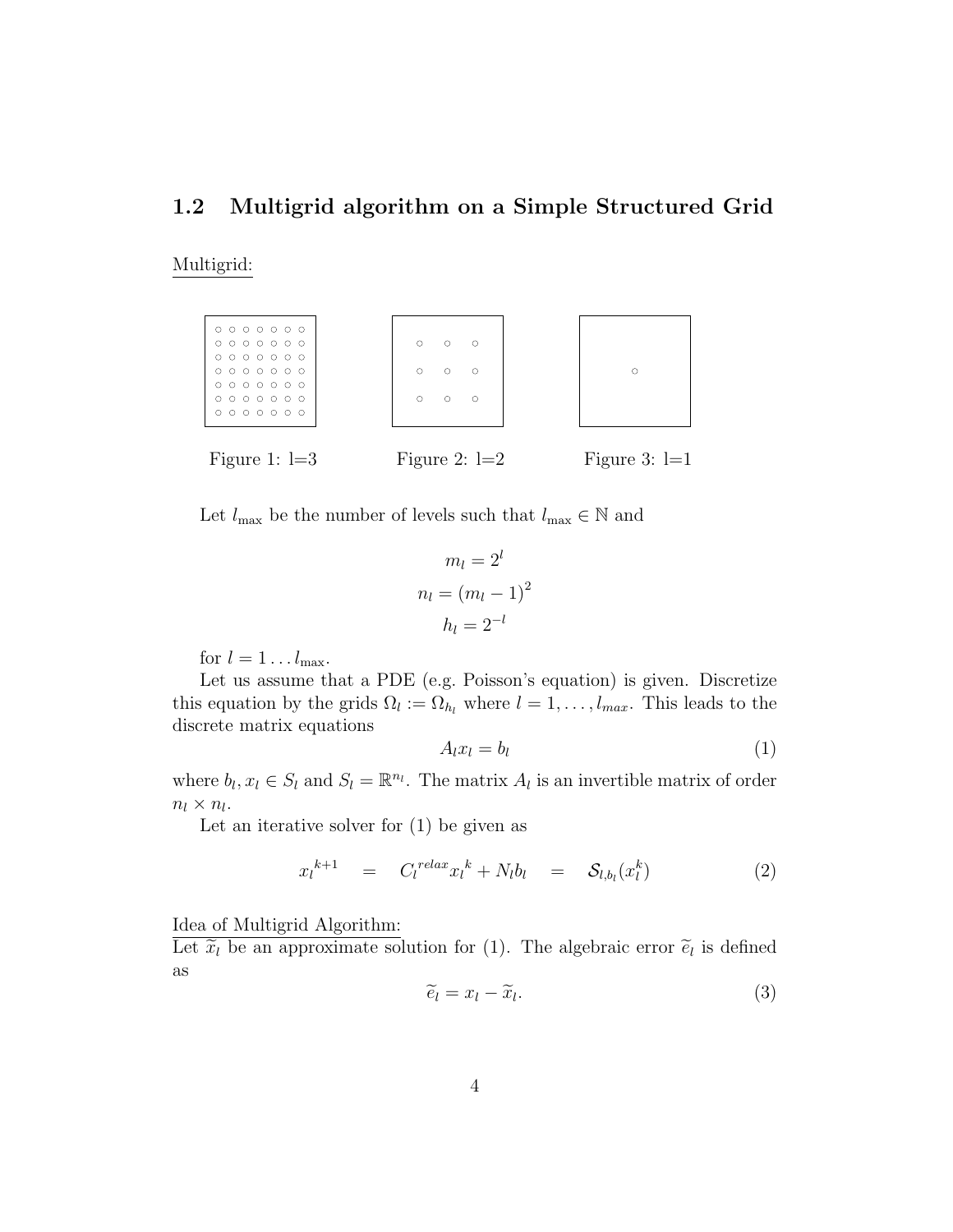## 1.2 Multigrid algorithm on a Simple Structured Grid

Multigrid:

Figure 1: l=3

Figure 2: l=2

Figure 3: l=1

Let $l_{\max}$ be the number of levels such that $l_{\max} \in \mathbb{N}$ and

$$
\begin{aligned}
m_l &= 2^l \\
n_l &= (m_l - 1)^2 \\
h_l &= 2^{-l}
\end{aligned}
$$

for $l = 1 \ldots l_{\max}$.

Let us assume that a PDE (e.g. Poisson's equation) is given. Discretize this equation by the grids $\Omega_l := \Omega_{h_l}$ where $l = 1, \ldots, l_{max}$. This leads to the discrete matrix equations

$$
A_l x_l = b_l \tag{1}
$$

where $b_l, x_l \in S_l$ and $S_l = \mathbb{R}^{n_l}$. The matrix $A_l$ is an invertible matrix of order $n_l \times n_l$.

Let an iterative solver for (1) be given as

$$
{x_l}^{k+1} \quad = \quad {C_l}^{relax} {x_l}^k + N_l b_l \quad = \quad \mathcal{S}_{l,b_l}(x_l^k) \tag{2}
$$

Idea of Multigrid Algorithm:
Let $\widetilde{x}_l$ be an approximate solution for (1). The algebraic error $\widetilde{e}_l$ is defined as

$$
\widetilde{e}_l = x_l - \widetilde{x}_l. \tag{3}
$$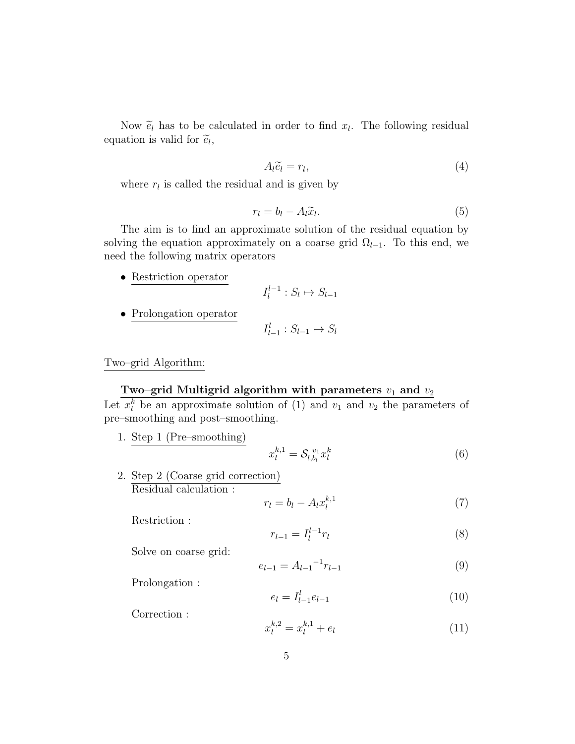Now $\widetilde{e}_l$ has to be calculated in order to find $x_l$. The following residual equation is valid for $\widetilde{e}_l$,

$$A_l \widetilde{e}_l = r_l, \tag{4}$$

where $r_l$ is called the residual and is given by

$$r_l = b_l - A_l \widetilde{x}_l. \tag{5}$$

The aim is to find an approximate solution of the residual equation by solving the equation approximately on a coarse grid $\Omega_{l-1}$. To this end, we need the following matrix operators

- Restriction operator

$$I_l^{l-1} : S_l \mapsto S_{l-1}$$

- Prolongation operator

$$I_{l-1}^{l} : S_{l-1} \mapsto S_l$$

Two–grid Algorithm:

**Two–grid Multigrid algorithm with parameters $v_1$ and $v_2$**

Let $x_l^k$ be an approximate solution of (1) and $v_1$ and $v_2$ the parameters of pre–smoothing and post–smoothing.

1. Step 1 (Pre–smoothing)

$$x_l^{k,1} = \mathcal{S}_{l,b_l}^{\,v_1} x_l^k \tag{6}$$

2. Step 2 (Coarse grid correction)

   Residual calculation :

$$r_l = b_l - A_l x_l^{k,1} \tag{7}$$

   Restriction :

$$r_{l-1} = I_l^{l-1} r_l \tag{8}$$

   Solve on coarse grid:

$$e_{l-1} = {A_{l-1}}^{-1} r_{l-1} \tag{9}$$

   Prolongation :

$$e_l = I_{l-1}^{l} e_{l-1} \tag{10}$$

   Correction :

$$x_l^{k,2} = x_l^{k,1} + e_l \tag{11}$$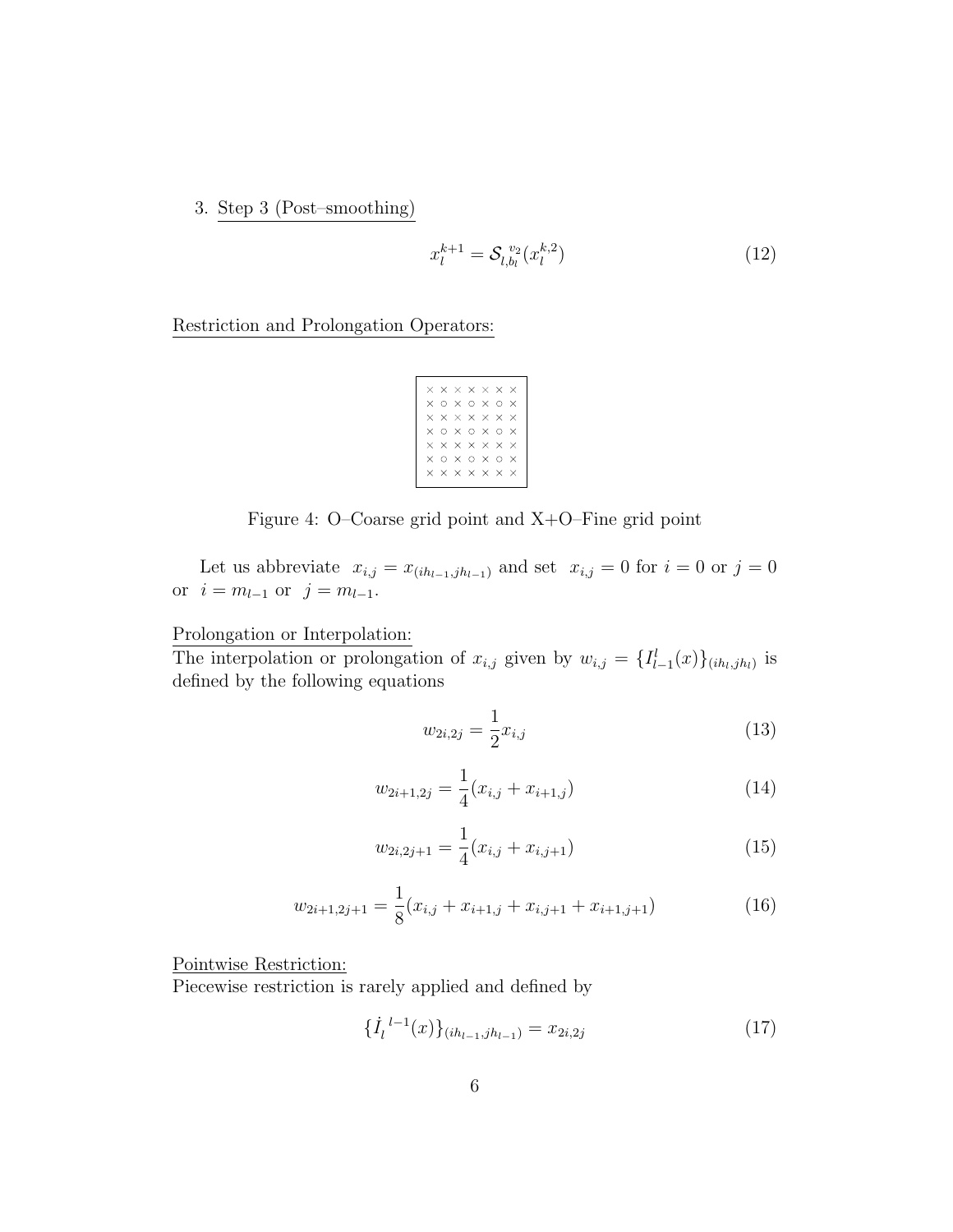3. Step 3 (Post–smoothing)

$$x_l^{k+1} = \mathcal{S}_{l,b_l}^{\,v_2}(x_l^{k,2}) \tag{12}$$

Restriction and Prolongation Operators:

```
× × × × × × ×
× ○ × ○ × ○ ×
× × × × × × ×
× ○ × ○ × ○ ×
× × × × × × ×
× ○ × ○ × ○ ×
× × × × × × ×
```

Figure 4: O–Coarse grid point and X+O–Fine grid point

Let us abbreviate $x_{i,j} = x_{(ih_{l-1},jh_{l-1})}$ and set $x_{i,j} = 0$ for $i = 0$ or $j = 0$ or $i = m_{l-1}$ or $j = m_{l-1}$.

Prolongation or Interpolation:
The interpolation or prolongation of $x_{i,j}$ given by $w_{i,j} = \{I_{l-1}^{l}(x)\}_{(ih_l,jh_l)}$ is defined by the following equations

$$w_{2i,2j} = \frac{1}{2}x_{i,j} \tag{13}$$

$$w_{2i+1,2j} = \frac{1}{4}(x_{i,j} + x_{i+1,j}) \tag{14}$$

$$w_{2i,2j+1} = \frac{1}{4}(x_{i,j} + x_{i,j+1}) \tag{15}$$

$$w_{2i+1,2j+1} = \frac{1}{8}(x_{i,j} + x_{i+1,j} + x_{i,j+1} + x_{i+1,j+1}) \tag{16}$$

Pointwise Restriction:
Piecewise restriction is rarely applied and defined by

$$\{\dot{I}_l^{\,l-1}(x)\}_{(ih_{l-1},jh_{l-1})} = x_{2i,2j} \tag{17}$$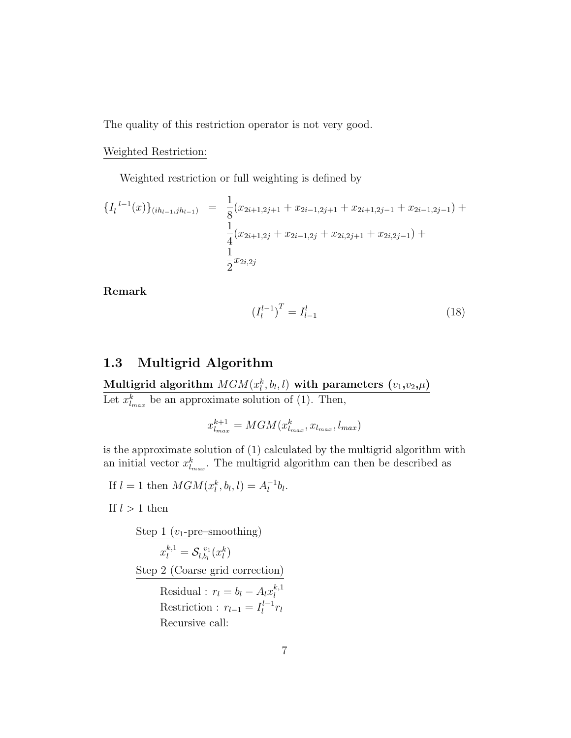The quality of this restriction operator is not very good.

Weighted Restriction:

Weighted restriction or full weighting is defined by

$$
\begin{aligned}
\{I_l^{\ l-1}(x)\}_{(ih_{l-1},jh_{l-1})} \;=\;& \frac{1}{8}(x_{2i+1,2j+1} + x_{2i-1,2j+1} + x_{2i+1,2j-1} + x_{2i-1,2j-1}) + \\
& \frac{1}{4}(x_{2i+1,2j} + x_{2i-1,2j} + x_{2i,2j+1} + x_{2i,2j-1}) + \\
& \frac{1}{2}x_{2i,2j}
\end{aligned}
$$

**Remark**

$$
(I_l^{l-1})^T = I_{l-1}^l \tag{18}
$$

## 1.3 Multigrid Algorithm

**Multigrid algorithm $MGM(x_l^k, b_l, l)$ with parameters ($v_1$,$v_2$,$\mu$)**

Let $x_{l_{max}}^k$ be an approximate solution of (1). Then,

$$
x_{l_{max}}^{k+1} = MGM(x_{l_{max}}^k, x_{l_{max}}, l_{max})
$$

is the approximate solution of (1) calculated by the multigrid algorithm with an initial vector $x_{l_{max}}^k$. The multigrid algorithm can then be described as

If $l = 1$ then $MGM(x_l^k, b_l, l) = A_l^{-1} b_l$.

If $l > 1$ then

Step 1 ($v_1$-pre–smoothing)

$$
x_l^{k,1} = \mathcal{S}_{l,b_l}^{\ v_1}(x_l^k)
$$

Step 2 (Coarse grid correction)

Residual : $r_l = b_l - A_l x_l^{k,1}$

Restriction : $r_{l-1} = I_l^{l-1} r_l$

Recursive call: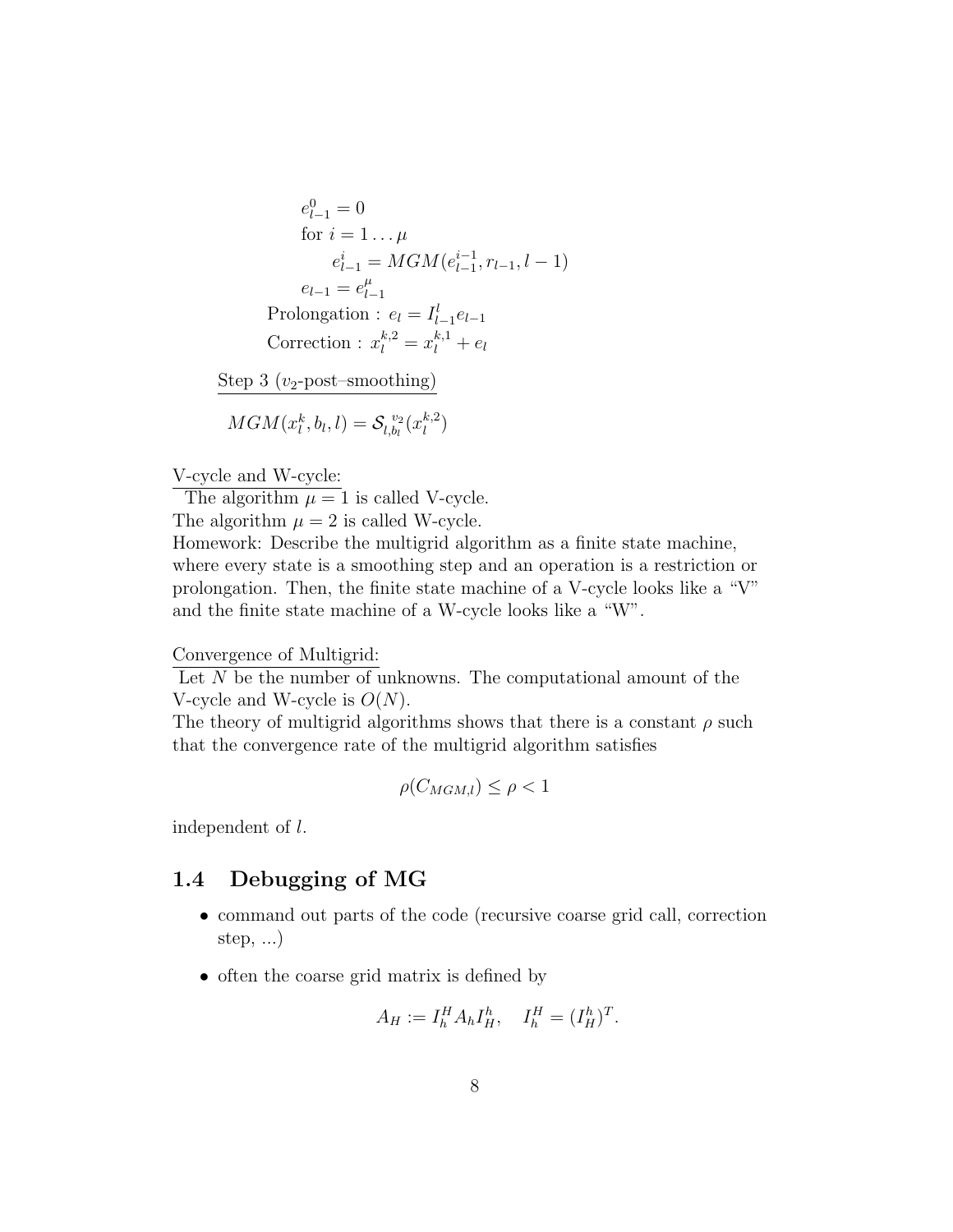$$e_{l-1}^0 = 0$$

for $i = 1 \ldots \mu$

$$e_{l-1}^i = MGM(e_{l-1}^{i-1}, r_{l-1}, l-1)$$

$$e_{l-1} = e_{l-1}^{\mu}$$

Prolongation : $e_l = I_{l-1}^l e_{l-1}$

Correction : $x_l^{k,2} = x_l^{k,1} + e_l$

Step 3 ($v_2$-post–smoothing)

$$MGM(x_l^k, b_l, l) = \mathcal{S}_{l,b_l}^{v_2}(x_l^{k,2})$$

V-cycle and W-cycle:

The algorithm $\mu = 1$ is called V-cycle.
The algorithm $\mu = 2$ is called W-cycle.
Homework: Describe the multigrid algorithm as a finite state machine, where every state is a smoothing step and an operation is a restriction or prolongation. Then, the finite state machine of a V-cycle looks like a "V" and the finite state machine of a W-cycle looks like a "W".

Convergence of Multigrid:

Let $N$ be the number of unknowns. The computational amount of the V-cycle and W-cycle is $O(N)$.
The theory of multigrid algorithms shows that there is a constant $\rho$ such that the convergence rate of the multigrid algorithm satisfies

$$\rho(C_{MGM,l}) \leq \rho < 1$$

independent of $l$.

## 1.4 Debugging of MG

- command out parts of the code (recursive coarse grid call, correction step, ...)
- often the coarse grid matrix is defined by

$$A_H := I_h^H A_h I_H^h, \quad I_h^H = (I_H^h)^T.$$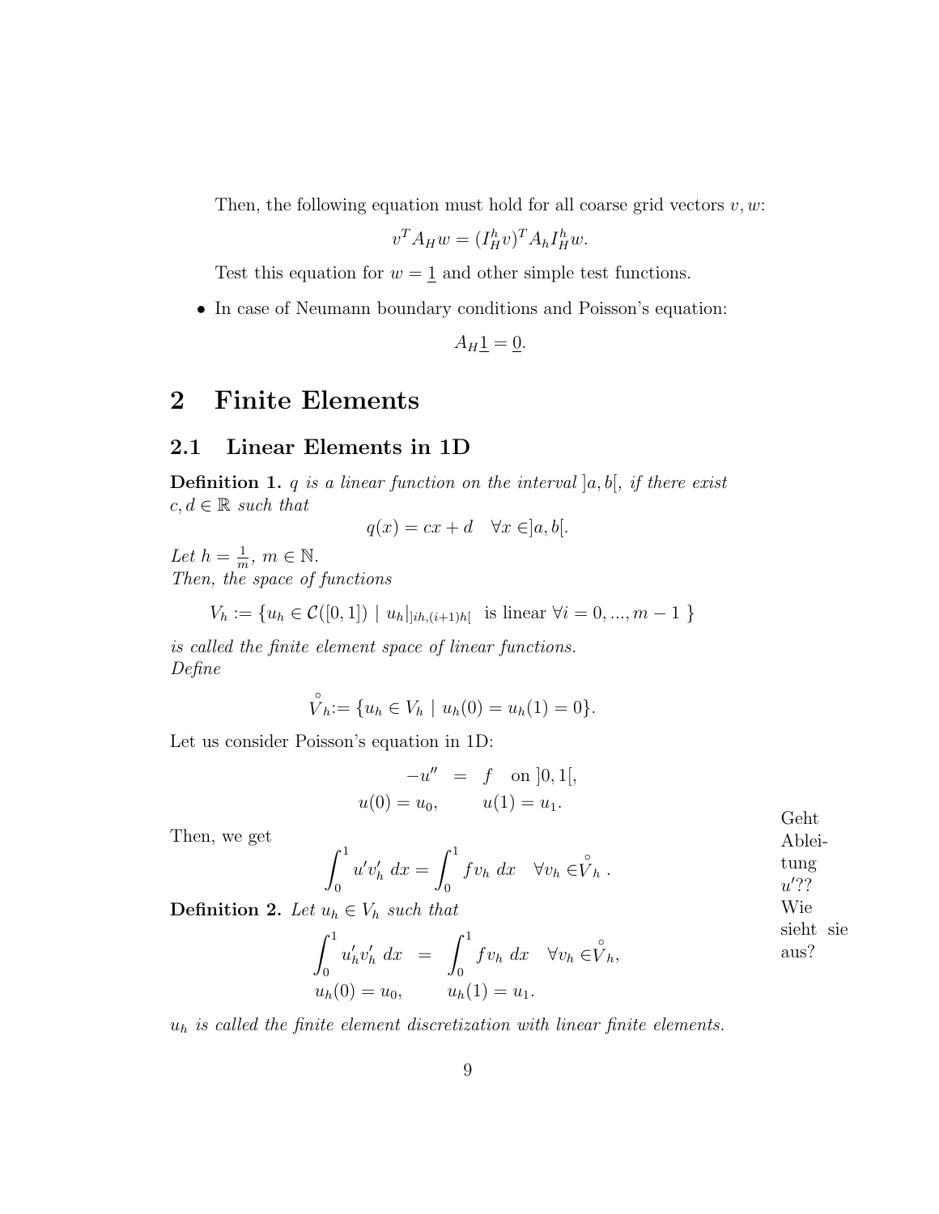Then, the following equation must hold for all coarse grid vectors $v, w$:

$$v^T A_H w = (I_H^h v)^T A_h I_H^h w.$$

Test this equation for $w = \underline{1}$ and other simple test functions.

- In case of Neumann boundary conditions and Poisson's equation:

$$A_H \underline{1} = \underline{0}.$$

# 2 Finite Elements

## 2.1 Linear Elements in 1D

**Definition 1.** *$q$ is a linear function on the interval $]a, b[$, if there exist $c, d \in \mathbb{R}$ such that*

$$q(x) = cx + d \quad \forall x \in ]a, b[.$$

*Let $h = \frac{1}{m}$, $m \in \mathbb{N}$.*
*Then, the space of functions*

$$V_h := \{ u_h \in \mathcal{C}([0,1]) \mid u_h|_{]ih,(i+1)h[} \text{ is linear } \forall i = 0, ..., m-1 \}$$

*is called the finite element space of linear functions.*
*Define*

$$\overset{\circ}{V}_h := \{ u_h \in V_h \mid u_h(0) = u_h(1) = 0 \}.$$

Let us consider Poisson's equation in 1D:

$$\begin{aligned} -u'' &= f \quad \text{on } ]0,1[, \\ u(0) = u_0, & \qquad u(1) = u_1. \end{aligned}$$

Then, we get

$$\int_0^1 u' v_h' \, dx = \int_0^1 f v_h \, dx \quad \forall v_h \in \overset{\circ}{V}_h .$$

Geht Ableitung $u'$?? Wie sieht sie aus?

**Definition 2.** *Let $u_h \in V_h$ such that*

$$\begin{aligned} \int_0^1 u_h' v_h' \, dx &= \int_0^1 f v_h \, dx \quad \forall v_h \in \overset{\circ}{V}_h, \\ u_h(0) = u_0, & \qquad u_h(1) = u_1. \end{aligned}$$

*$u_h$ is called the finite element discretization with linear finite elements.*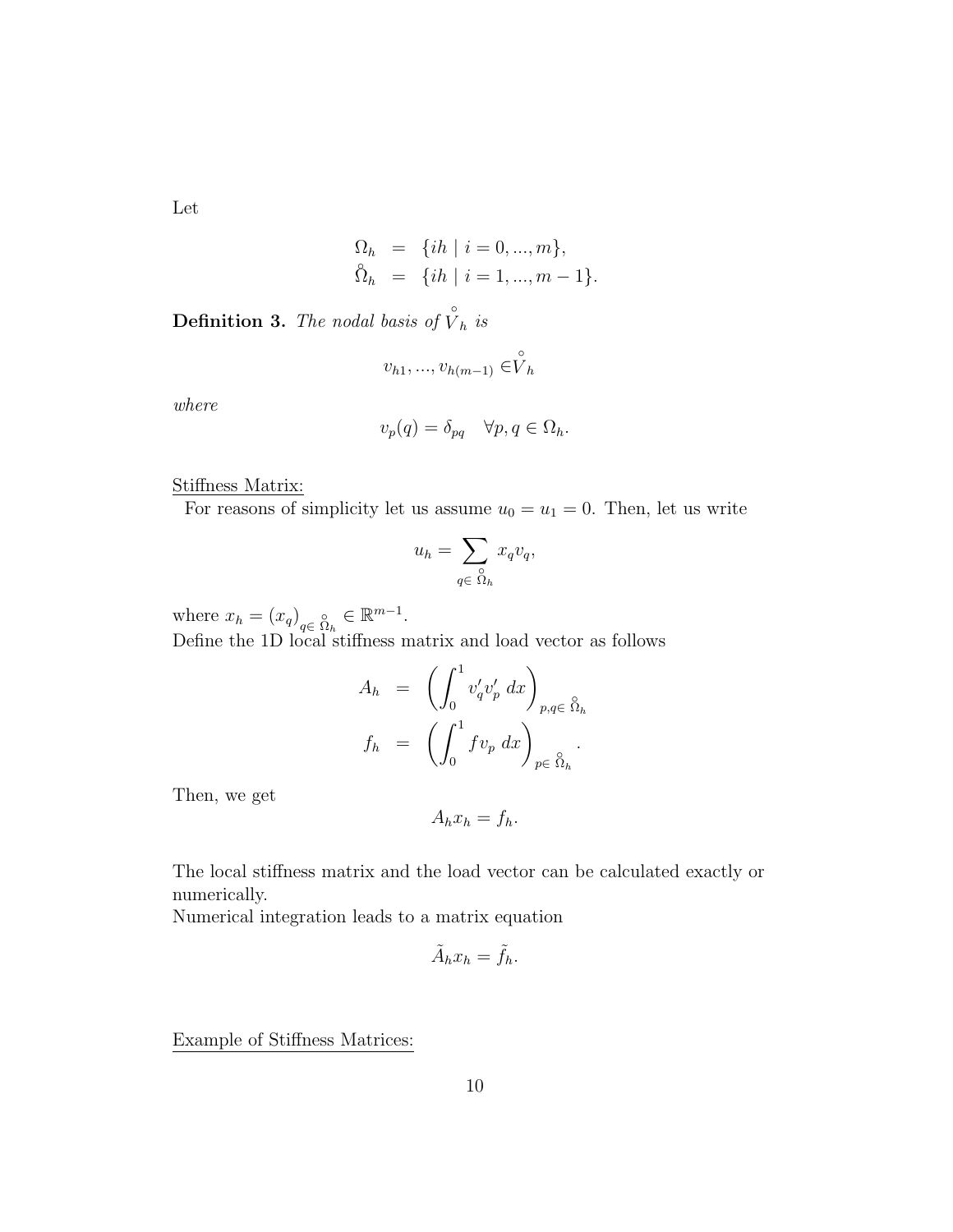Let

$$
\begin{aligned}
\Omega_h &= \{ih \mid i = 0, ..., m\}, \\
\mathring{\Omega}_h &= \{ih \mid i = 1, ..., m-1\}.
\end{aligned}
$$

**Definition 3.** *The nodal basis of $\mathring{V}_h$ is*

$$
v_{h1}, ..., v_{h(m-1)} \in \mathring{V}_h
$$

*where*

$$
v_p(q) = \delta_{pq} \quad \forall p, q \in \Omega_h.
$$

<u>Stiffness Matrix:</u>

For reasons of simplicity let us assume $u_0 = u_1 = 0$. Then, let us write

$$
u_h = \sum_{q \in \mathring{\Omega}_h} x_q v_q,
$$

where $x_h = (x_q)_{q \in \mathring{\Omega}_h} \in \mathbb{R}^{m-1}$.

Define the 1D local stiffness matrix and load vector as follows

$$
\begin{aligned}
A_h &= \left( \int_0^1 v_q' v_p' \, dx \right)_{p,q \in \mathring{\Omega}_h} \\
f_h &= \left( \int_0^1 f v_p \, dx \right)_{p \in \mathring{\Omega}_h}.
\end{aligned}
$$

Then, we get

$$
A_h x_h = f_h.
$$

The local stiffness matrix and the load vector can be calculated exactly or numerically.

Numerical integration leads to a matrix equation

$$
\tilde{A}_h x_h = \tilde{f}_h.
$$

<u>Example of Stiffness Matrices:</u>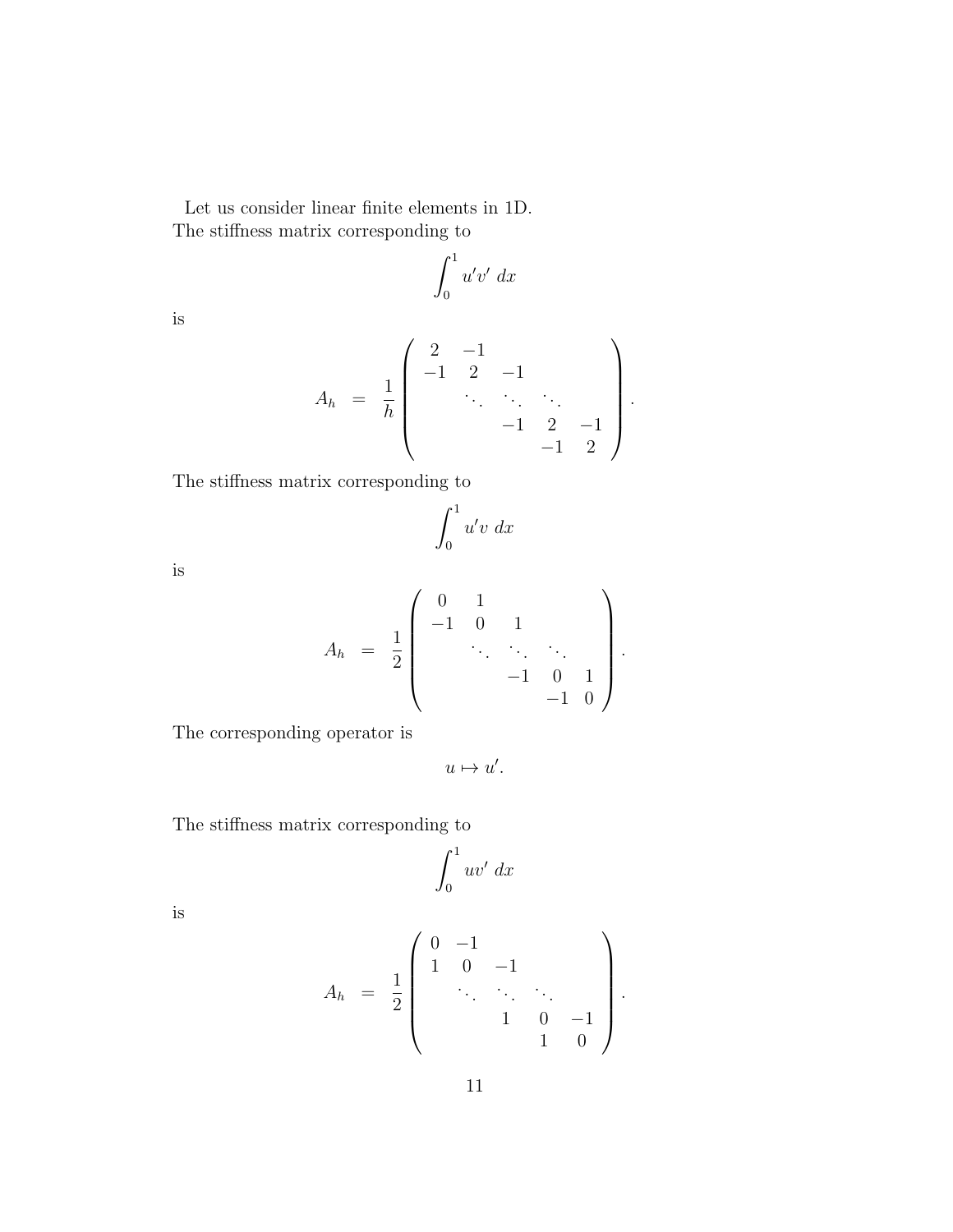Let us consider linear finite elements in 1D.
The stiffness matrix corresponding to

$$\int_0^1 u'v'\ dx$$

is

$$A_h \quad = \quad \frac{1}{h} \begin{pmatrix} 2 & -1 & & & \\ -1 & 2 & -1 & & \\ & \ddots & \ddots & \ddots & \\ & & -1 & 2 & -1 \\ & & & -1 & 2 \end{pmatrix}.$$

The stiffness matrix corresponding to

$$\int_0^1 u'v\ dx$$

is

$$A_h \quad = \quad \frac{1}{2} \begin{pmatrix} 0 & 1 & & & \\ -1 & 0 & 1 & & \\ & \ddots & \ddots & \ddots & \\ & & -1 & 0 & 1 \\ & & & -1 & 0 \end{pmatrix}.$$

The corresponding operator is

$$u \mapsto u'.$$

The stiffness matrix corresponding to

$$\int_0^1 uv'\ dx$$

is

$$A_h \quad = \quad \frac{1}{2} \begin{pmatrix} 0 & -1 & & & \\ 1 & 0 & -1 & & \\ & \ddots & \ddots & \ddots & \\ & & 1 & 0 & -1 \\ & & & 1 & 0 \end{pmatrix}.$$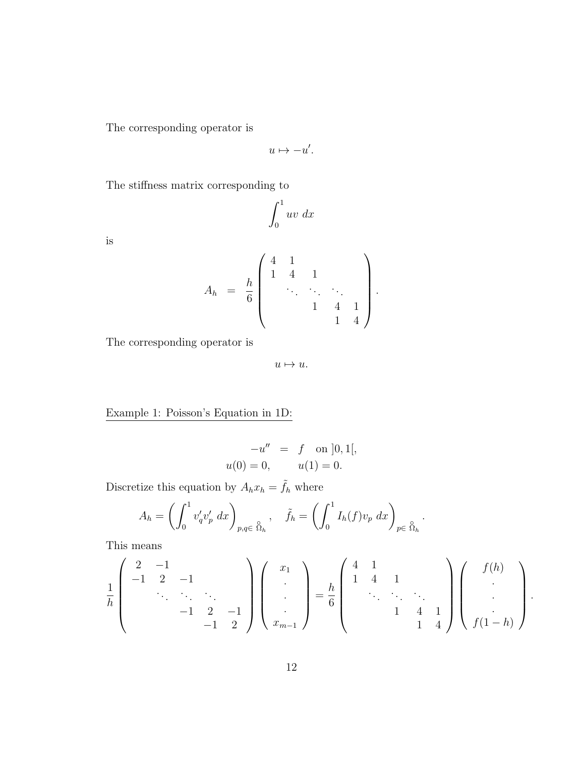The corresponding operator is

$$u \mapsto -u'.$$

The stiffness matrix corresponding to

$$\int_0^1 uv \; dx$$

is

$$A_h \;\; = \;\; \frac{h}{6} \begin{pmatrix} 4 & 1 & & & \\ 1 & 4 & 1 & & \\ & \ddots & \ddots & \ddots & \\ & & 1 & 4 & 1 \\ & & & 1 & 4 \end{pmatrix}.$$

The corresponding operator is

$$u \mapsto u.$$

<u>Example 1: Poisson's Equation in 1D:</u>

$$\begin{aligned} -u'' &= f \quad \text{on } ]0,1[, \\ u(0) = 0, & \qquad u(1) = 0. \end{aligned}$$

Discretize this equation by $A_h x_h = \tilde{f}_h$ where

$$A_h = \left( \int_0^1 v_q' v_p' \; dx \right)_{p,q \in \overset{\circ}{\Omega}_h}, \quad \tilde{f}_h = \left( \int_0^1 I_h(f) v_p \; dx \right)_{p \in \overset{\circ}{\Omega}_h}.$$

This means

$$\frac{1}{h} \begin{pmatrix} 2 & -1 & & & \\ -1 & 2 & -1 & & \\ & \ddots & \ddots & \ddots & \\ & & -1 & 2 & -1 \\ & & & -1 & 2 \end{pmatrix} \begin{pmatrix} x_1 \\ \cdot \\ \cdot \\ \cdot \\ x_{m-1} \end{pmatrix} = \frac{h}{6} \begin{pmatrix} 4 & 1 & & & \\ 1 & 4 & 1 & & \\ & \ddots & \ddots & \ddots & \\ & & 1 & 4 & 1 \\ & & & 1 & 4 \end{pmatrix} \begin{pmatrix} f(h) \\ \cdot \\ \cdot \\ \cdot \\ f(1-h) \end{pmatrix}.$$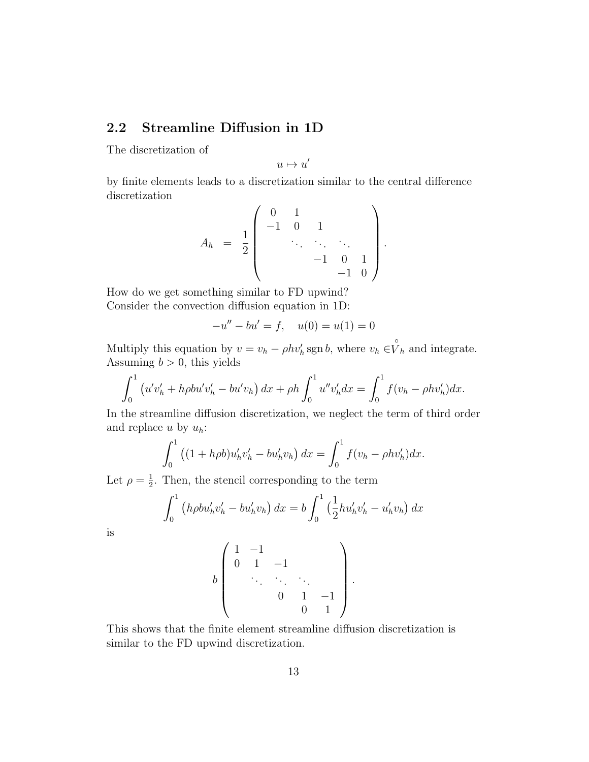## 2.2 Streamline Diffusion in 1D

The discretization of

$$u \mapsto u'$$

by finite elements leads to a discretization similar to the central difference discretization

$$A_h = \frac{1}{2}\begin{pmatrix} 0 & 1 & & & \\ -1 & 0 & 1 & & \\ & \ddots & \ddots & \ddots & \\ & & -1 & 0 & 1 \\ & & & -1 & 0 \end{pmatrix}.$$

How do we get something similar to FD upwind?
Consider the convection diffusion equation in 1D:

$$-u'' - bu' = f, \quad u(0) = u(1) = 0$$

Multiply this equation by $v = v_h - \rho h v_h' \operatorname{sgn} b$, where $v_h \in \overset{\circ}{V}_h$ and integrate. Assuming $b > 0$, this yields

$$\int_0^1 \left(u'v_h' + h\rho b u' v_h' - bu' v_h\right) dx + \rho h \int_0^1 u'' v_h' dx = \int_0^1 f(v_h - \rho h v_h') dx.$$

In the streamline diffusion discretization, we neglect the term of third order and replace $u$ by $u_h$:

$$\int_0^1 \left((1 + h\rho b) u_h' v_h' - b u_h' v_h\right) dx = \int_0^1 f(v_h - \rho h v_h') dx.$$

Let $\rho = \frac{1}{2}$. Then, the stencil corresponding to the term

$$\int_0^1 \left(h\rho b u_h' v_h' - b u_h' v_h\right) dx = b \int_0^1 \left(\frac{1}{2} h u_h' v_h' - u_h' v_h\right) dx$$

is

$$b\begin{pmatrix} 1 & -1 & & & \\ 0 & 1 & -1 & & \\ & \ddots & \ddots & \ddots & \\ & & 0 & 1 & -1 \\ & & & 0 & 1 \end{pmatrix}.$$

This shows that the finite element streamline diffusion discretization is similar to the FD upwind discretization.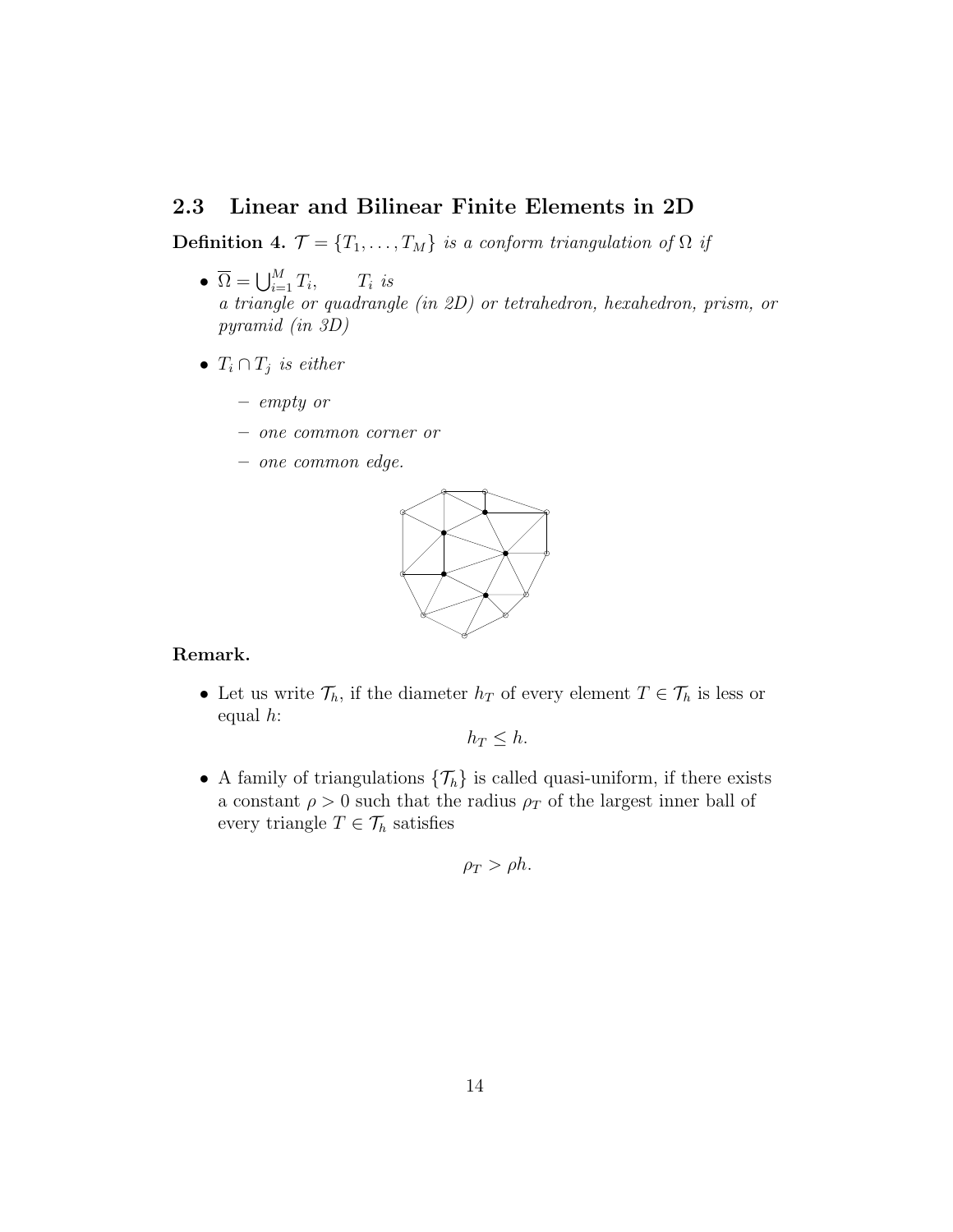## 2.3 Linear and Bilinear Finite Elements in 2D

**Definition 4.** *$\mathcal{T} = \{T_1, \ldots, T_M\}$ is a conform triangulation of $\Omega$ if*

- $\overline{\Omega} = \bigcup_{i=1}^{M} T_i$, $\quad T_i$ *is a triangle or quadrangle (in 2D) or tetrahedron, hexahedron, prism, or pyramid (in 3D)*
- $T_i \cap T_j$ *is either*
  - *empty or*
  - *one common corner or*
  - *one common edge.*

**Remark.**

- Let us write $\mathcal{T}_h$, if the diameter $h_T$ of every element $T \in \mathcal{T}_h$ is less or equal $h$:

$$h_T \leq h.$$

- A family of triangulations $\{\mathcal{T}_h\}$ is called quasi-uniform, if there exists a constant $\rho > 0$ such that the radius $\rho_T$ of the largest inner ball of every triangle $T \in \mathcal{T}_h$ satisfies

$$\rho_T > \rho h.$$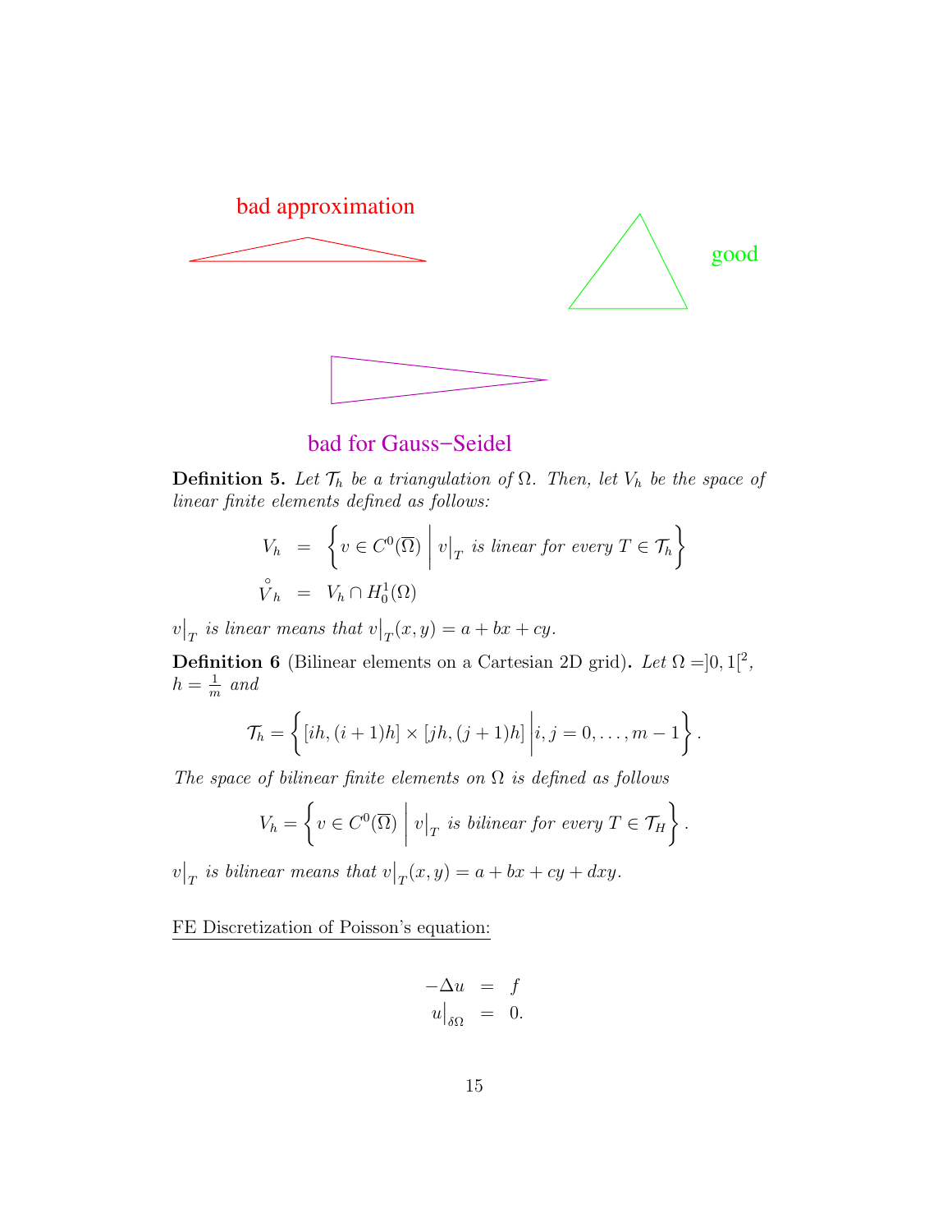bad approximation

good

bad for Gauss−Seidel

**Definition 5.** *Let $\mathcal{T}_h$ be a triangulation of $\Omega$. Then, let $V_h$ be the space of linear finite elements defined as follows:*

$$
\begin{aligned}
V_h &= \left\{ v \in C^0(\overline{\Omega}) \;\middle|\; v\big|_T \text{ is linear for every } T \in \mathcal{T}_h \right\} \\
\overset{\circ}{V}_h &= V_h \cap H_0^1(\Omega)
\end{aligned}
$$

*$v\big|_T$ is linear means that $v\big|_T(x,y) = a + bx + cy$.*

**Definition 6** (Bilinear elements on a Cartesian 2D grid)**.** *Let $\Omega = ]0,1[^2$, $h = \frac{1}{m}$ and*

$$
\mathcal{T}_h = \left\{ [ih,(i+1)h] \times [jh,(j+1)h] \;\middle|\; i,j = 0,\ldots,m-1 \right\}.
$$

*The space of bilinear finite elements on $\Omega$ is defined as follows*

$$
V_h = \left\{ v \in C^0(\overline{\Omega}) \;\middle|\; v\big|_T \text{ is bilinear for every } T \in \mathcal{T}_H \right\}.
$$

*$v\big|_T$ is bilinear means that $v\big|_T(x,y) = a + bx + cy + dxy$.*

<u>FE Discretization of Poisson's equation:</u>

$$
\begin{aligned}
-\Delta u &= f \\
u\big|_{\delta\Omega} &= 0.
\end{aligned}
$$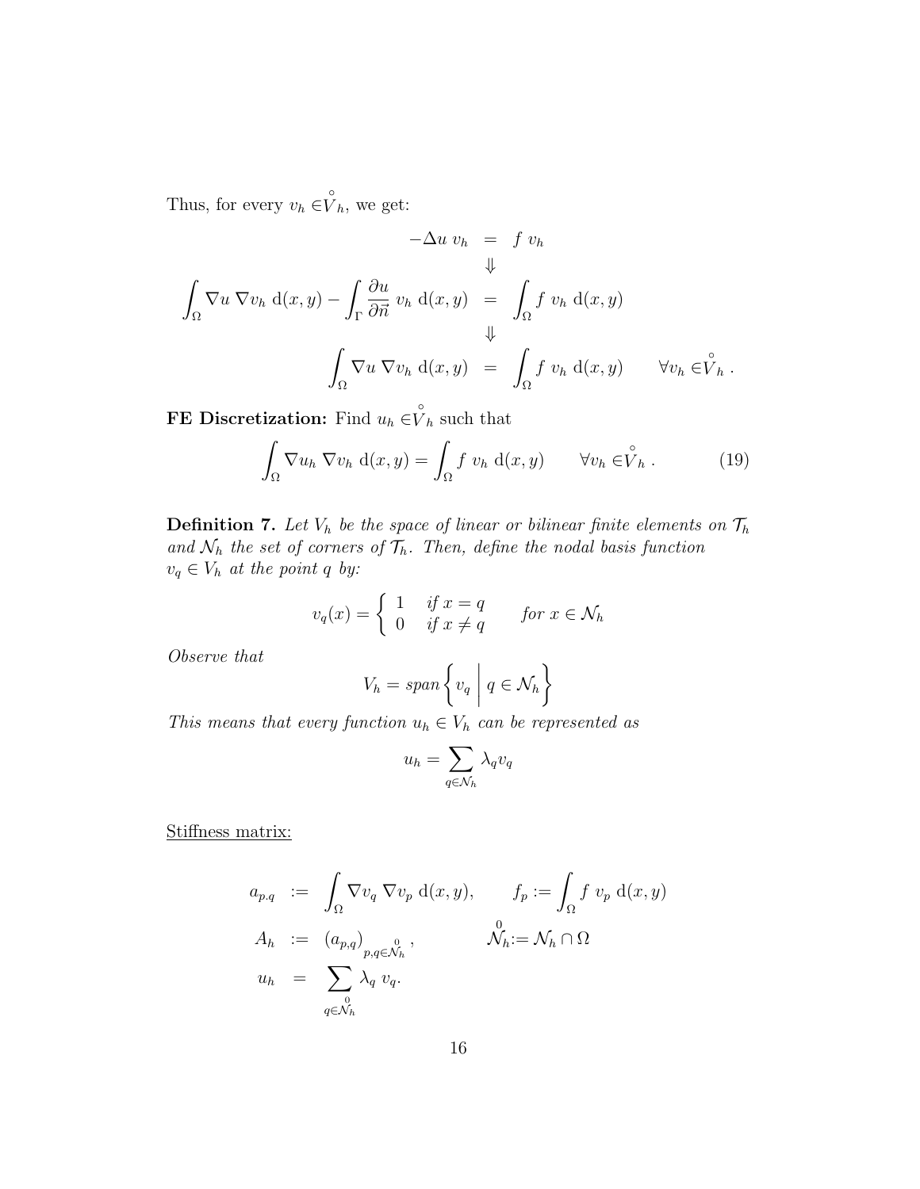Thus, for every $v_h \in \overset{\circ}{V}_h$, we get:

$$
\begin{array}{rcl}
-\Delta u \; v_h & = & f \; v_h \\
& \Downarrow & \\
\displaystyle\int_\Omega \nabla u \; \nabla v_h \; \mathrm{d}(x,y) - \int_\Gamma \frac{\partial u}{\partial \vec{n}} \; v_h \; \mathrm{d}(x,y) & = & \displaystyle\int_\Omega f \; v_h \; \mathrm{d}(x,y) \\
& \Downarrow & \\
\displaystyle\int_\Omega \nabla u \; \nabla v_h \; \mathrm{d}(x,y) & = & \displaystyle\int_\Omega f \; v_h \; \mathrm{d}(x,y) \qquad \forall v_h \in \overset{\circ}{V}_h \; .
\end{array}
$$

**FE Discretization:** Find $u_h \in \overset{\circ}{V}_h$ such that

$$
\int_\Omega \nabla u_h \; \nabla v_h \; \mathrm{d}(x,y) = \int_\Omega f \; v_h \; \mathrm{d}(x,y) \qquad \forall v_h \in \overset{\circ}{V}_h \; . \tag{19}
$$

**Definition 7.** *Let $V_h$ be the space of linear or bilinear finite elements on $\mathcal{T}_h$ and $\mathcal{N}_h$ the set of corners of $\mathcal{T}_h$. Then, define the nodal basis function $v_q \in V_h$ at the point $q$ by:*

$$
v_q(x) = \begin{cases} 1 & \text{if } x = q \\ 0 & \text{if } x \neq q \end{cases} \qquad \text{for } x \in \mathcal{N}_h
$$

*Observe that*

$$
V_h = \mathit{span}\left\{ v_q \;\middle|\; q \in \mathcal{N}_h \right\}
$$

*This means that every function $u_h \in V_h$ can be represented as*

$$
u_h = \sum_{q \in \mathcal{N}_h} \lambda_q v_q
$$

Stiffness matrix:

$$
\begin{array}{rcl}
a_{p,q} & := & \displaystyle\int_\Omega \nabla v_q \; \nabla v_p \; \mathrm{d}(x,y), \qquad f_p := \int_\Omega f \; v_p \; \mathrm{d}(x,y) \\
A_h & := & (a_{p,q})_{p,q \in \overset{0}{\mathcal{N}}_h}, \qquad\qquad \overset{0}{\mathcal{N}}_h := \mathcal{N}_h \cap \Omega \\
u_h & = & \displaystyle\sum_{q \in \overset{0}{\mathcal{N}}_h} \lambda_q \; v_q.
\end{array}
$$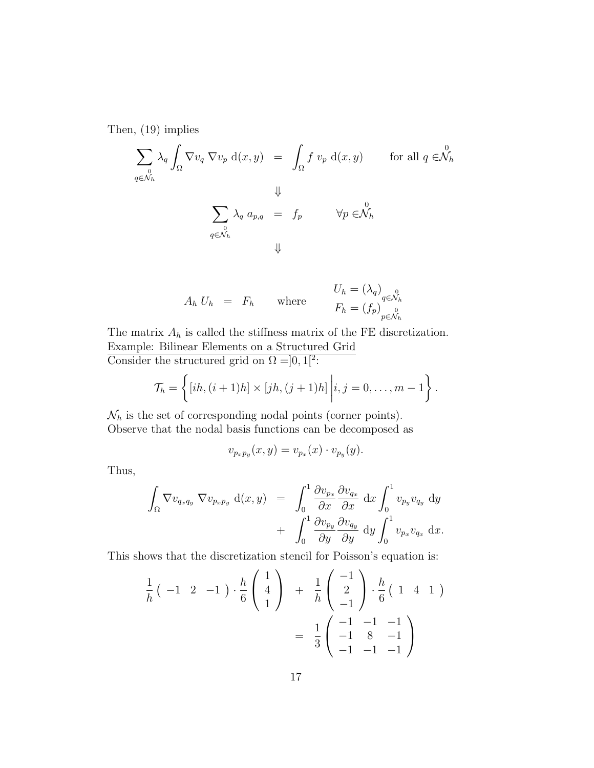Then, (19) implies

$$
\begin{aligned}
\sum_{q \in \overset{0}{\mathcal{N}}_h} \lambda_q \int_\Omega \nabla v_q \, \nabla v_p \; \mathrm{d}(x,y) &= \int_\Omega f \; v_p \; \mathrm{d}(x,y) \qquad \text{for all } q \in \overset{0}{\mathcal{N}}_h \\
&\Downarrow \\
\sum_{q \in \overset{0}{\mathcal{N}}_h} \lambda_q \; a_{p,q} &= f_p \qquad \forall p \in \overset{0}{\mathcal{N}}_h \\
&\Downarrow
\end{aligned}
$$

$$
A_h \, U_h = F_h \qquad \text{where} \qquad \begin{array}{l} U_h = (\lambda_q)_{q \in \overset{0}{\mathcal{N}}_h} \\ F_h = (f_p)_{p \in \overset{0}{\mathcal{N}}_h} \end{array}
$$

The matrix $A_h$ is called the stiffness matrix of the FE discretization.

Example: Bilinear Elements on a Structured Grid

Consider the structured grid on $\Omega = ]0,1[^2$:

$$
\mathcal{T}_h = \left\{ [ih, (i+1)h] \times [jh, (j+1)h] \,\middle|\, i,j = 0, \ldots, m-1 \right\}.
$$

$\mathcal{N}_h$ is the set of corresponding nodal points (corner points).
Observe that the nodal basis functions can be decomposed as

$$
v_{p_x p_y}(x,y) = v_{p_x}(x) \cdot v_{p_y}(y).
$$

Thus,

$$
\begin{aligned}
\int_\Omega \nabla v_{q_x q_y} \; \nabla v_{p_x p_y} \; \mathrm{d}(x,y) &= \int_0^1 \frac{\partial v_{p_x}}{\partial x} \frac{\partial v_{q_x}}{\partial x} \; \mathrm{d}x \int_0^1 v_{p_y} v_{q_y} \; \mathrm{d}y \\
&+ \int_0^1 \frac{\partial v_{p_y}}{\partial y} \frac{\partial v_{q_y}}{\partial y} \; \mathrm{d}y \int_0^1 v_{p_x} v_{q_x} \; \mathrm{d}x.
\end{aligned}
$$

This shows that the discretization stencil for Poisson's equation is:

$$
\begin{aligned}
\frac{1}{h} \begin{pmatrix} -1 & 2 & -1 \end{pmatrix} \cdot \frac{h}{6} \begin{pmatrix} 1 \\ 4 \\ 1 \end{pmatrix} &+ \frac{1}{h} \begin{pmatrix} -1 \\ 2 \\ -1 \end{pmatrix} \cdot \frac{h}{6} \begin{pmatrix} 1 & 4 & 1 \end{pmatrix} \\
&= \frac{1}{3} \begin{pmatrix} -1 & -1 & -1 \\ -1 & 8 & -1 \\ -1 & -1 & -1 \end{pmatrix}
\end{aligned}
$$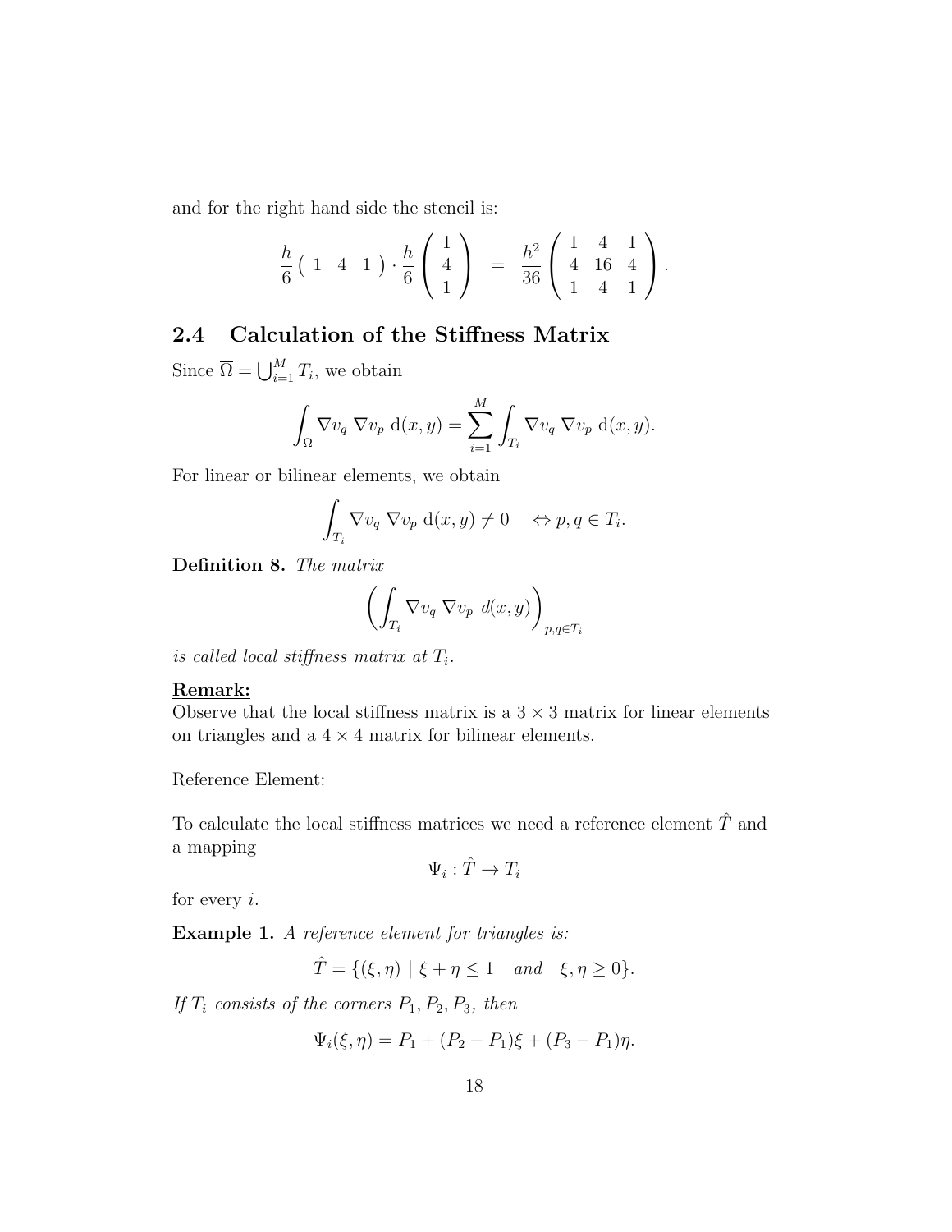and for the right hand side the stencil is:

$$\frac{h}{6}\begin{pmatrix} 1 & 4 & 1 \end{pmatrix} \cdot \frac{h}{6}\begin{pmatrix} 1 \\ 4 \\ 1 \end{pmatrix} \quad = \quad \frac{h^2}{36}\begin{pmatrix} 1 & 4 & 1 \\ 4 & 16 & 4 \\ 1 & 4 & 1 \end{pmatrix}.$$

## 2.4 Calculation of the Stiffness Matrix

Since $\overline{\Omega} = \bigcup_{i=1}^{M} T_i$, we obtain

$$\int_{\Omega} \nabla v_q \; \nabla v_p \; \mathrm{d}(x,y) = \sum_{i=1}^{M} \int_{T_i} \nabla v_q \; \nabla v_p \; \mathrm{d}(x,y).$$

For linear or bilinear elements, we obtain

$$\int_{T_i} \nabla v_q \; \nabla v_p \; \mathrm{d}(x,y) \neq 0 \quad \Leftrightarrow p, q \in T_i.$$

**Definition 8.** *The matrix*

$$\left( \int_{T_i} \nabla v_q \; \nabla v_p \; d(x,y) \right)_{p,q \in T_i}$$

*is called local stiffness matrix at $T_i$.*

**Remark:**
Observe that the local stiffness matrix is a $3 \times 3$ matrix for linear elements on triangles and a $4 \times 4$ matrix for bilinear elements.

Reference Element:

To calculate the local stiffness matrices we need a reference element $\hat{T}$ and a mapping

$$\Psi_i : \hat{T} \to T_i$$

for every $i$.

**Example 1.** *A reference element for triangles is:*

$$\hat{T} = \{(\xi, \eta) \mid \xi + \eta \leq 1 \quad \textit{and} \quad \xi, \eta \geq 0\}.$$

*If $T_i$ consists of the corners $P_1, P_2, P_3$, then*

$$\Psi_i(\xi, \eta) = P_1 + (P_2 - P_1)\xi + (P_3 - P_1)\eta.$$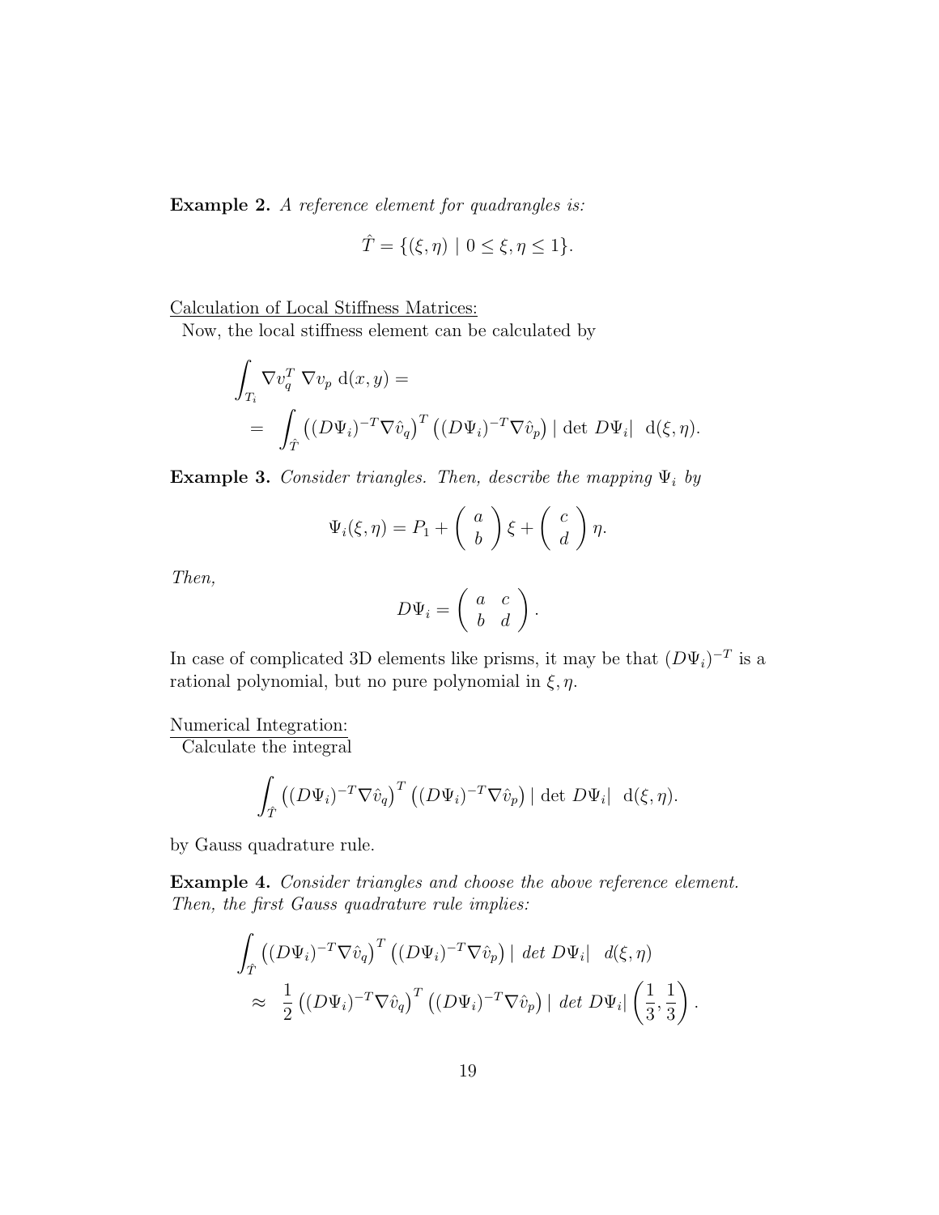**Example 2.** *A reference element for quadrangles is:*

$$\hat{T} = \{(\xi, \eta) \mid 0 \leq \xi, \eta \leq 1\}.$$

<u>Calculation of Local Stiffness Matrices:</u>

Now, the local stiffness element can be calculated by

$$\begin{aligned}
&\int_{T_i} \nabla v_q^T \, \nabla v_p \; \mathrm{d}(x,y) = \\
&\quad = \int_{\hat{T}} \left((D\Psi_i)^{-T} \nabla \hat{v}_q\right)^T \left((D\Psi_i)^{-T} \nabla \hat{v}_p\right) | \det D\Psi_i | \; \mathrm{d}(\xi, \eta).
\end{aligned}$$

**Example 3.** *Consider triangles. Then, describe the mapping $\Psi_i$ by*

$$\Psi_i(\xi, \eta) = P_1 + \left( \begin{array}{c} a \\ b \end{array} \right) \xi + \left( \begin{array}{c} c \\ d \end{array} \right) \eta.$$

*Then,*

$$D\Psi_i = \left( \begin{array}{cc} a & c \\ b & d \end{array} \right).$$

In case of complicated 3D elements like prisms, it may be that $(D\Psi_i)^{-T}$ is a rational polynomial, but no pure polynomial in $\xi, \eta$.

<u>Numerical Integration:</u>

Calculate the integral

$$\int_{\hat{T}} \left((D\Psi_i)^{-T} \nabla \hat{v}_q\right)^T \left((D\Psi_i)^{-T} \nabla \hat{v}_p\right) | \det D\Psi_i | \; \mathrm{d}(\xi, \eta).$$

by Gauss quadrature rule.

**Example 4.** *Consider triangles and choose the above reference element. Then, the first Gauss quadrature rule implies:*

$$\begin{aligned}
&\int_{\hat{T}} \left((D\Psi_i)^{-T} \nabla \hat{v}_q\right)^T \left((D\Psi_i)^{-T} \nabla \hat{v}_p\right) | \; det \; D\Psi_i | \;\; d(\xi, \eta) \\
&\quad \approx \;\; \frac{1}{2} \left((D\Psi_i)^{-T} \nabla \hat{v}_q\right)^T \left((D\Psi_i)^{-T} \nabla \hat{v}_p\right) | \; det \; D\Psi_i | \left( \frac{1}{3}, \frac{1}{3} \right).
\end{aligned}$$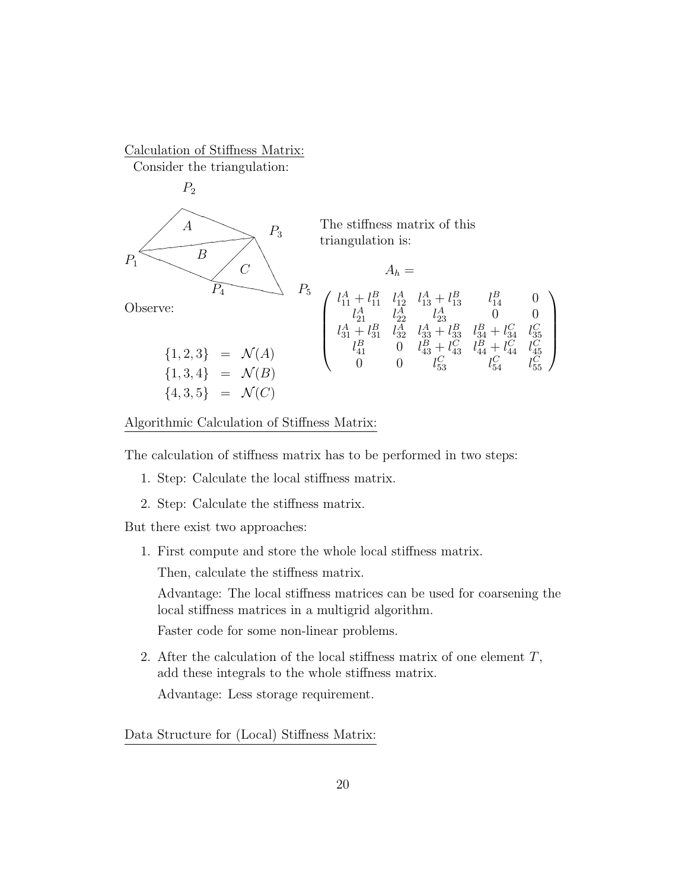Calculation of Stiffness Matrix:

Consider the triangulation:

The stiffness matrix of this triangulation is:

$$
A_h = \begin{pmatrix}
l_{11}^A + l_{11}^B & l_{12}^A & l_{13}^A + l_{13}^B & l_{14}^B & 0 \\
l_{21}^A & l_{22}^A & l_{23}^A & 0 & 0 \\
l_{31}^A + l_{31}^B & l_{32}^A & l_{33}^A + l_{33}^B & l_{34}^B + l_{34}^C & l_{35}^C \\
l_{41}^B & 0 & l_{43}^B + l_{43}^C & l_{44}^B + l_{44}^C & l_{45}^C \\
0 & 0 & l_{53}^C & l_{54}^C & l_{55}^C
\end{pmatrix}
$$

Observe:

$$
\begin{aligned}
\{1,2,3\} &= \mathcal{N}(A) \\
\{1,3,4\} &= \mathcal{N}(B) \\
\{4,3,5\} &= \mathcal{N}(C)
\end{aligned}
$$

Algorithmic Calculation of Stiffness Matrix:

The calculation of stiffness matrix has to be performed in two steps:

1. Step: Calculate the local stiffness matrix.
2. Step: Calculate the stiffness matrix.

But there exist two approaches:

1. First compute and store the whole local stiffness matrix.

   Then, calculate the stiffness matrix.

   Advantage: The local stiffness matrices can be used for coarsening the local stiffness matrices in a multigrid algorithm.

   Faster code for some non-linear problems.

2. After the calculation of the local stiffness matrix of one element $T$, add these integrals to the whole stiffness matrix.

   Advantage: Less storage requirement.

Data Structure for (Local) Stiffness Matrix: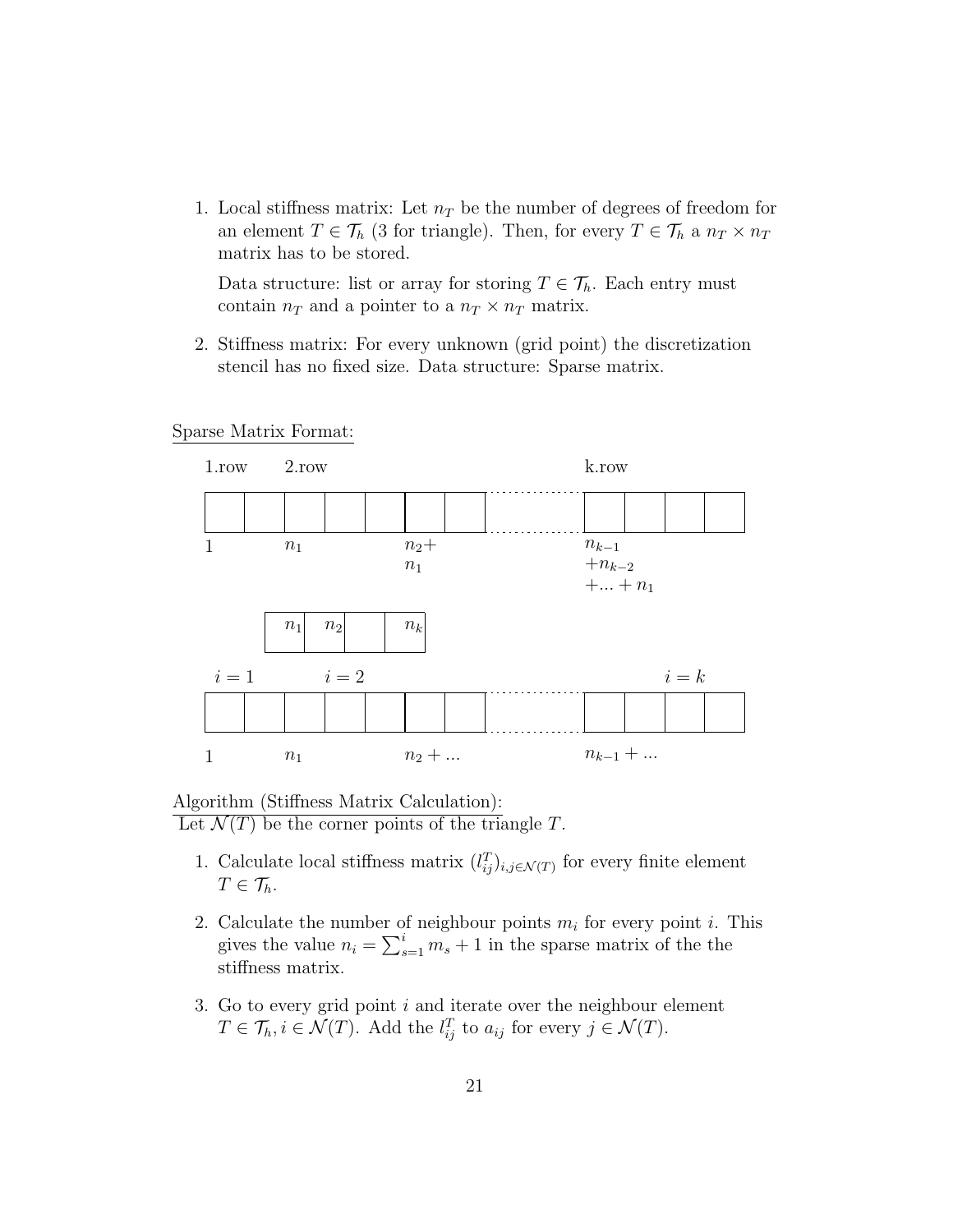1. Local stiffness matrix: Let $n_T$ be the number of degrees of freedom for an element $T \in \mathcal{T}_h$ (3 for triangle). Then, for every $T \in \mathcal{T}_h$ a $n_T \times n_T$ matrix has to be stored.

   Data structure: list or array for storing $T \in \mathcal{T}_h$. Each entry must contain $n_T$ and a pointer to a $n_T \times n_T$ matrix.

2. Stiffness matrix: For every unknown (grid point) the discretization stencil has no fixed size. Data structure: Sparse matrix.

Sparse Matrix Format:

| 1.row | | 2.row | | | | | ... | k.row | | | |
|---|---|---|---|---|---|---|---|---|---|---|---|
| | | | | | | | ... | | | | |
| 1 | | $n_1$ | | | $n_2 + n_1$ | | | $n_{k-1} + n_{k-2} + ... + n_1$ | | | |

| $n_1$ | $n_2$ | | $n_k$ |
|---|---|---|---|

| $i = 1$ | | | $i = 2$ | | | | ... | | | $i = k$ | |
|---|---|---|---|---|---|---|---|---|---|---|---|
| | | | | | | | ... | | | | |
| 1 | | $n_1$ | | | $n_2 + ...$ | | | $n_{k-1} + ...$ | | | |

Algorithm (Stiffness Matrix Calculation):
Let $\mathcal{N}(T)$ be the corner points of the triangle $T$.

1. Calculate local stiffness matrix $(l_{ij}^T)_{i,j \in \mathcal{N}(T)}$ for every finite element $T \in \mathcal{T}_h$.

2. Calculate the number of neighbour points $m_i$ for every point $i$. This gives the value $n_i = \sum_{s=1}^{i} m_s + 1$ in the sparse matrix of the the stiffness matrix.

3. Go to every grid point $i$ and iterate over the neighbour element $T \in \mathcal{T}_h, i \in \mathcal{N}(T)$. Add the $l_{ij}^T$ to $a_{ij}$ for every $j \in \mathcal{N}(T)$.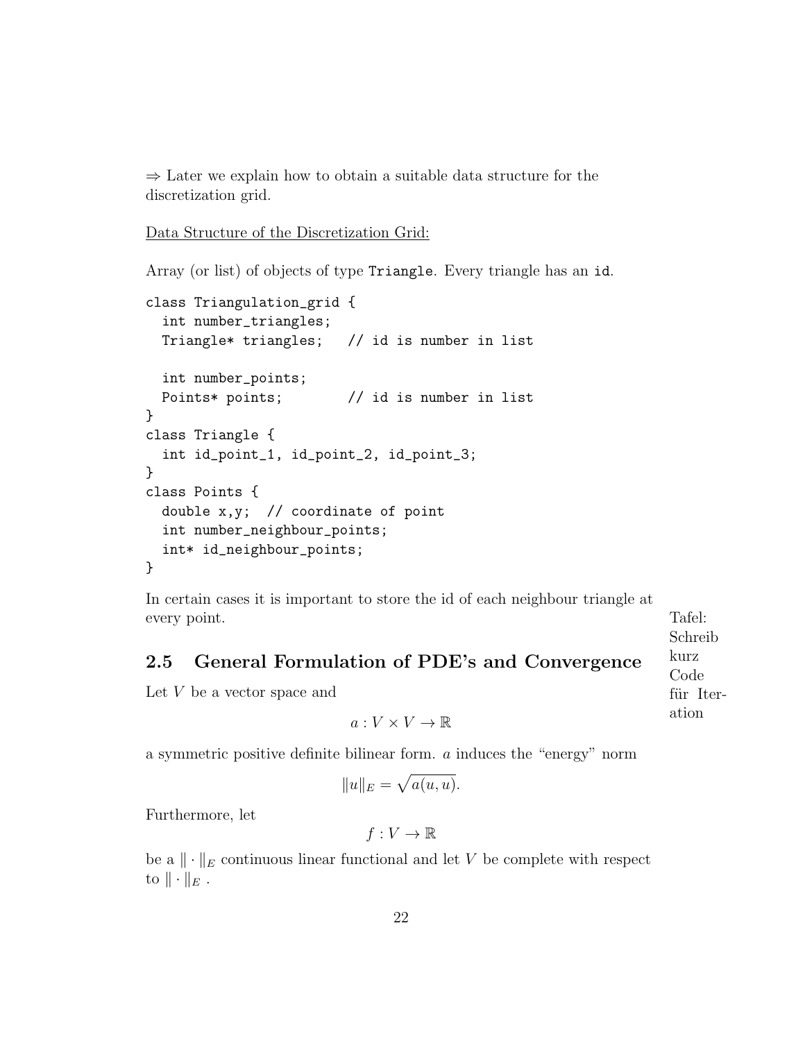⇒ Later we explain how to obtain a suitable data structure for the discretization grid.

Data Structure of the Discretization Grid:

Array (or list) of objects of type `Triangle`. Every triangle has an `id`.

```
class Triangulation_grid {
  int number_triangles;
  Triangle* triangles;   // id is number in list

  int number_points;
  Points* points;        // id is number in list
}
class Triangle {
  int id_point_1, id_point_2, id_point_3;
}
class Points {
  double x,y;  // coordinate of point
  int number_neighbour_points;
  int* id_neighbour_points;
}
```

In certain cases it is important to store the id of each neighbour triangle at every point.

Tafel: Schreib kurz Code für Iteration

## 2.5 General Formulation of PDE's and Convergence

Let $V$ be a vector space and

$$a : V \times V \to \mathbb{R}$$

a symmetric positive definite bilinear form. $a$ induces the "energy" norm

$$\|u\|_E = \sqrt{a(u,u)}.$$

Furthermore, let

$$f : V \to \mathbb{R}$$

be a $\|\cdot\|_E$ continuous linear functional and let $V$ be complete with respect to $\|\cdot\|_E$ .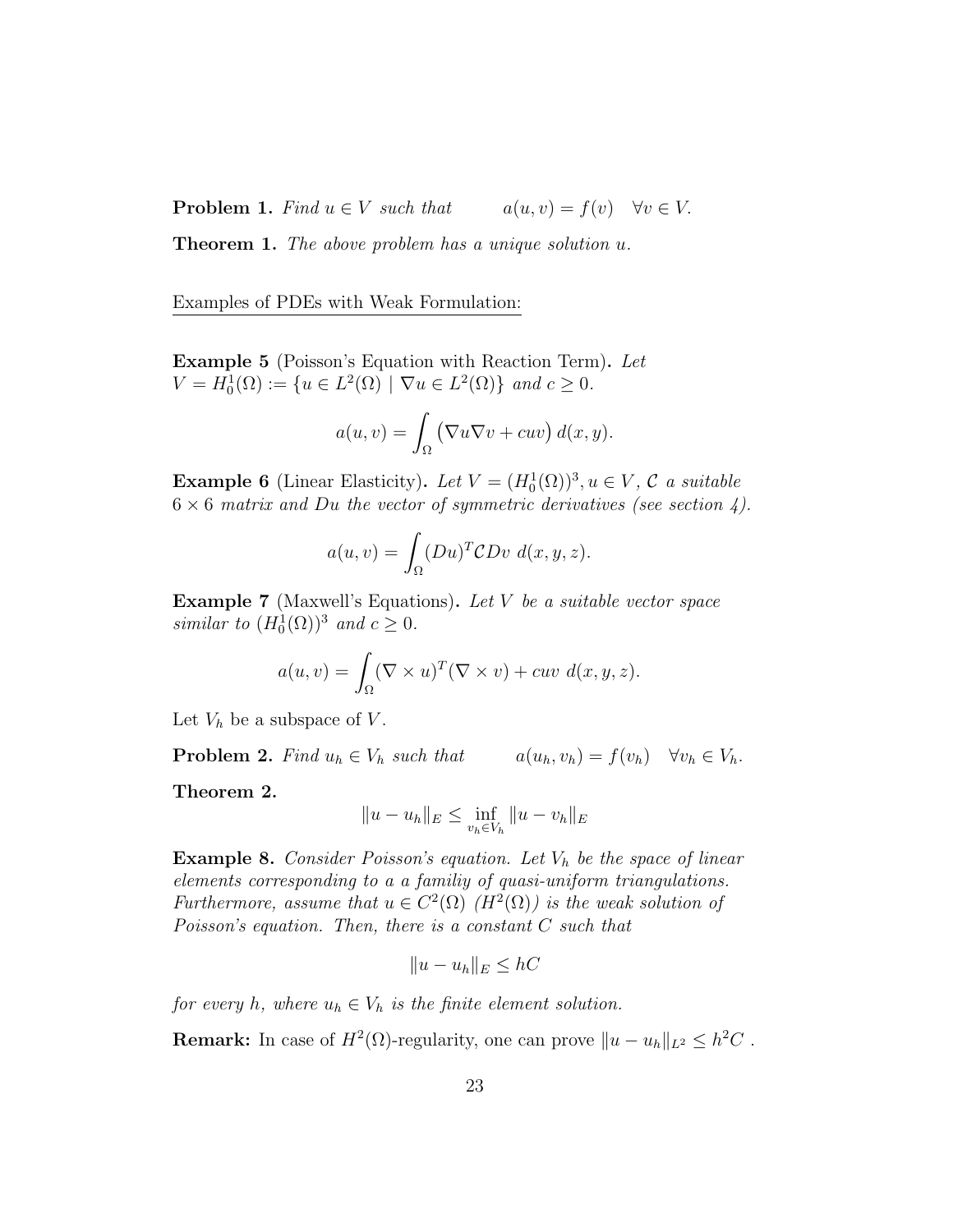**Problem 1.** *Find $u \in V$ such that* $\quad a(u,v) = f(v) \quad \forall v \in V.$

**Theorem 1.** *The above problem has a unique solution $u$.*

Examples of PDEs with Weak Formulation:

**Example 5** (Poisson's Equation with Reaction Term)**.** *Let $V = H_0^1(\Omega) := \{u \in L^2(\Omega) \mid \nabla u \in L^2(\Omega)\}$ and $c \geq 0$.*

$$a(u,v) = \int_\Omega \left(\nabla u \nabla v + cuv\right) d(x,y).$$

**Example 6** (Linear Elasticity)**.** *Let $V = (H_0^1(\Omega))^3, u \in V$, $\mathcal{C}$ a suitable $6 \times 6$ matrix and $Du$ the vector of symmetric derivatives (see section 4).*

$$a(u,v) = \int_\Omega (Du)^T \mathcal{C} Dv \; d(x,y,z).$$

**Example 7** (Maxwell's Equations)**.** *Let $V$ be a suitable vector space similar to $(H_0^1(\Omega))^3$ and $c \geq 0$.*

$$a(u,v) = \int_\Omega (\nabla \times u)^T (\nabla \times v) + cuv \; d(x,y,z).$$

Let $V_h$ be a subspace of $V$.

**Problem 2.** *Find $u_h \in V_h$ such that* $\quad a(u_h, v_h) = f(v_h) \quad \forall v_h \in V_h.$

**Theorem 2.**

$$\|u - u_h\|_E \leq \inf_{v_h \in V_h} \|u - v_h\|_E$$

**Example 8.** *Consider Poisson's equation. Let $V_h$ be the space of linear elements corresponding to a a familiy of quasi-uniform triangulations. Furthermore, assume that $u \in C^2(\Omega)$ ($H^2(\Omega)$) is the weak solution of Poisson's equation. Then, there is a constant $C$ such that*

$$\|u - u_h\|_E \leq hC$$

*for every $h$, where $u_h \in V_h$ is the finite element solution.*

**Remark:** In case of $H^2(\Omega)$-regularity, one can prove $\|u - u_h\|_{L^2} \leq h^2 C$ .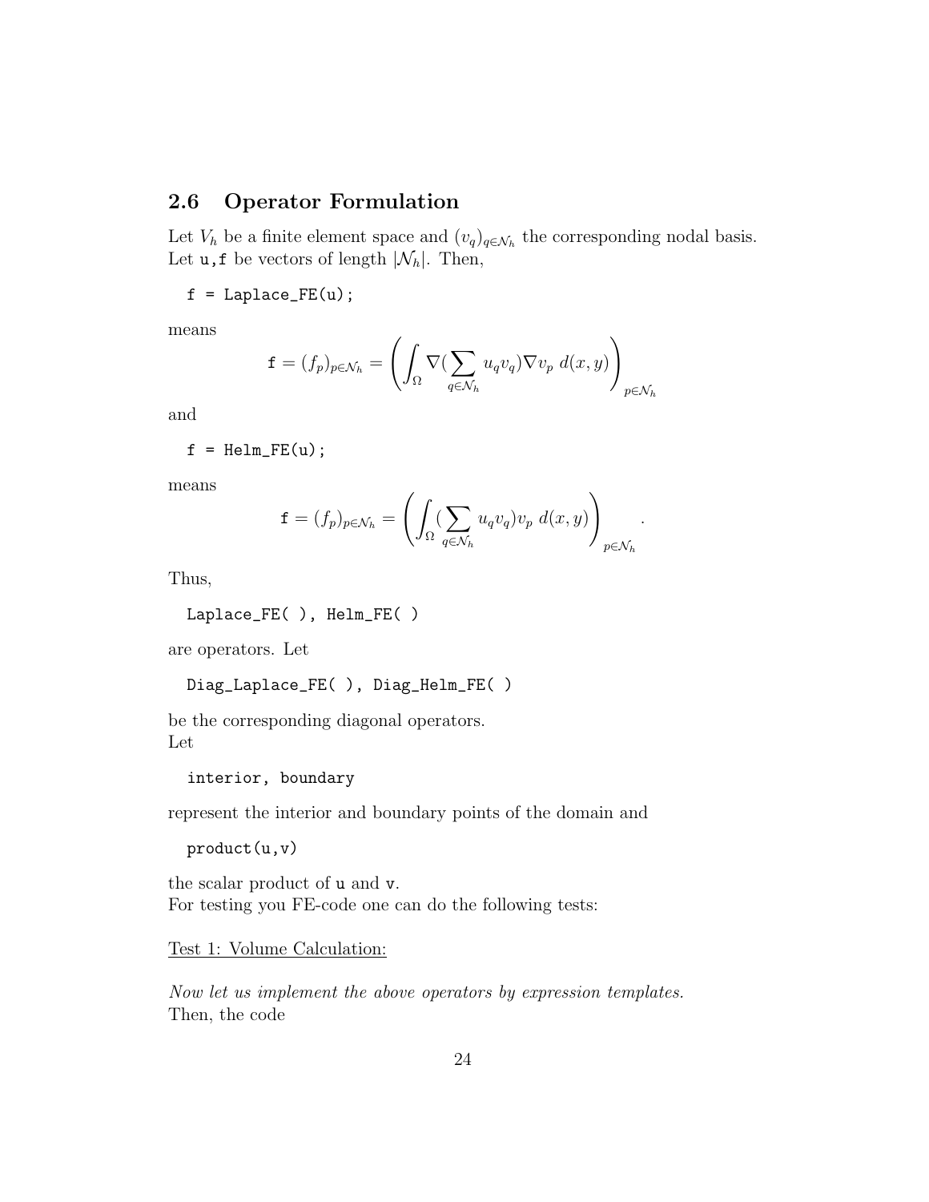## 2.6 Operator Formulation

Let $V_h$ be a finite element space and $(v_q)_{q \in \mathcal{N}_h}$ the corresponding nodal basis. Let u,f be vectors of length $|\mathcal{N}_h|$. Then,

```
f = Laplace_FE(u);
```

means

$$\mathtt{f} = (f_p)_{p \in \mathcal{N}_h} = \left( \int_\Omega \nabla (\sum_{q \in \mathcal{N}_h} u_q v_q) \nabla v_p \; d(x,y) \right)_{p \in \mathcal{N}_h}$$

and

```
f = Helm_FE(u);
```

means

$$\mathtt{f} = (f_p)_{p \in \mathcal{N}_h} = \left( \int_\Omega (\sum_{q \in \mathcal{N}_h} u_q v_q) v_p \; d(x,y) \right)_{p \in \mathcal{N}_h}.$$

Thus,

```
Laplace_FE( ), Helm_FE( )
```

are operators. Let

```
Diag_Laplace_FE( ), Diag_Helm_FE( )
```

be the corresponding diagonal operators.
Let

```
interior, boundary
```

represent the interior and boundary points of the domain and

```
product(u,v)
```

the scalar product of u and v.
For testing you FE-code one can do the following tests:

<u>Test 1: Volume Calculation:</u>

*Now let us implement the above operators by expression templates.*
Then, the code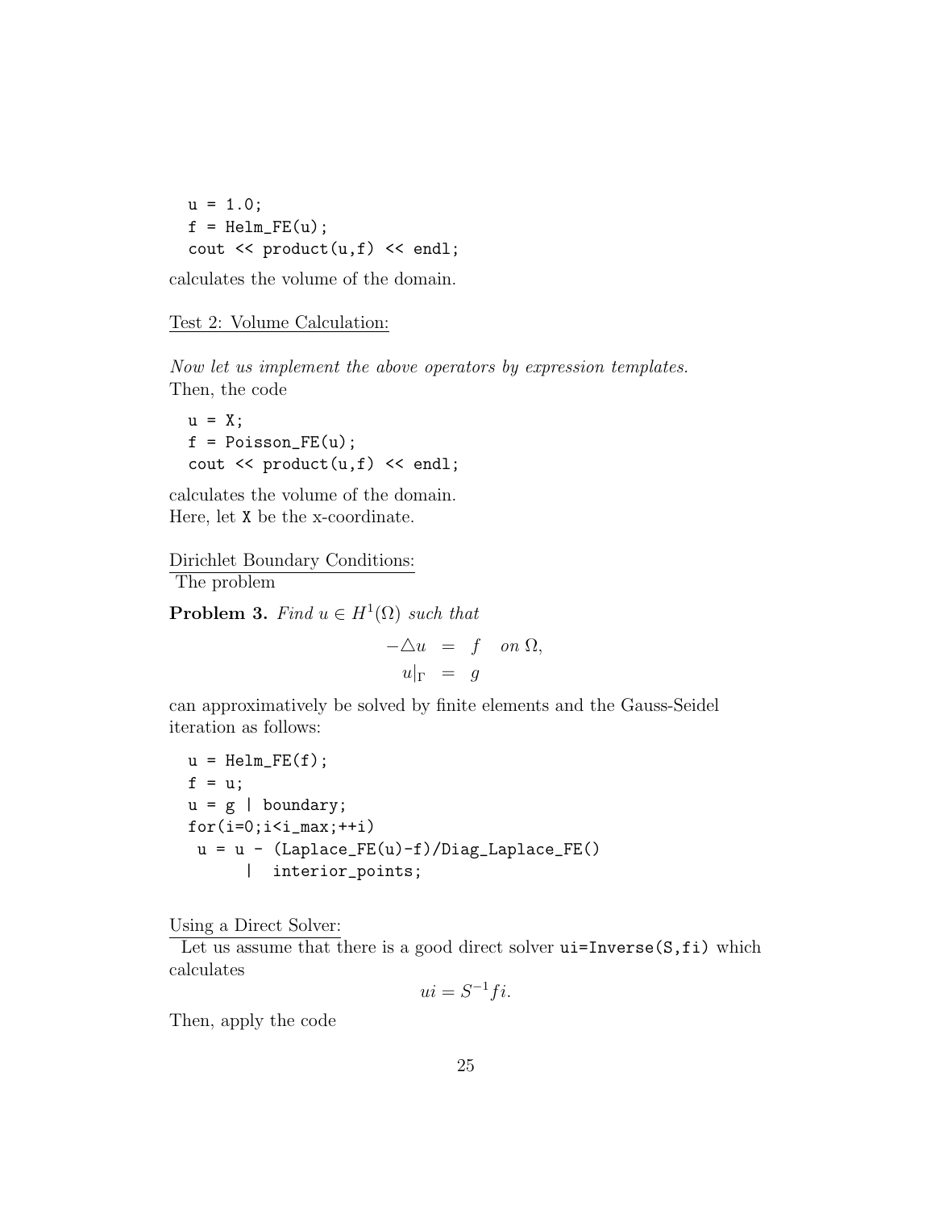```
u = 1.0;
f = Helm_FE(u);
cout << product(u,f) << endl;
```

calculates the volume of the domain.

Test 2: Volume Calculation:

*Now let us implement the above operators by expression templates.*
Then, the code

```
u = X;
f = Poisson_FE(u);
cout << product(u,f) << endl;
```

calculates the volume of the domain.
Here, let `X` be the x-coordinate.

Dirichlet Boundary Conditions:
The problem

**Problem 3.** *Find $u \in H^1(\Omega)$ such that*

$$
\begin{aligned}
-\triangle u &= f \quad on\ \Omega, \\
u|_\Gamma &= g
\end{aligned}
$$

can approximatively be solved by finite elements and the Gauss-Seidel iteration as follows:

```
u = Helm_FE(f);
f = u;
u = g | boundary;
for(i=0;i<i_max;++i)
 u = u - (Laplace_FE(u)-f)/Diag_Laplace_FE()
      |  interior_points;
```

Using a Direct Solver:
Let us assume that there is a good direct solver `ui=Inverse(S,fi)` which calculates

$$
ui = S^{-1} fi.
$$

Then, apply the code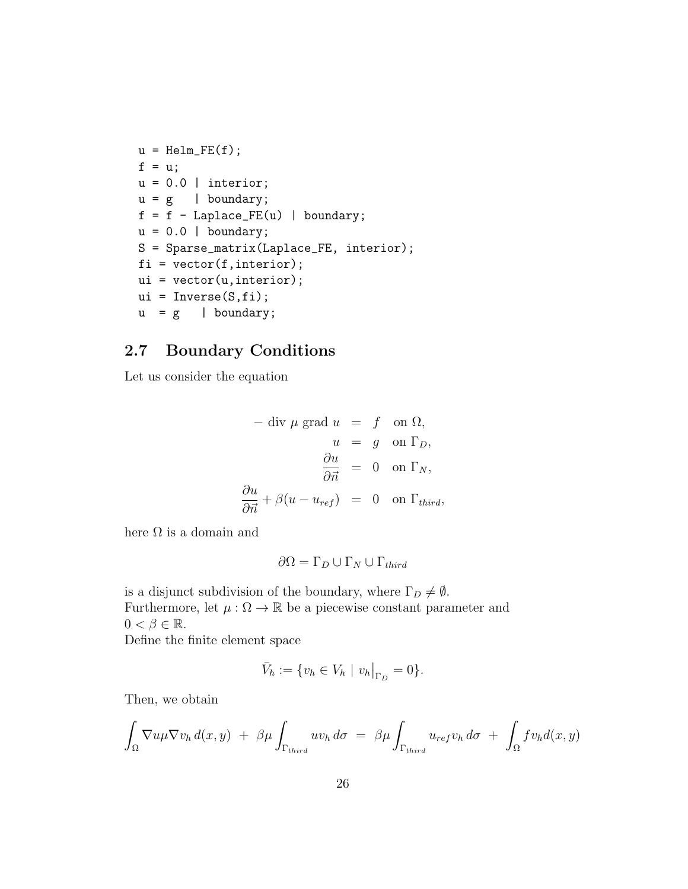```
u = Helm_FE(f);
f = u;
u = 0.0 | interior;
u = g   | boundary;
f = f - Laplace_FE(u) | boundary;
u = 0.0 | boundary;
S = Sparse_matrix(Laplace_FE, interior);
fi = vector(f,interior);
ui = vector(u,interior);
ui = Inverse(S,fi);
u  = g   | boundary;
```

## 2.7 Boundary Conditions

Let us consider the equation

$$
\begin{aligned}
-\operatorname{div} \mu \operatorname{grad} u &= f \quad \text{on } \Omega, \\
u &= g \quad \text{on } \Gamma_D, \\
\frac{\partial u}{\partial \vec{n}} &= 0 \quad \text{on } \Gamma_N, \\
\frac{\partial u}{\partial \vec{n}} + \beta(u - u_{ref}) &= 0 \quad \text{on } \Gamma_{third},
\end{aligned}
$$

here $\Omega$ is a domain and

$$
\partial\Omega = \Gamma_D \cup \Gamma_N \cup \Gamma_{third}
$$

is a disjunct subdivision of the boundary, where $\Gamma_D \neq \emptyset$.
Furthermore, let $\mu : \Omega \to \mathbb{R}$ be a piecewise constant parameter and $0 < \beta \in \mathbb{R}$.
Define the finite element space

$$
\bar{V}_h := \{v_h \in V_h \mid v_h\big|_{\Gamma_D} = 0\}.
$$

Then, we obtain

$$
\int_\Omega \nabla u \mu \nabla v_h \, d(x,y) \;+\; \beta\mu \int_{\Gamma_{third}} u v_h \, d\sigma \;=\; \beta\mu \int_{\Gamma_{third}} u_{ref} v_h \, d\sigma \;+\; \int_\Omega f v_h d(x,y)
$$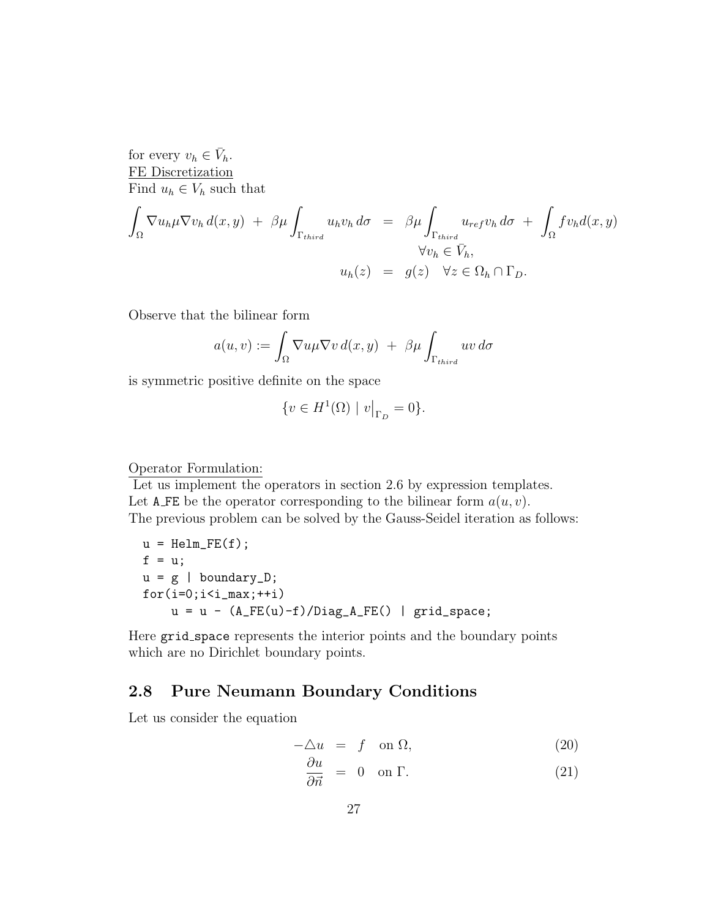for every $v_h \in \bar{V}_h$.

FE Discretization

Find $u_h \in V_h$ such that

$$
\begin{aligned}
\int_\Omega \nabla u_h \mu \nabla v_h \, d(x,y) \; + \; \beta\mu \int_{\Gamma_{third}} u_h v_h \, d\sigma \;\; &= \;\; \beta\mu \int_{\Gamma_{third}} u_{ref} v_h \, d\sigma \; + \; \int_\Omega f v_h d(x,y) \\
& \qquad \forall v_h \in \bar{V}_h, \\
u_h(z) \;\; &= \;\; g(z) \quad \forall z \in \Omega_h \cap \Gamma_D.
\end{aligned}
$$

Observe that the bilinear form

$$
a(u,v) := \int_\Omega \nabla u \mu \nabla v \, d(x,y) \; + \; \beta\mu \int_{\Gamma_{third}} uv \, d\sigma
$$

is symmetric positive definite on the space

$$
\{ v \in H^1(\Omega) \mid v\big|_{\Gamma_D} = 0 \}.
$$

Operator Formulation:

Let us implement the operators in section 2.6 by expression templates.
Let A_FE be the operator corresponding to the bilinear form $a(u,v)$.
The previous problem can be solved by the Gauss-Seidel iteration as follows:

```
u = Helm_FE(f);
f = u;
u = g | boundary_D;
for(i=0;i<i_max;++i)
     u = u - (A_FE(u)-f)/Diag_A_FE() | grid_space;
```

Here grid_space represents the interior points and the boundary points which are no Dirichlet boundary points.

## 2.8 Pure Neumann Boundary Conditions

Let us consider the equation

$$
\begin{aligned}
-\triangle u &= f \quad \text{on } \Omega, && (20) \\
\frac{\partial u}{\partial \vec{n}} &= 0 \quad \text{on } \Gamma. && (21)
\end{aligned}
$$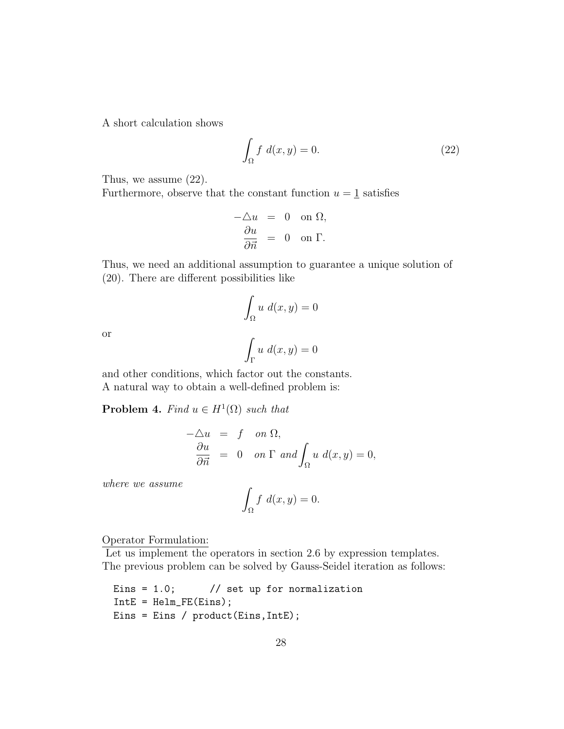A short calculation shows

$$\int_\Omega f \; d(x,y) = 0. \tag{22}$$

Thus, we assume (22).
Furthermore, observe that the constant function $u = \underline{1}$ satisfies

$$\begin{aligned} -\triangle u &= 0 \quad \text{on } \Omega, \\ \frac{\partial u}{\partial \vec{n}} &= 0 \quad \text{on } \Gamma. \end{aligned}$$

Thus, we need an additional assumption to guarantee a unique solution of (20). There are different possibilities like

$$\int_\Omega u \; d(x,y) = 0$$

or

$$\int_\Gamma u \; d(x,y) = 0$$

and other conditions, which factor out the constants.
A natural way to obtain a well-defined problem is:

**Problem 4.** *Find $u \in H^1(\Omega)$ such that*

$$\begin{aligned} -\triangle u &= f \quad \text{on } \Omega, \\ \frac{\partial u}{\partial \vec{n}} &= 0 \quad \text{on } \Gamma \text{ and} \int_\Omega u \; d(x,y) = 0, \end{aligned}$$

*where we assume*

$$\int_\Omega f \; d(x,y) = 0.$$

Operator Formulation:
Let us implement the operators in section 2.6 by expression templates. The previous problem can be solved by Gauss-Seidel iteration as follows:

```
Eins = 1.0;      // set up for normalization
IntE = Helm_FE(Eins);
Eins = Eins / product(Eins,IntE);
```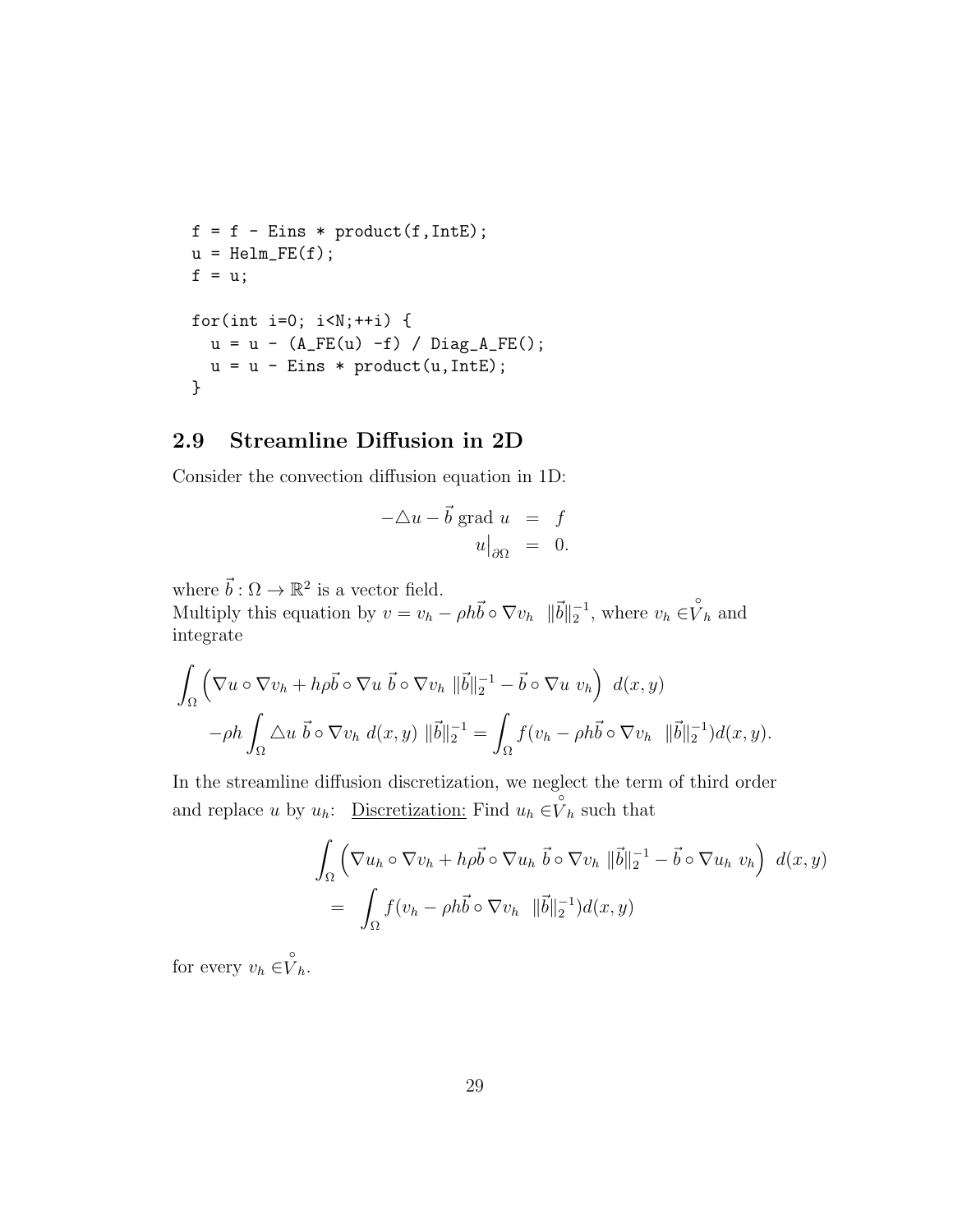```
f = f - Eins * product(f,IntE);
u = Helm_FE(f);
f = u;

for(int i=0; i<N;++i) {
  u = u - (A_FE(u) -f) / Diag_A_FE();
  u = u - Eins * product(u,IntE);
}
```

## 2.9 Streamline Diffusion in 2D

Consider the convection diffusion equation in 1D:

$$
\begin{aligned}
-\triangle u - \vec{b} \text{ grad } u &= f \\
u\big|_{\partial\Omega} &= 0.
\end{aligned}
$$

where $\vec{b} : \Omega \to \mathbb{R}^2$ is a vector field.
Multiply this equation by $v = v_h - \rho h \vec{b} \circ \nabla v_h \ \ \|\vec{b}\|_2^{-1}$, where $v_h \in \overset{\circ}{V}_h$ and integrate

$$
\int_\Omega \left( \nabla u \circ \nabla v_h + h\rho \vec{b} \circ \nabla u \ \vec{b} \circ \nabla v_h \ \|\vec{b}\|_2^{-1} - \vec{b} \circ \nabla u \ v_h \right) \ d(x,y)
$$
$$
-\rho h \int_\Omega \triangle u \ \vec{b} \circ \nabla v_h \ d(x,y) \ \|\vec{b}\|_2^{-1} = \int_\Omega f(v_h - \rho h \vec{b} \circ \nabla v_h \ \ \|\vec{b}\|_2^{-1}) d(x,y).
$$

In the streamline diffusion discretization, we neglect the term of third order and replace $u$ by $u_h$: <u>Discretization:</u> Find $u_h \in \overset{\circ}{V}_h$ such that

$$
\begin{aligned}
&\int_\Omega \left( \nabla u_h \circ \nabla v_h + h\rho \vec{b} \circ \nabla u_h \ \vec{b} \circ \nabla v_h \ \|\vec{b}\|_2^{-1} - \vec{b} \circ \nabla u_h \ v_h \right) \ d(x,y) \\
&= \quad \int_\Omega f(v_h - \rho h \vec{b} \circ \nabla v_h \ \ \|\vec{b}\|_2^{-1}) d(x,y)
\end{aligned}
$$

for every $v_h \in \overset{\circ}{V}_h$.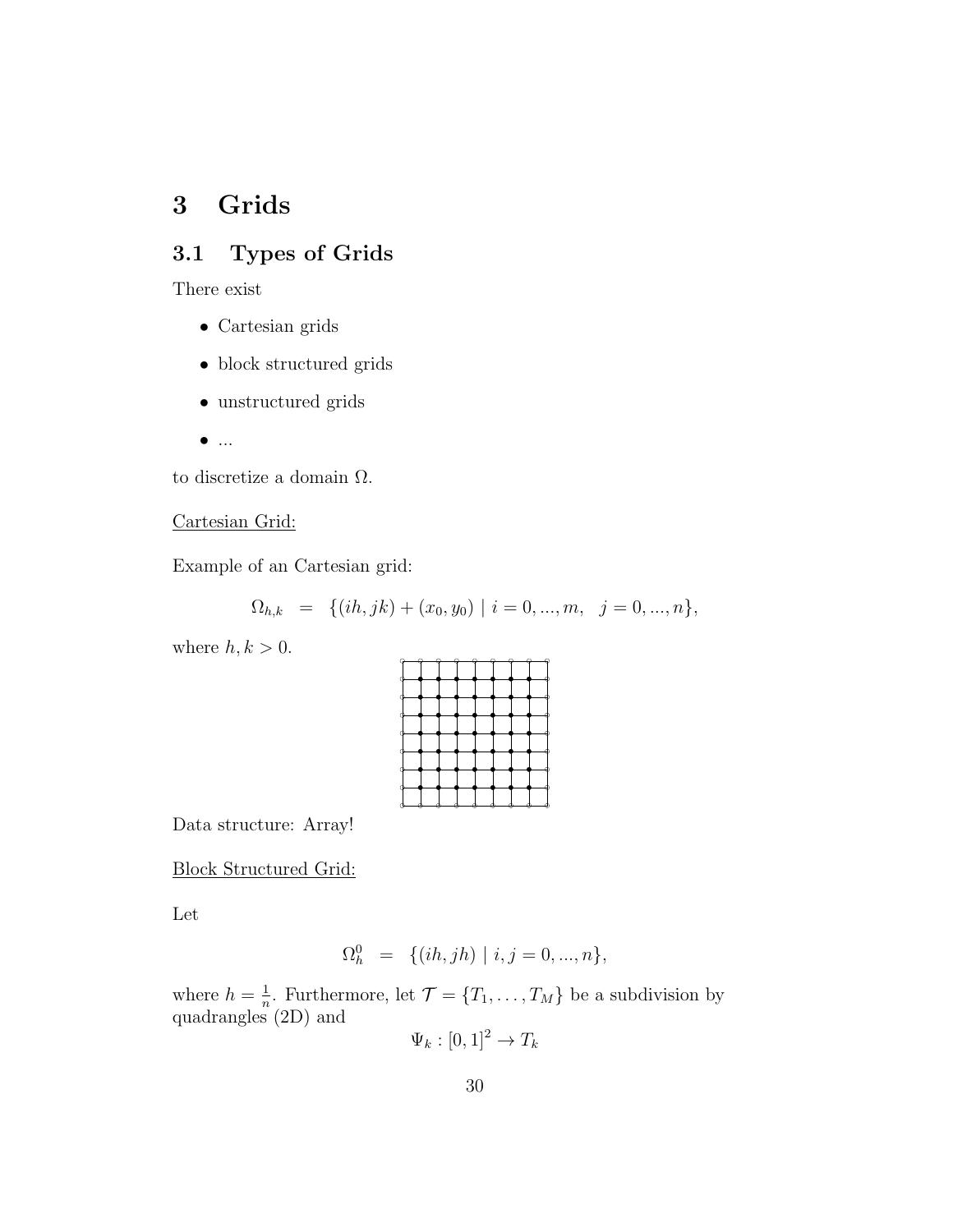# 3 Grids

## 3.1 Types of Grids

There exist

- Cartesian grids
- block structured grids
- unstructured grids
- ...

to discretize a domain $\Omega$.

<u>Cartesian Grid:</u>

Example of an Cartesian grid:

$$\Omega_{h,k} \quad = \quad \{(ih, jk) + (x_0, y_0) \mid i = 0, ..., m, \quad j = 0, ..., n\},$$

where $h, k > 0$.

Data structure: Array!

<u>Block Structured Grid:</u>

Let

$$\Omega_h^0 \quad = \quad \{(ih, jh) \mid i, j = 0, ..., n\},$$

where $h = \frac{1}{n}$. Furthermore, let $\mathcal{T} = \{T_1, \ldots, T_M\}$ be a subdivision by quadrangles (2D) and

$$\Psi_k : [0, 1]^2 \to T_k$$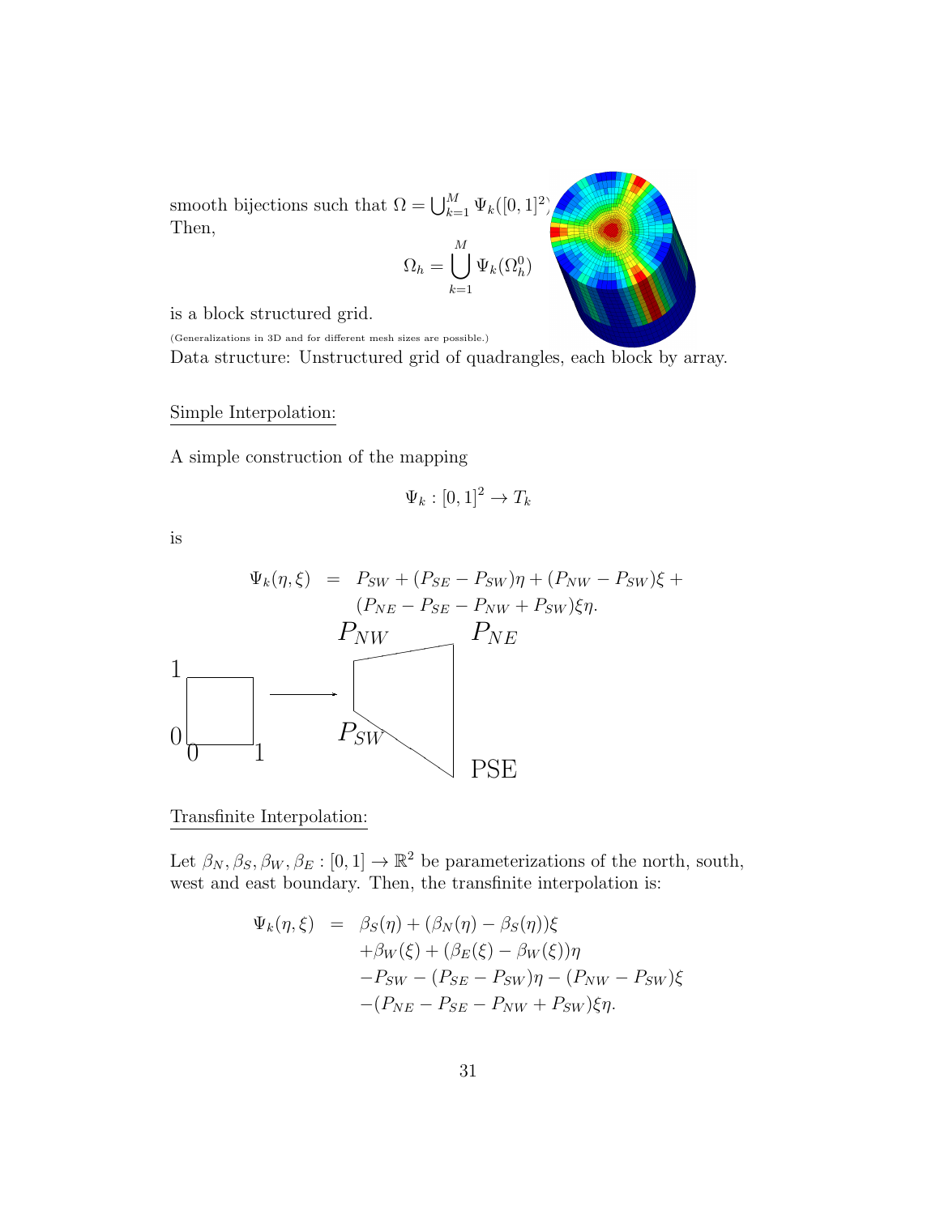smooth bijections such that $\Omega = \bigcup_{k=1}^{M} \Psi_k([0,1]^2)$. Then,

$$\Omega_h = \bigcup_{k=1}^{M} \Psi_k(\Omega_h^0)$$

is a block structured grid.

(Generalizations in 3D and for different mesh sizes are possible.)

Data structure: Unstructured grid of quadrangles, each block by array.

Simple Interpolation:

A simple construction of the mapping

$$\Psi_k : [0,1]^2 \to T_k$$

is

$$\begin{aligned}
\Psi_k(\eta, \xi) &= P_{SW} + (P_{SE} - P_{SW})\eta + (P_{NW} - P_{SW})\xi + \\
&\quad (P_{NE} - P_{SE} - P_{NW} + P_{SW})\xi\eta.
\end{aligned}$$

Transfinite Interpolation:

Let $\beta_N, \beta_S, \beta_W, \beta_E : [0,1] \to \mathbb{R}^2$ be parameterizations of the north, south, west and east boundary. Then, the transfinite interpolation is:

$$\begin{aligned}
\Psi_k(\eta, \xi) &= \beta_S(\eta) + (\beta_N(\eta) - \beta_S(\eta))\xi \\
&\quad + \beta_W(\xi) + (\beta_E(\xi) - \beta_W(\xi))\eta \\
&\quad - P_{SW} - (P_{SE} - P_{SW})\eta - (P_{NW} - P_{SW})\xi \\
&\quad - (P_{NE} - P_{SE} - P_{NW} + P_{SW})\xi\eta.
\end{aligned}$$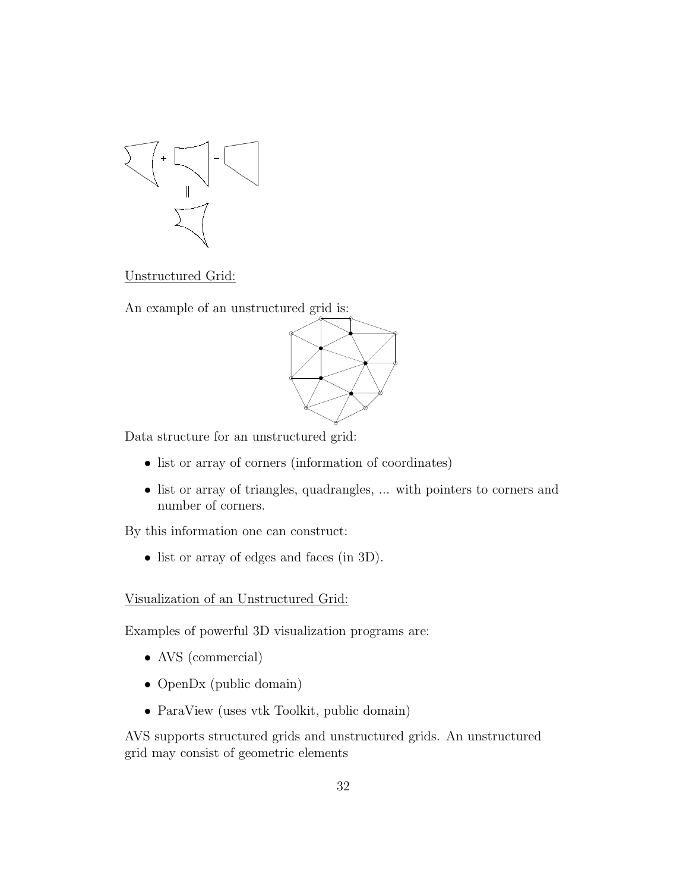Unstructured Grid:

An example of an unstructured grid is:

Data structure for an unstructured grid:

- list or array of corners (information of coordinates)
- list or array of triangles, quadrangles, ... with pointers to corners and number of corners.

By this information one can construct:

- list or array of edges and faces (in 3D).

Visualization of an Unstructured Grid:

Examples of powerful 3D visualization programs are:

- AVS (commercial)
- OpenDx (public domain)
- ParaView (uses vtk Toolkit, public domain)

AVS supports structured grids and unstructured grids. An unstructured grid may consist of geometric elements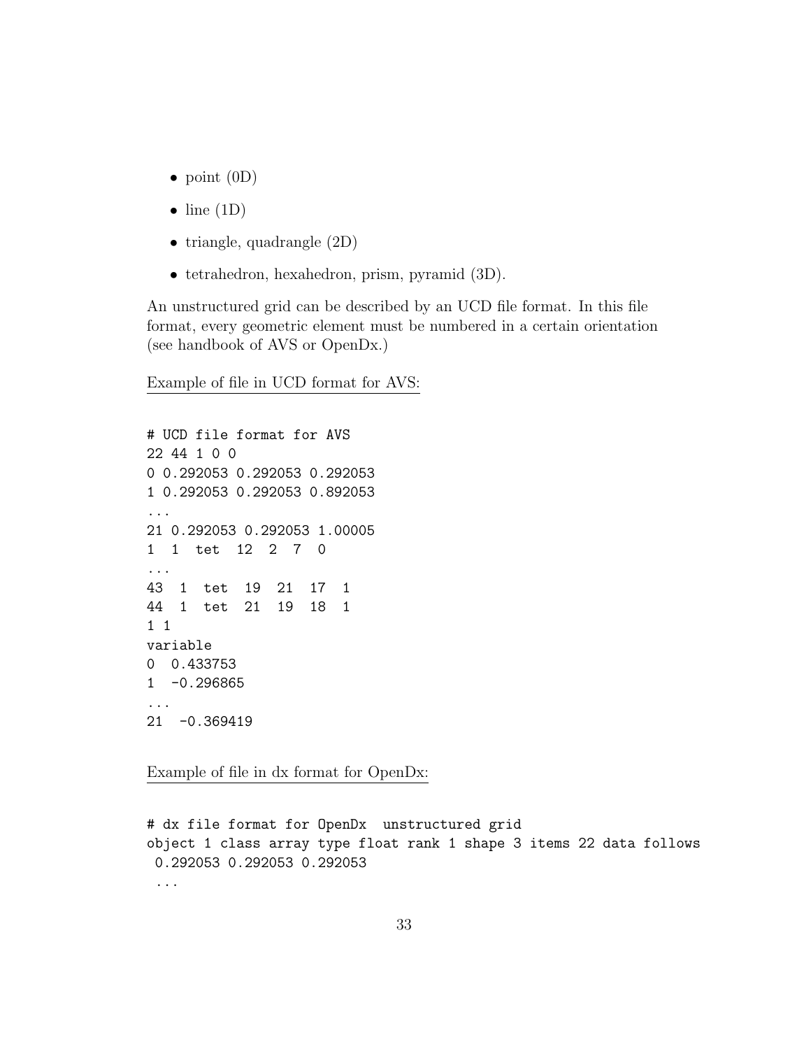- point (0D)
- line (1D)
- triangle, quadrangle (2D)
- tetrahedron, hexahedron, prism, pyramid (3D).

An unstructured grid can be described by an UCD file format. In this file format, every geometric element must be numbered in a certain orientation (see handbook of AVS or OpenDx.)

Example of file in UCD format for AVS:

```
# UCD file format for AVS
22 44 1 0 0
0 0.292053 0.292053 0.292053
1 0.292053 0.292053 0.892053
...
21 0.292053 0.292053 1.00005
1  1  tet  12  2  7  0
...
43  1  tet  19  21  17  1
44  1  tet  21  19  18  1
1 1
variable
0  0.433753
1  -0.296865
...
21  -0.369419
```

Example of file in dx format for OpenDx:

```
# dx file format for OpenDx  unstructured grid
object 1 class array type float rank 1 shape 3 items 22 data follows
 0.292053 0.292053 0.292053
 ...
```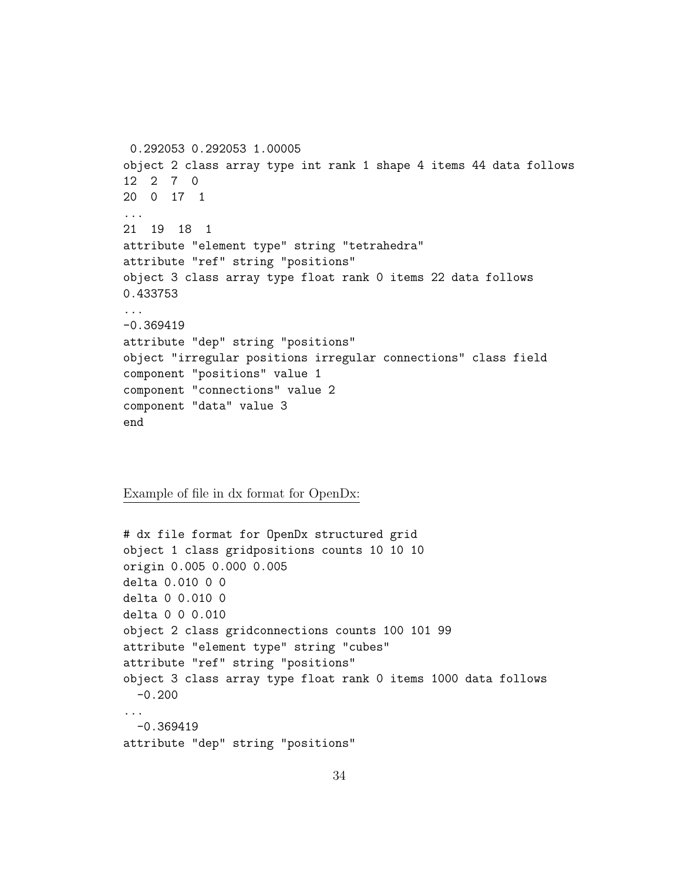```
 0.292053 0.292053 1.00005
object 2 class array type int rank 1 shape 4 items 44 data follows
12  2  7  0
20  0  17  1
...
21  19  18  1
attribute "element type" string "tetrahedra"
attribute "ref" string "positions"
object 3 class array type float rank 0 items 22 data follows
0.433753
...
-0.369419
attribute "dep" string "positions"
object "irregular positions irregular connections" class field
component "positions" value 1
component "connections" value 2
component "data" value 3
end
```

<u>Example of file in dx format for OpenDx:</u>

```
# dx file format for OpenDx structured grid
object 1 class gridpositions counts 10 10 10
origin 0.005 0.000 0.005
delta 0.010 0 0
delta 0 0.010 0
delta 0 0 0.010
object 2 class gridconnections counts 100 101 99
attribute "element type" string "cubes"
attribute "ref" string "positions"
object 3 class array type float rank 0 items 1000 data follows
  -0.200
...
  -0.369419
attribute "dep" string "positions"
```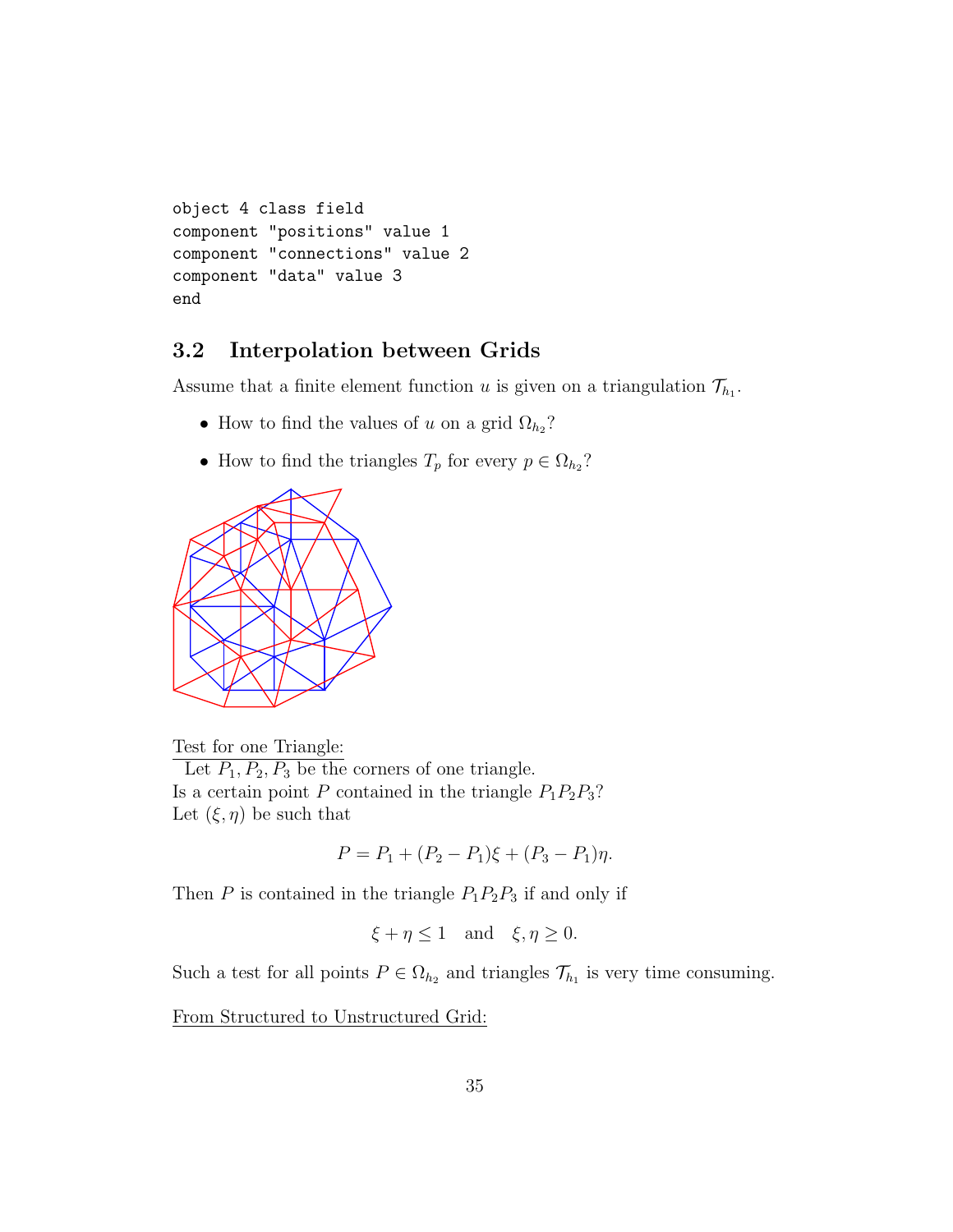```
object 4 class field
component "positions" value 1
component "connections" value 2
component "data" value 3
end
```

## 3.2 Interpolation between Grids

Assume that a finite element function $u$ is given on a triangulation $\mathcal{T}_{h_1}$.

- How to find the values of $u$ on a grid $\Omega_{h_2}$?
- How to find the triangles $T_p$ for every $p \in \Omega_{h_2}$?

Test for one Triangle:

Let $P_1, P_2, P_3$ be the corners of one triangle.
Is a certain point $P$ contained in the triangle $P_1P_2P_3$?
Let $(\xi, \eta)$ be such that

$$P = P_1 + (P_2 - P_1)\xi + (P_3 - P_1)\eta.$$

Then $P$ is contained in the triangle $P_1P_2P_3$ if and only if

$$\xi + \eta \leq 1 \quad \text{and} \quad \xi, \eta \geq 0.$$

Such a test for all points $P \in \Omega_{h_2}$ and triangles $\mathcal{T}_{h_1}$ is very time consuming.

From Structured to Unstructured Grid: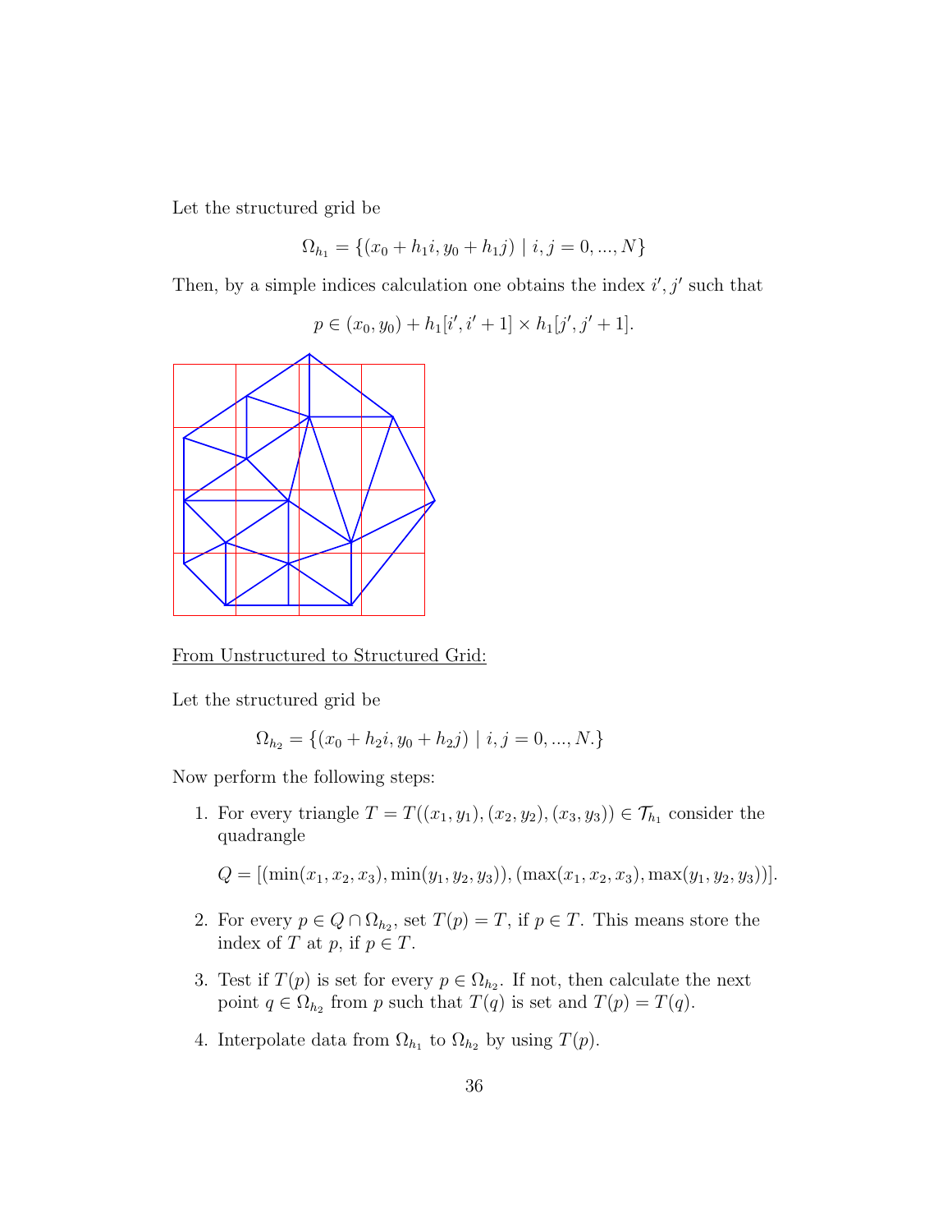Let the structured grid be

$$\Omega_{h_1} = \{(x_0 + h_1 i, y_0 + h_1 j) \mid i, j = 0, ..., N\}$$

Then, by a simple indices calculation one obtains the index $i', j'$ such that

$$p \in (x_0, y_0) + h_1[i', i' + 1] \times h_1[j', j' + 1].$$

From Unstructured to Structured Grid:

Let the structured grid be

$$\Omega_{h_2} = \{(x_0 + h_2 i, y_0 + h_2 j) \mid i, j = 0, ..., N.\}$$

Now perform the following steps:

1. For every triangle $T = T((x_1, y_1), (x_2, y_2), (x_3, y_3)) \in \mathcal{T}_{h_1}$ consider the quadrangle

   $Q = [(\min(x_1, x_2, x_3), \min(y_1, y_2, y_3)), (\max(x_1, x_2, x_3), \max(y_1, y_2, y_3))]$.

2. For every $p \in Q \cap \Omega_{h_2}$, set $T(p) = T$, if $p \in T$. This means store the index of $T$ at $p$, if $p \in T$.

3. Test if $T(p)$ is set for every $p \in \Omega_{h_2}$. If not, then calculate the next point $q \in \Omega_{h_2}$ from $p$ such that $T(q)$ is set and $T(p) = T(q)$.

4. Interpolate data from $\Omega_{h_1}$ to $\Omega_{h_2}$ by using $T(p)$.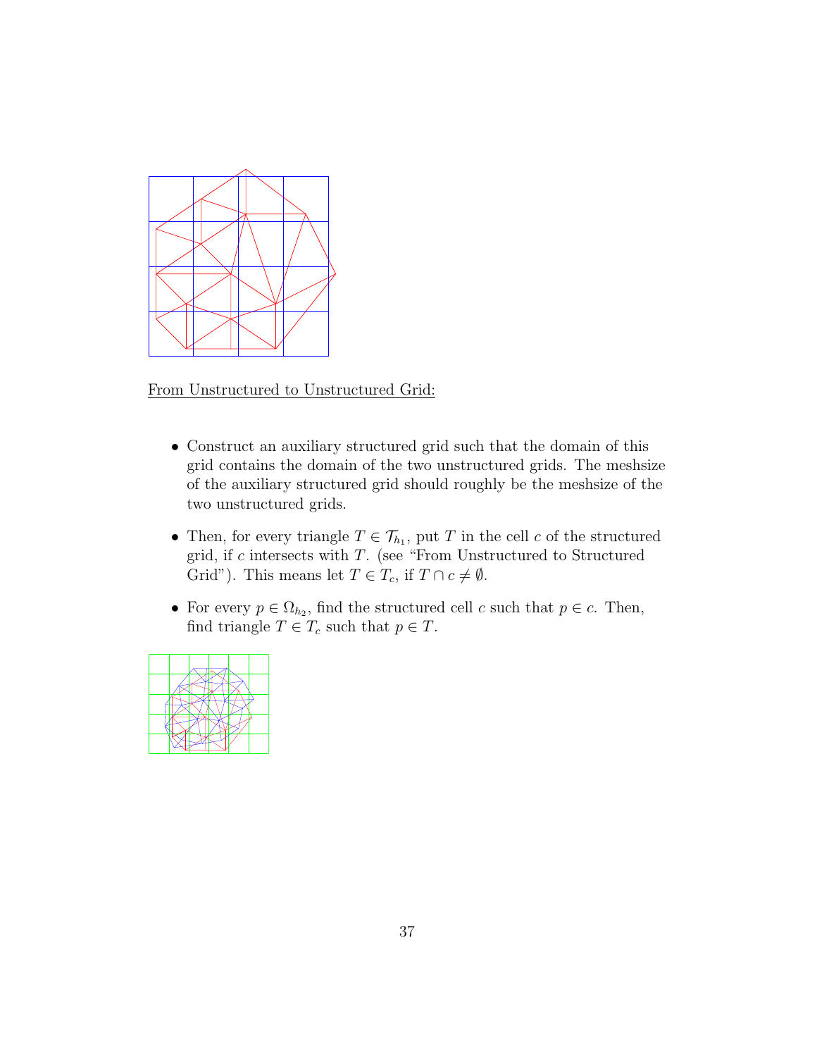From Unstructured to Unstructured Grid:

- Construct an auxiliary structured grid such that the domain of this grid contains the domain of the two unstructured grids. The meshsize of the auxiliary structured grid should roughly be the meshsize of the two unstructured grids.
- Then, for every triangle $T \in \mathcal{T}_{h_1}$, put $T$ in the cell $c$ of the structured grid, if $c$ intersects with $T$. (see "From Unstructured to Structured Grid"). This means let $T \in T_c$, if $T \cap c \neq \emptyset$.
- For every $p \in \Omega_{h_2}$, find the structured cell $c$ such that $p \in c$. Then, find triangle $T \in T_c$ such that $p \in T$.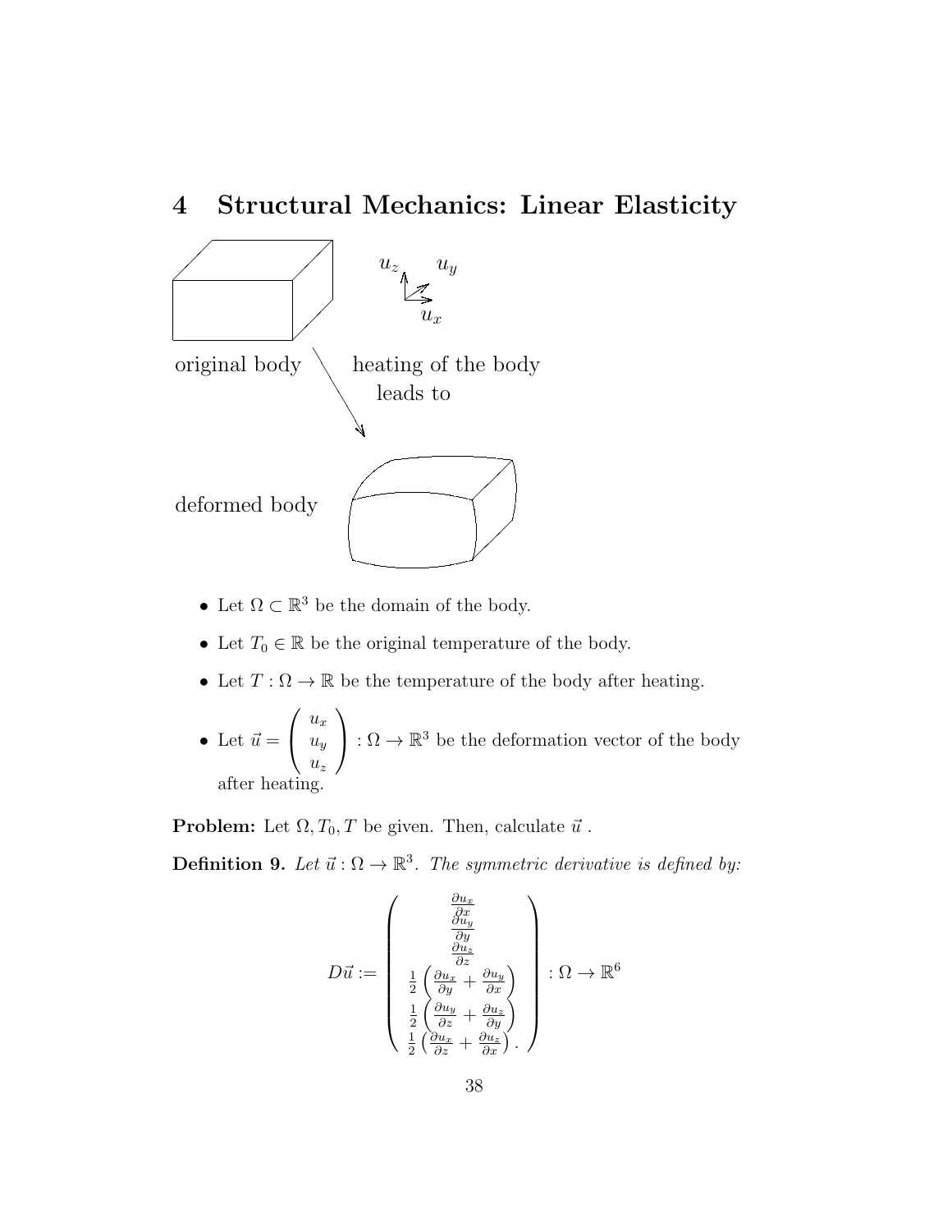# 4 Structural Mechanics: Linear Elasticity

original body — heating of the body leads to — deformed body

$u_z$, $u_y$, $u_x$

- Let $\Omega \subset \mathbb{R}^3$ be the domain of the body.
- Let $T_0 \in \mathbb{R}$ be the original temperature of the body.
- Let $T : \Omega \to \mathbb{R}$ be the temperature of the body after heating.
- Let $\vec{u} = \begin{pmatrix} u_x \\ u_y \\ u_z \end{pmatrix} : \Omega \to \mathbb{R}^3$ be the deformation vector of the body after heating.

**Problem:** Let $\Omega, T_0, T$ be given. Then, calculate $\vec{u}$ .

**Definition 9.** *Let $\vec{u} : \Omega \to \mathbb{R}^3$. The symmetric derivative is defined by:*

$$D\vec{u} := \begin{pmatrix} \frac{\partial u_x}{\partial x} \\ \frac{\partial u_y}{\partial y} \\ \frac{\partial u_z}{\partial z} \\ \frac{1}{2}\left(\frac{\partial u_x}{\partial y} + \frac{\partial u_y}{\partial x}\right) \\ \frac{1}{2}\left(\frac{\partial u_y}{\partial z} + \frac{\partial u_z}{\partial y}\right) \\ \frac{1}{2}\left(\frac{\partial u_x}{\partial z} + \frac{\partial u_z}{\partial x}\right). \end{pmatrix} : \Omega \to \mathbb{R}^6$$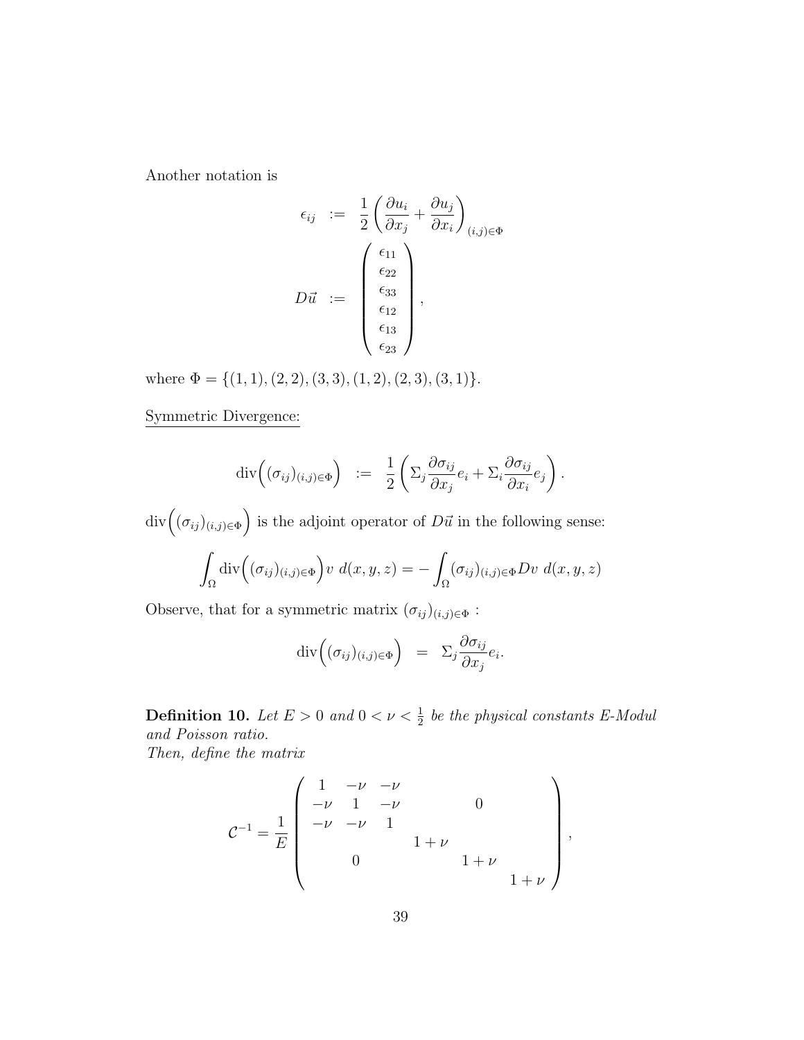Another notation is

$$
\begin{aligned}
\epsilon_{ij} &:= \frac{1}{2}\left(\frac{\partial u_i}{\partial x_j} + \frac{\partial u_j}{\partial x_i}\right)_{(i,j)\in\Phi} \\
D\vec{u} &:= \begin{pmatrix} \epsilon_{11} \\ \epsilon_{22} \\ \epsilon_{33} \\ \epsilon_{12} \\ \epsilon_{13} \\ \epsilon_{23} \end{pmatrix},
\end{aligned}
$$

where $\Phi = \{(1,1),(2,2),(3,3),(1,2),(2,3),(3,1)\}$.

Symmetric Divergence:

$$
\operatorname{div}\Big((\sigma_{ij})_{(i,j)\in\Phi}\Big) := \frac{1}{2}\left(\Sigma_j \frac{\partial \sigma_{ij}}{\partial x_j} e_i + \Sigma_i \frac{\partial \sigma_{ij}}{\partial x_i} e_j\right).
$$

$\operatorname{div}\Big((\sigma_{ij})_{(i,j)\in\Phi}\Big)$ is the adjoint operator of $D\vec{u}$ in the following sense:

$$
\int_\Omega \operatorname{div}\Big((\sigma_{ij})_{(i,j)\in\Phi}\Big) v \; d(x,y,z) = -\int_\Omega (\sigma_{ij})_{(i,j)\in\Phi} Dv \; d(x,y,z)
$$

Observe, that for a symmetric matrix $(\sigma_{ij})_{(i,j)\in\Phi}$ :

$$
\operatorname{div}\Big((\sigma_{ij})_{(i,j)\in\Phi}\Big) = \Sigma_j \frac{\partial \sigma_{ij}}{\partial x_j} e_i.
$$

**Definition 10.** *Let $E > 0$ and $0 < \nu < \frac{1}{2}$ be the physical constants E-Modul and Poisson ratio.*
*Then, define the matrix*

$$
\mathcal{C}^{-1} = \frac{1}{E}\begin{pmatrix} 1 & -\nu & -\nu & & & \\ -\nu & 1 & -\nu & & 0 & \\ -\nu & -\nu & 1 & & & \\ & & & 1+\nu & & \\ & 0 & & & 1+\nu & \\ & & & & & 1+\nu \end{pmatrix},
$$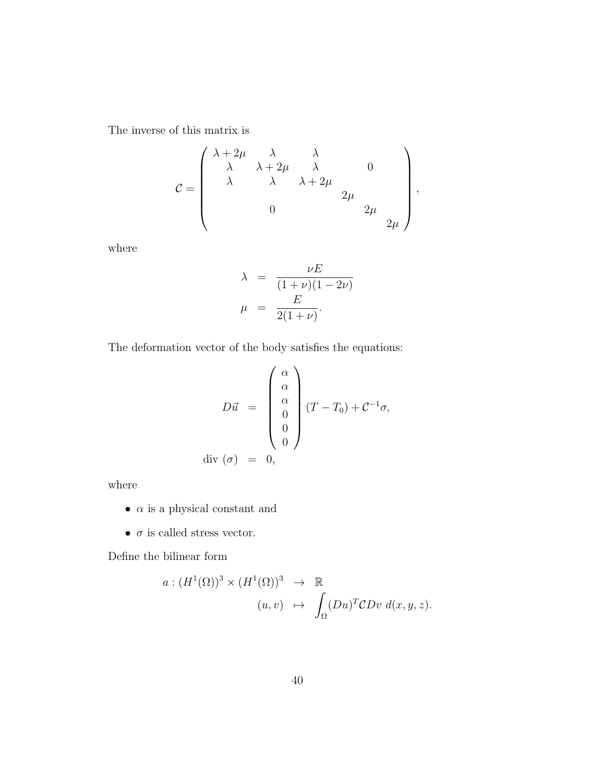The inverse of this matrix is

$$
\mathcal{C} = \begin{pmatrix} \lambda + 2\mu & \lambda & \lambda & & & \\ \lambda & \lambda + 2\mu & \lambda & & 0 & \\ \lambda & \lambda & \lambda + 2\mu & & & \\ & & & 2\mu & & \\ & 0 & & & 2\mu & \\ & & & & & 2\mu \end{pmatrix},
$$

where

$$
\begin{aligned}
\lambda &= \frac{\nu E}{(1+\nu)(1-2\nu)} \\
\mu &= \frac{E}{2(1+\nu)}.
\end{aligned}
$$

The deformation vector of the body satisfies the equations:

$$
\begin{aligned}
D\vec{u} &= \begin{pmatrix} \alpha \\ \alpha \\ \alpha \\ 0 \\ 0 \\ 0 \end{pmatrix} (T - T_0) + \mathcal{C}^{-1}\sigma, \\
\text{div}\ (\sigma) &= 0,
\end{aligned}
$$

where

- $\alpha$ is a physical constant and
- $\sigma$ is called stress vector.

Define the bilinear form

$$
\begin{aligned}
a : (H^1(\Omega))^3 \times (H^1(\Omega))^3 &\rightarrow \mathbb{R} \\
(u, v) &\mapsto \int_\Omega (Du)^T \mathcal{C} Dv \ d(x, y, z).
\end{aligned}
$$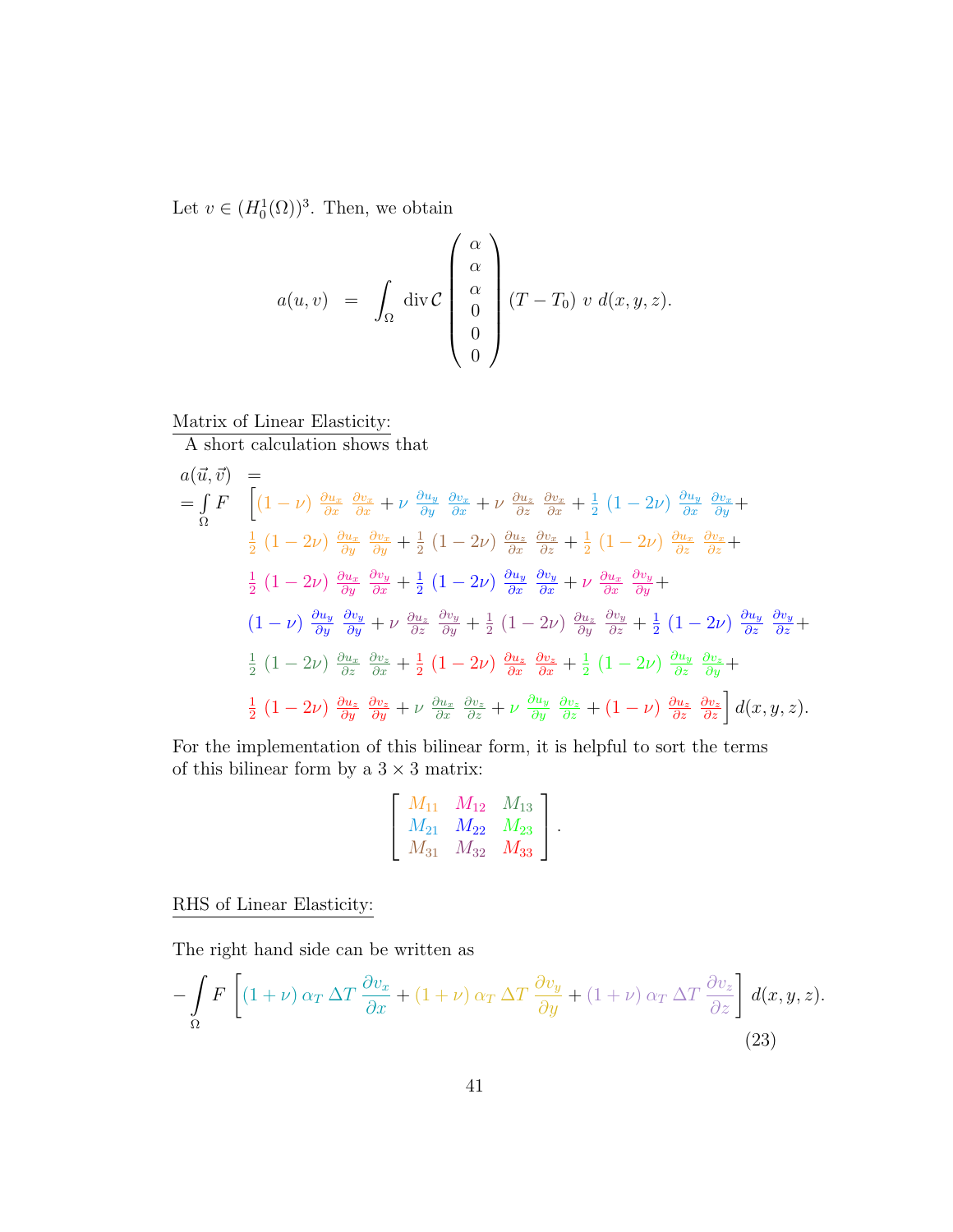Let $v \in (H_0^1(\Omega))^3$. Then, we obtain

$$a(u,v) \;\; = \;\; \int_\Omega \operatorname{div} \mathcal{C} \begin{pmatrix} \alpha \\ \alpha \\ \alpha \\ 0 \\ 0 \\ 0 \end{pmatrix} (T - T_0) \; v \; d(x,y,z).$$

<u>Matrix of Linear Elasticity:</u>

A short calculation shows that

$$
\begin{aligned}
a(\vec{u},\vec{v}) \;\; & = \\
= \int_\Omega F \quad & \Big[ (1-\nu)\, \tfrac{\partial u_x}{\partial x}\, \tfrac{\partial v_x}{\partial x} + \nu\, \tfrac{\partial u_y}{\partial y}\, \tfrac{\partial v_x}{\partial x} + \nu\, \tfrac{\partial u_z}{\partial z}\, \tfrac{\partial v_x}{\partial x} + \tfrac{1}{2}\,(1-2\nu)\, \tfrac{\partial u_y}{\partial x}\, \tfrac{\partial v_x}{\partial y} + \\
& \tfrac{1}{2}\,(1-2\nu)\, \tfrac{\partial u_x}{\partial y}\, \tfrac{\partial v_x}{\partial y} + \tfrac{1}{2}\,(1-2\nu)\, \tfrac{\partial u_z}{\partial x}\, \tfrac{\partial v_x}{\partial z} + \tfrac{1}{2}\,(1-2\nu)\, \tfrac{\partial u_x}{\partial z}\, \tfrac{\partial v_x}{\partial z} + \\
& \tfrac{1}{2}\,(1-2\nu)\, \tfrac{\partial u_x}{\partial y}\, \tfrac{\partial v_y}{\partial x} + \tfrac{1}{2}\,(1-2\nu)\, \tfrac{\partial u_y}{\partial x}\, \tfrac{\partial v_y}{\partial x} + \nu\, \tfrac{\partial u_x}{\partial x}\, \tfrac{\partial v_y}{\partial y} + \\
& (1-\nu)\, \tfrac{\partial u_y}{\partial y}\, \tfrac{\partial v_y}{\partial y} + \nu\, \tfrac{\partial u_z}{\partial z}\, \tfrac{\partial v_y}{\partial y} + \tfrac{1}{2}\,(1-2\nu)\, \tfrac{\partial u_z}{\partial y}\, \tfrac{\partial v_y}{\partial z} + \tfrac{1}{2}\,(1-2\nu)\, \tfrac{\partial u_y}{\partial z}\, \tfrac{\partial v_y}{\partial z} + \\
& \tfrac{1}{2}\,(1-2\nu)\, \tfrac{\partial u_x}{\partial z}\, \tfrac{\partial v_z}{\partial x} + \tfrac{1}{2}\,(1-2\nu)\, \tfrac{\partial u_z}{\partial x}\, \tfrac{\partial v_z}{\partial x} + \tfrac{1}{2}\,(1-2\nu)\, \tfrac{\partial u_y}{\partial z}\, \tfrac{\partial v_z}{\partial y} + \\
& \tfrac{1}{2}\,(1-2\nu)\, \tfrac{\partial u_z}{\partial y}\, \tfrac{\partial v_z}{\partial y} + \nu\, \tfrac{\partial u_x}{\partial x}\, \tfrac{\partial v_z}{\partial z} + \nu\, \tfrac{\partial u_y}{\partial y}\, \tfrac{\partial v_z}{\partial z} + (1-\nu)\, \tfrac{\partial u_z}{\partial z}\, \tfrac{\partial v_z}{\partial z} \Big] \, d(x,y,z).
\end{aligned}
$$

For the implementation of this bilinear form, it is helpful to sort the terms of this bilinear form by a $3 \times 3$ matrix:

$$\begin{bmatrix} M_{11} & M_{12} & M_{13} \\ M_{21} & M_{22} & M_{23} \\ M_{31} & M_{32} & M_{33} \end{bmatrix}.$$

<u>RHS of Linear Elasticity:</u>

The right hand side can be written as

$$-\int_\Omega F \left[ (1+\nu)\, \alpha_T \, \Delta T \, \frac{\partial v_x}{\partial x} + (1+\nu)\, \alpha_T \, \Delta T \, \frac{\partial v_y}{\partial y} + (1+\nu)\, \alpha_T \, \Delta T \, \frac{\partial v_z}{\partial z} \right] d(x,y,z). \tag{23}$$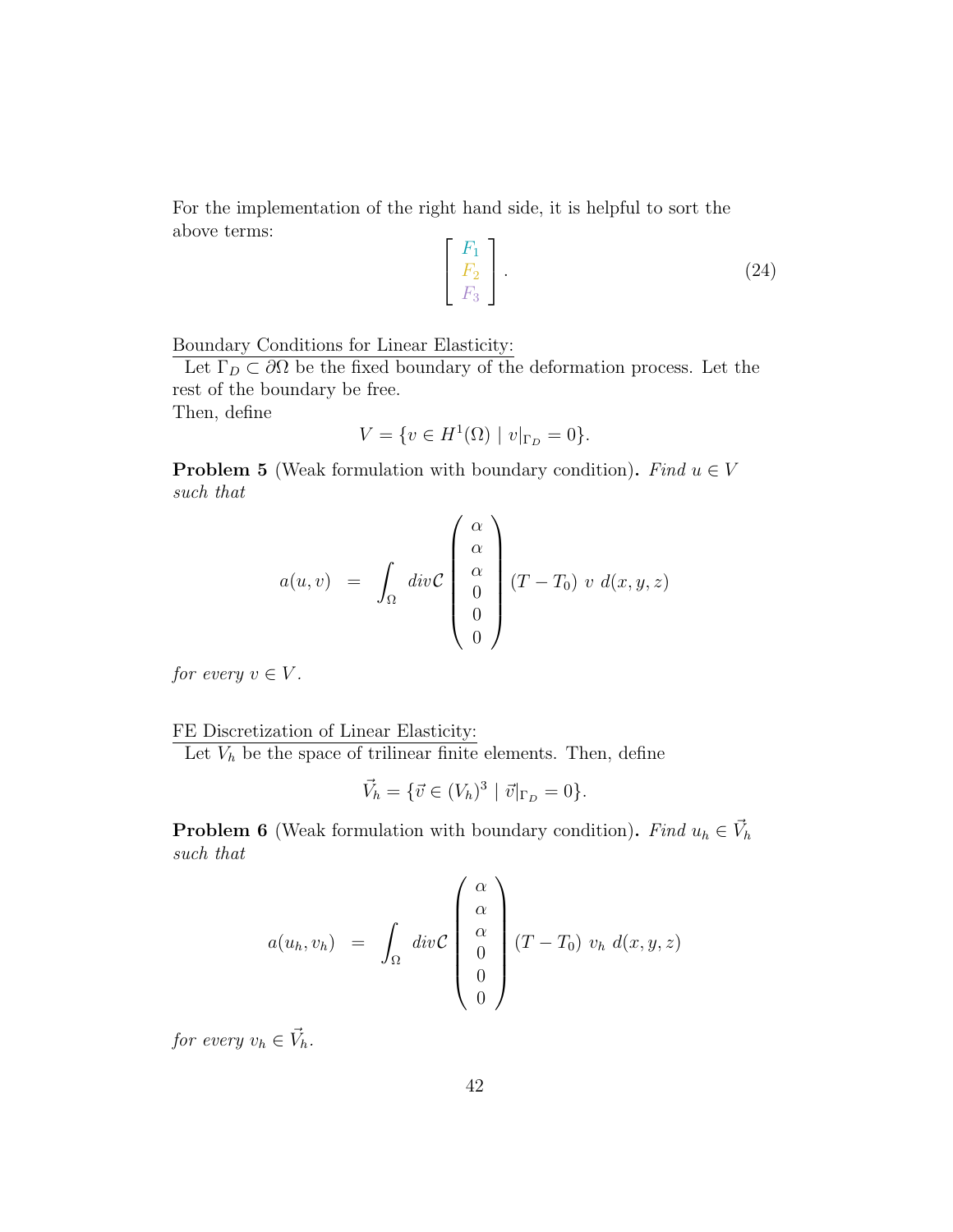For the implementation of the right hand side, it is helpful to sort the above terms:

$$\begin{bmatrix} F_1 \\ F_2 \\ F_3 \end{bmatrix}. \tag{24}$$

Boundary Conditions for Linear Elasticity:

Let $\Gamma_D \subset \partial\Omega$ be the fixed boundary of the deformation process. Let the rest of the boundary be free.

Then, define

$$V = \{v \in H^1(\Omega) \mid v|_{\Gamma_D} = 0\}.$$

**Problem 5** (Weak formulation with boundary condition)**.** *Find $u \in V$ such that*

$$a(u,v) \;\; = \;\; \int_\Omega \, div\mathcal{C} \begin{pmatrix} \alpha \\ \alpha \\ \alpha \\ 0 \\ 0 \\ 0 \end{pmatrix} (T - T_0) \; v \; d(x,y,z)$$

*for every $v \in V$.*

FE Discretization of Linear Elasticity:

Let $V_h$ be the space of trilinear finite elements. Then, define

$$\vec{V}_h = \{\vec{v} \in (V_h)^3 \mid \vec{v}|_{\Gamma_D} = 0\}.$$

**Problem 6** (Weak formulation with boundary condition)**.** *Find $u_h \in \vec{V}_h$ such that*

$$a(u_h,v_h) \;\; = \;\; \int_\Omega \, div\mathcal{C} \begin{pmatrix} \alpha \\ \alpha \\ \alpha \\ 0 \\ 0 \\ 0 \end{pmatrix} (T - T_0) \; v_h \; d(x,y,z)$$

*for every $v_h \in \vec{V}_h$.*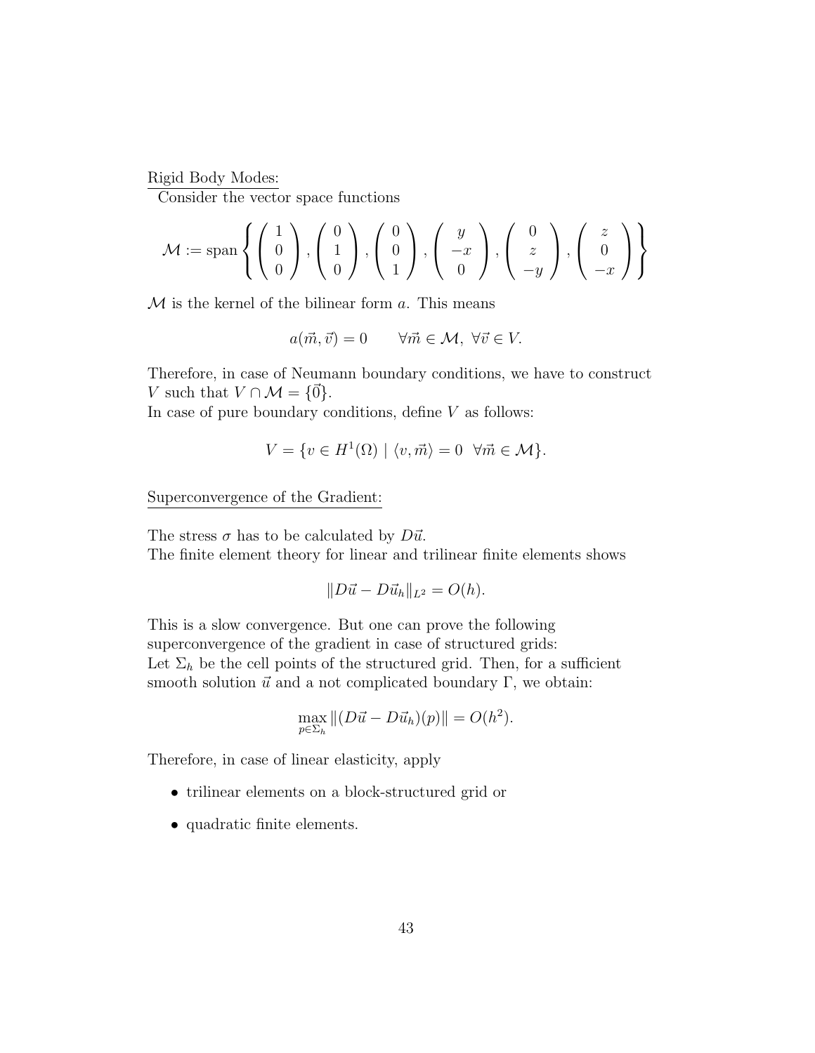Rigid Body Modes:

Consider the vector space functions

$$\mathcal{M} := \text{span} \left\{ \begin{pmatrix} 1 \\ 0 \\ 0 \end{pmatrix}, \begin{pmatrix} 0 \\ 1 \\ 0 \end{pmatrix}, \begin{pmatrix} 0 \\ 0 \\ 1 \end{pmatrix}, \begin{pmatrix} y \\ -x \\ 0 \end{pmatrix}, \begin{pmatrix} 0 \\ z \\ -y \end{pmatrix}, \begin{pmatrix} z \\ 0 \\ -x \end{pmatrix} \right\}$$

$\mathcal{M}$ is the kernel of the bilinear form $a$. This means

$$a(\vec{m}, \vec{v}) = 0 \qquad \forall \vec{m} \in \mathcal{M}, \ \forall \vec{v} \in V.$$

Therefore, in case of Neumann boundary conditions, we have to construct $V$ such that $V \cap \mathcal{M} = \{\vec{0}\}$.

In case of pure boundary conditions, define $V$ as follows:

$$V = \{v \in H^1(\Omega) \mid \langle v, \vec{m} \rangle = 0 \ \ \forall \vec{m} \in \mathcal{M}\}.$$

Superconvergence of the Gradient:

The stress $\sigma$ has to be calculated by $D\vec{u}$.

The finite element theory for linear and trilinear finite elements shows

$$\|D\vec{u} - D\vec{u}_h\|_{L^2} = O(h).$$

This is a slow convergence. But one can prove the following superconvergence of the gradient in case of structured grids:

Let $\Sigma_h$ be the cell points of the structured grid. Then, for a sufficient smooth solution $\vec{u}$ and a not complicated boundary $\Gamma$, we obtain:

$$\max_{p \in \Sigma_h} \|(D\vec{u} - D\vec{u}_h)(p)\| = O(h^2).$$

Therefore, in case of linear elasticity, apply

- trilinear elements on a block-structured grid or
- quadratic finite elements.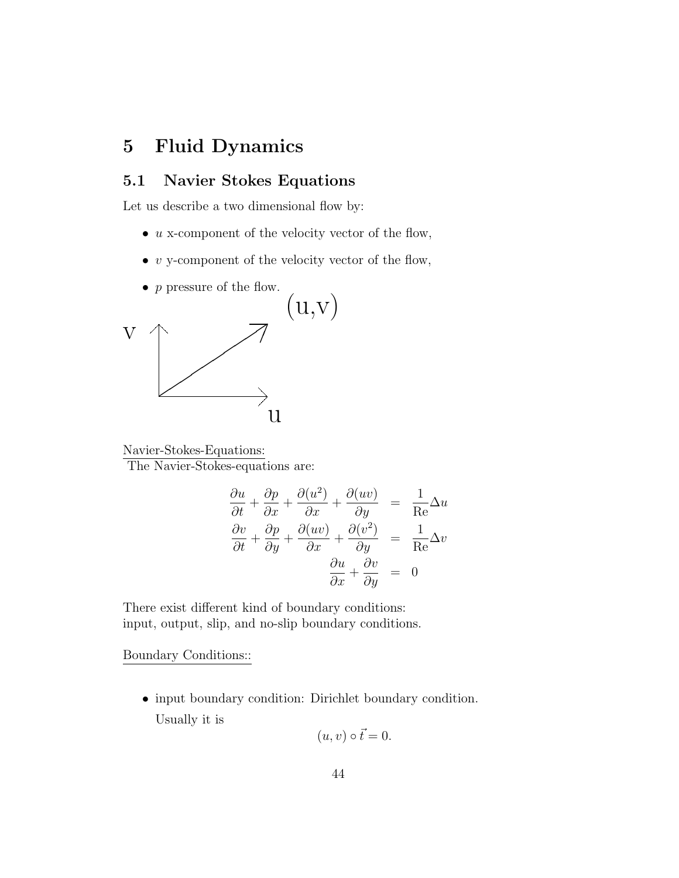# 5 Fluid Dynamics

## 5.1 Navier Stokes Equations

Let us describe a two dimensional flow by:

- $u$ x-component of the velocity vector of the flow,
- $v$ y-component of the velocity vector of the flow,
- $p$ pressure of the flow.

Navier-Stokes-Equations:

The Navier-Stokes-equations are:

$$
\begin{aligned}
\frac{\partial u}{\partial t} + \frac{\partial p}{\partial x} + \frac{\partial (u^2)}{\partial x} + \frac{\partial (uv)}{\partial y} &= \frac{1}{\mathrm{Re}} \Delta u \\
\frac{\partial v}{\partial t} + \frac{\partial p}{\partial y} + \frac{\partial (uv)}{\partial x} + \frac{\partial (v^2)}{\partial y} &= \frac{1}{\mathrm{Re}} \Delta v \\
\frac{\partial u}{\partial x} + \frac{\partial v}{\partial y} &= 0
\end{aligned}
$$

There exist different kind of boundary conditions:
input, output, slip, and no-slip boundary conditions.

Boundary Conditions::

- input boundary condition: Dirichlet boundary condition.

  Usually it is

$$
(u, v) \circ \vec{t} = 0.
$$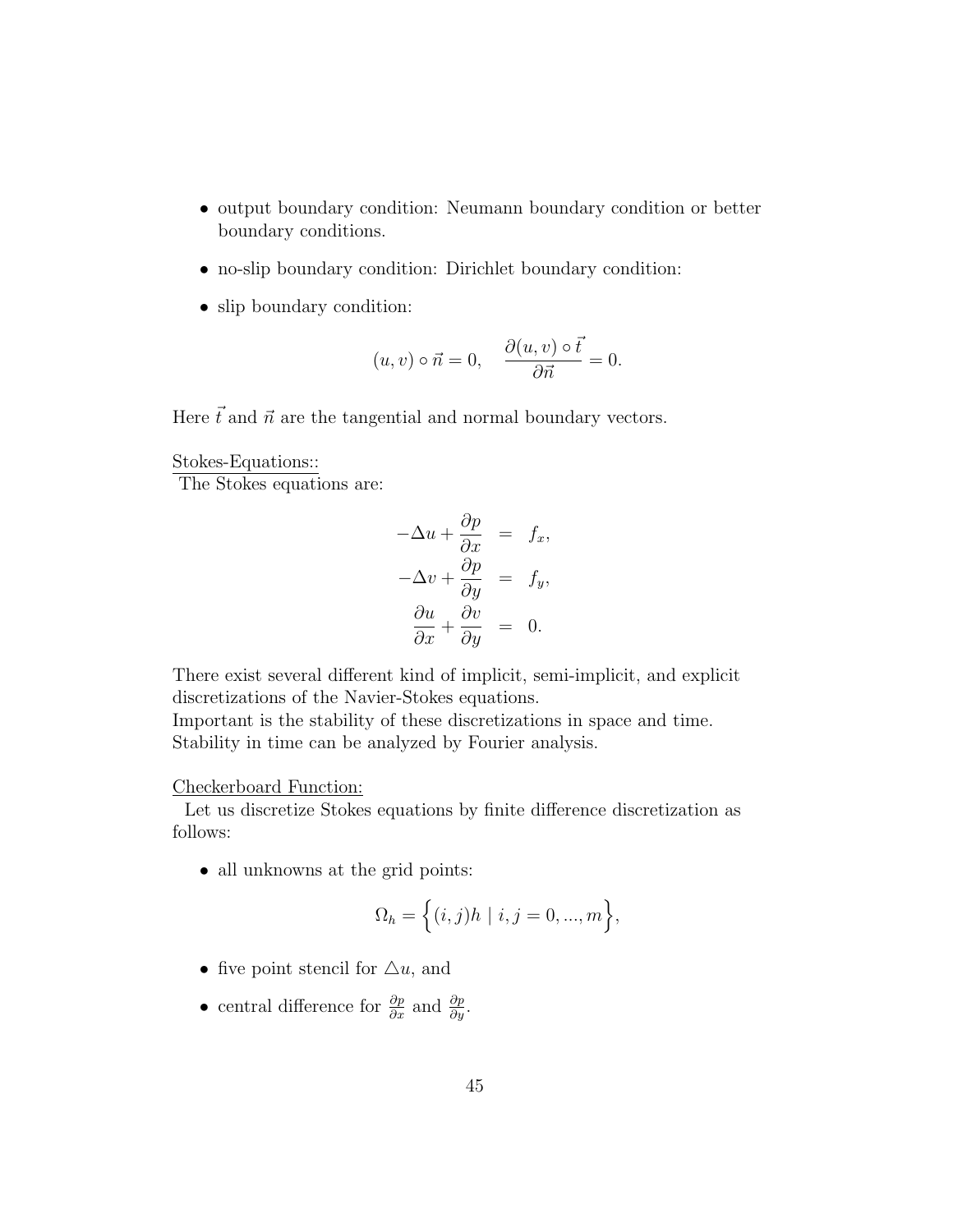- output boundary condition: Neumann boundary condition or better boundary conditions.
- no-slip boundary condition: Dirichlet boundary condition:
- slip boundary condition:

$$(u,v) \circ \vec{n} = 0, \quad \frac{\partial (u,v) \circ \vec{t}}{\partial \vec{n}} = 0.$$

Here $\vec{t}$ and $\vec{n}$ are the tangential and normal boundary vectors.

Stokes-Equations::
The Stokes equations are:

$$\begin{aligned}
-\Delta u + \frac{\partial p}{\partial x} &= f_x, \\
-\Delta v + \frac{\partial p}{\partial y} &= f_y, \\
\frac{\partial u}{\partial x} + \frac{\partial v}{\partial y} &= 0.
\end{aligned}$$

There exist several different kind of implicit, semi-implicit, and explicit discretizations of the Navier-Stokes equations.
Important is the stability of these discretizations in space and time.
Stability in time can be analyzed by Fourier analysis.

Checkerboard Function:
Let us discretize Stokes equations by finite difference discretization as follows:

- all unknowns at the grid points:

$$\Omega_h = \Big\{ (i,j)h \mid i,j = 0,...,m \Big\},$$

- five point stencil for $\triangle u$, and
- central difference for $\frac{\partial p}{\partial x}$ and $\frac{\partial p}{\partial y}$.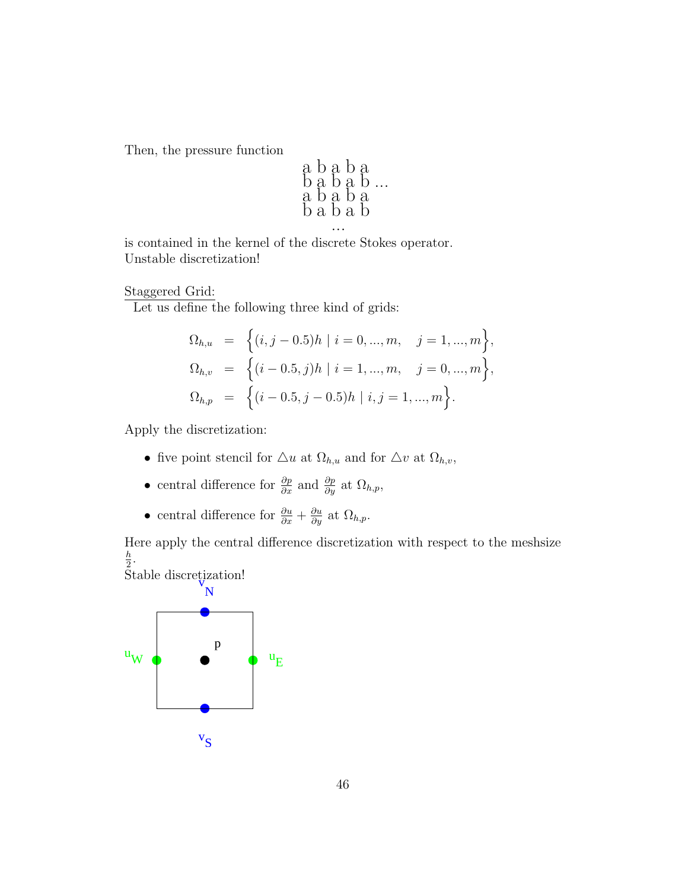Then, the pressure function

```
a b a b a
b a b a b ...
a b a b a
b a b a b
   ...
```

is contained in the kernel of the discrete Stokes operator.
Unstable discretization!

Staggered Grid:
Let us define the following three kind of grids:

$$
\begin{aligned}
\Omega_{h,u} &= \Big\{(i, j-0.5)h \mid i = 0, ..., m, \quad j = 1, ..., m\Big\}, \\
\Omega_{h,v} &= \Big\{(i-0.5, j)h \mid i = 1, ..., m, \quad j = 0, ..., m\Big\}, \\
\Omega_{h,p} &= \Big\{(i-0.5, j-0.5)h \mid i, j = 1, ..., m\Big\}.
\end{aligned}
$$

Apply the discretization:

- five point stencil for $\triangle u$ at $\Omega_{h,u}$ and for $\triangle v$ at $\Omega_{h,v}$,
- central difference for $\frac{\partial p}{\partial x}$ and $\frac{\partial p}{\partial y}$ at $\Omega_{h,p}$,
- central difference for $\frac{\partial u}{\partial x} + \frac{\partial u}{\partial y}$ at $\Omega_{h,p}$.

Here apply the central difference discretization with respect to the meshsize $\frac{h}{2}$.
Stable discretization!

$v_N$

$u_W$ &nbsp;&nbsp; $p$ &nbsp;&nbsp; $u_E$

$v_S$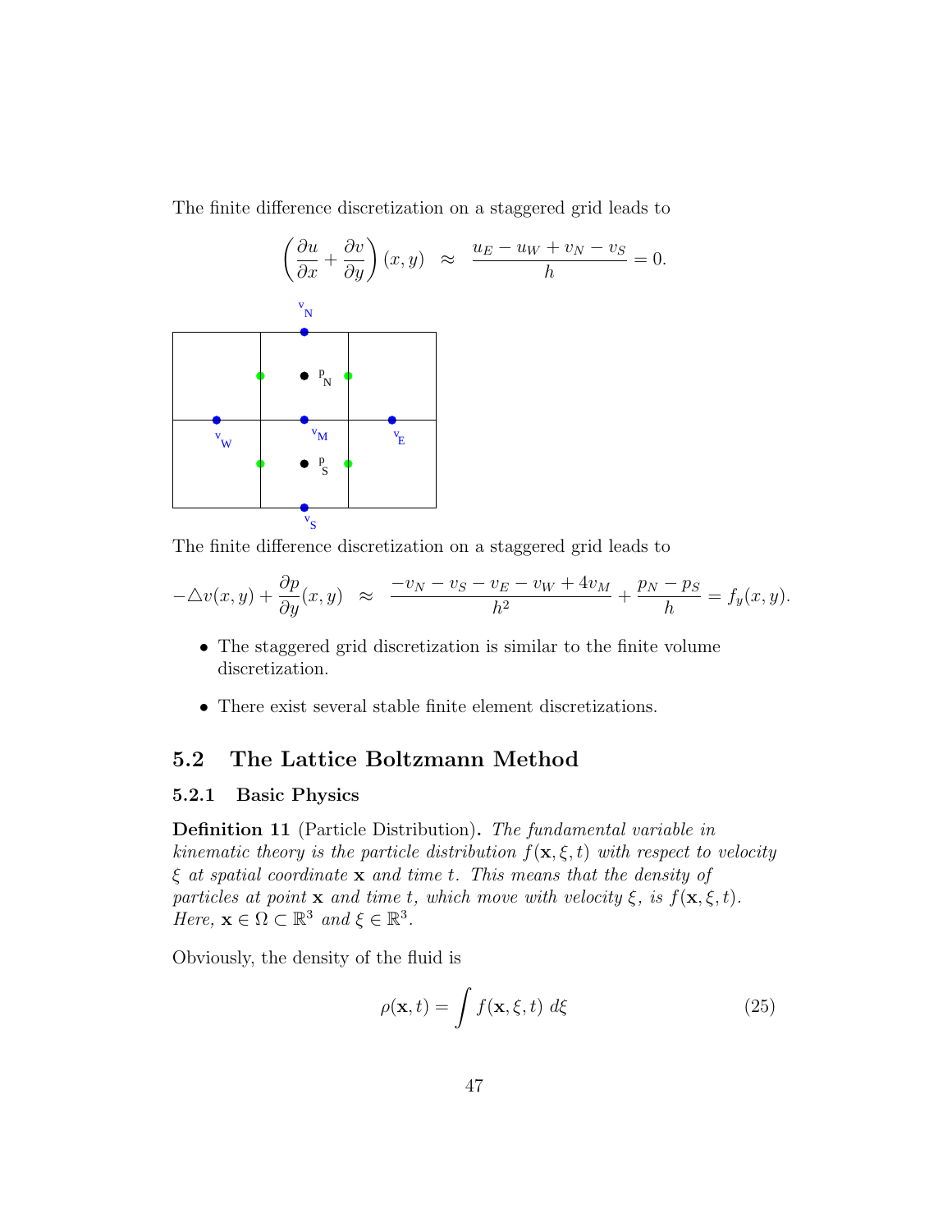The finite difference discretization on a staggered grid leads to

$$\left(\frac{\partial u}{\partial x} + \frac{\partial v}{\partial y}\right)(x,y) \quad \approx \quad \frac{u_E - u_W + v_N - v_S}{h} = 0.$$

The finite difference discretization on a staggered grid leads to

$$-\triangle v(x,y) + \frac{\partial p}{\partial y}(x,y) \quad \approx \quad \frac{-v_N - v_S - v_E - v_W + 4v_M}{h^2} + \frac{p_N - p_S}{h} = f_y(x,y).$$

- The staggered grid discretization is similar to the finite volume discretization.
- There exist several stable finite element discretizations.

## 5.2 The Lattice Boltzmann Method

### 5.2.1 Basic Physics

**Definition 11** (Particle Distribution)**.** *The fundamental variable in kinematic theory is the particle distribution $f(\mathbf{x}, \xi, t)$ with respect to velocity $\xi$ at spatial coordinate $\mathbf{x}$ and time $t$. This means that the density of particles at point $\mathbf{x}$ and time $t$, which move with velocity $\xi$, is $f(\mathbf{x}, \xi, t)$. Here, $\mathbf{x} \in \Omega \subset \mathbb{R}^3$ and $\xi \in \mathbb{R}^3$.*

Obviously, the density of the fluid is

$$\rho(\mathbf{x}, t) = \int f(\mathbf{x}, \xi, t)\ d\xi \tag{25}$$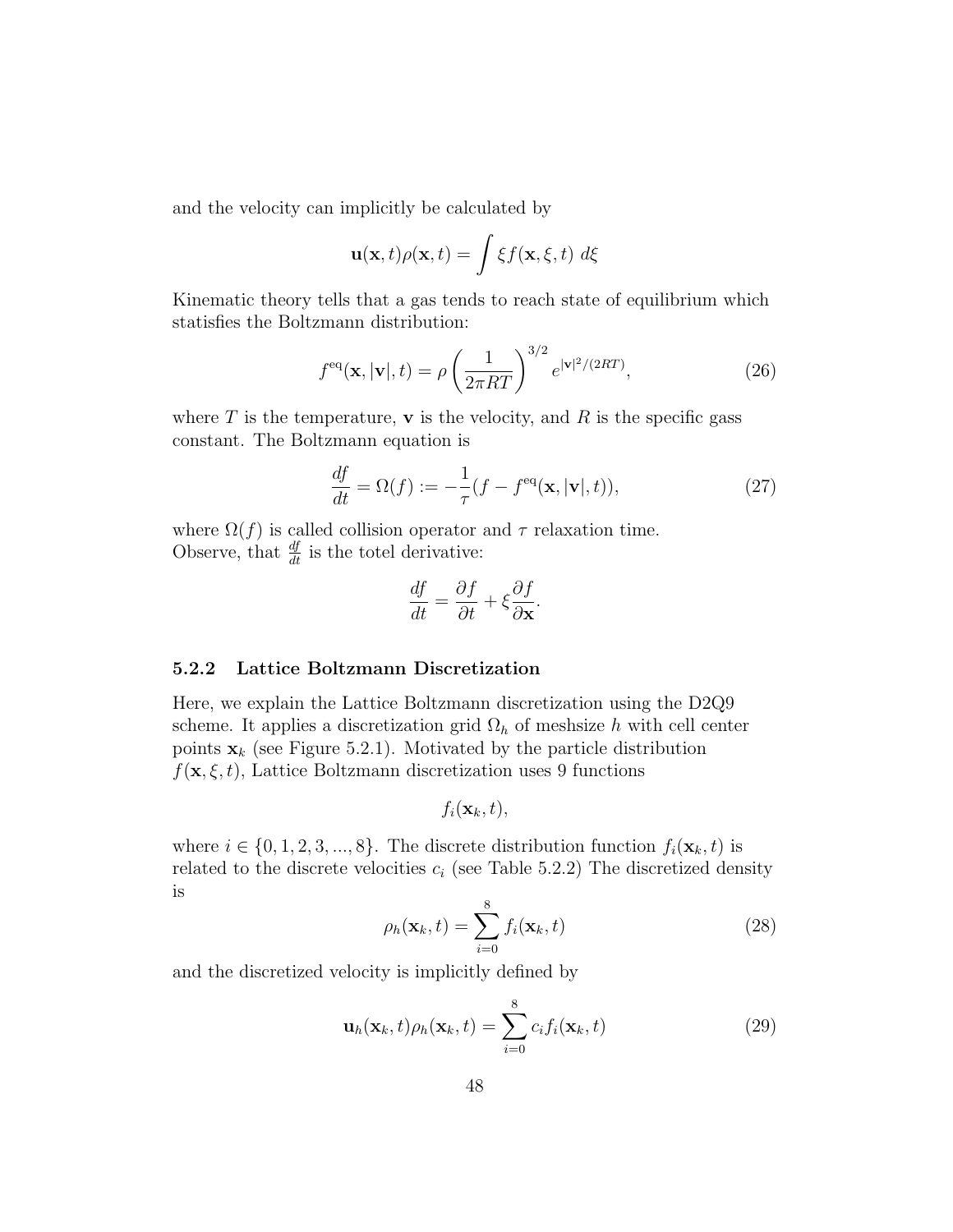and the velocity can implicitly be calculated by

$$\mathbf{u}(\mathbf{x}, t)\rho(\mathbf{x}, t) = \int \xi f(\mathbf{x}, \xi, t) \; d\xi$$

Kinematic theory tells that a gas tends to reach state of equilibrium which statisfies the Boltzmann distribution:

$$f^{\text{eq}}(\mathbf{x}, |\mathbf{v}|, t) = \rho \left( \frac{1}{2\pi RT} \right)^{3/2} e^{|\mathbf{v}|^2/(2RT)}, \tag{26}$$

where $T$ is the temperature, $\mathbf{v}$ is the velocity, and $R$ is the specific gass constant. The Boltzmann equation is

$$\frac{df}{dt} = \Omega(f) := -\frac{1}{\tau}(f - f^{\text{eq}}(\mathbf{x}, |\mathbf{v}|, t)), \tag{27}$$

where $\Omega(f)$ is called collision operator and $\tau$ relaxation time.
Observe, that $\frac{df}{dt}$ is the totel derivative:

$$\frac{df}{dt} = \frac{\partial f}{\partial t} + \xi \frac{\partial f}{\partial \mathbf{x}}.$$

### 5.2.2 Lattice Boltzmann Discretization

Here, we explain the Lattice Boltzmann discretization using the D2Q9 scheme. It applies a discretization grid $\Omega_h$ of meshsize $h$ with cell center points $\mathbf{x}_k$ (see Figure 5.2.1). Motivated by the particle distribution $f(\mathbf{x}, \xi, t)$, Lattice Boltzmann discretization uses 9 functions

$$f_i(\mathbf{x}_k, t),$$

where $i \in \{0, 1, 2, 3, ..., 8\}$. The discrete distribution function $f_i(\mathbf{x}_k, t)$ is related to the discrete velocities $c_i$ (see Table 5.2.2) The discretized density is

$$\rho_h(\mathbf{x}_k, t) = \sum_{i=0}^{8} f_i(\mathbf{x}_k, t) \tag{28}$$

and the discretized velocity is implicitly defined by

$$\mathbf{u}_h(\mathbf{x}_k, t)\rho_h(\mathbf{x}_k, t) = \sum_{i=0}^{8} c_i f_i(\mathbf{x}_k, t) \tag{29}$$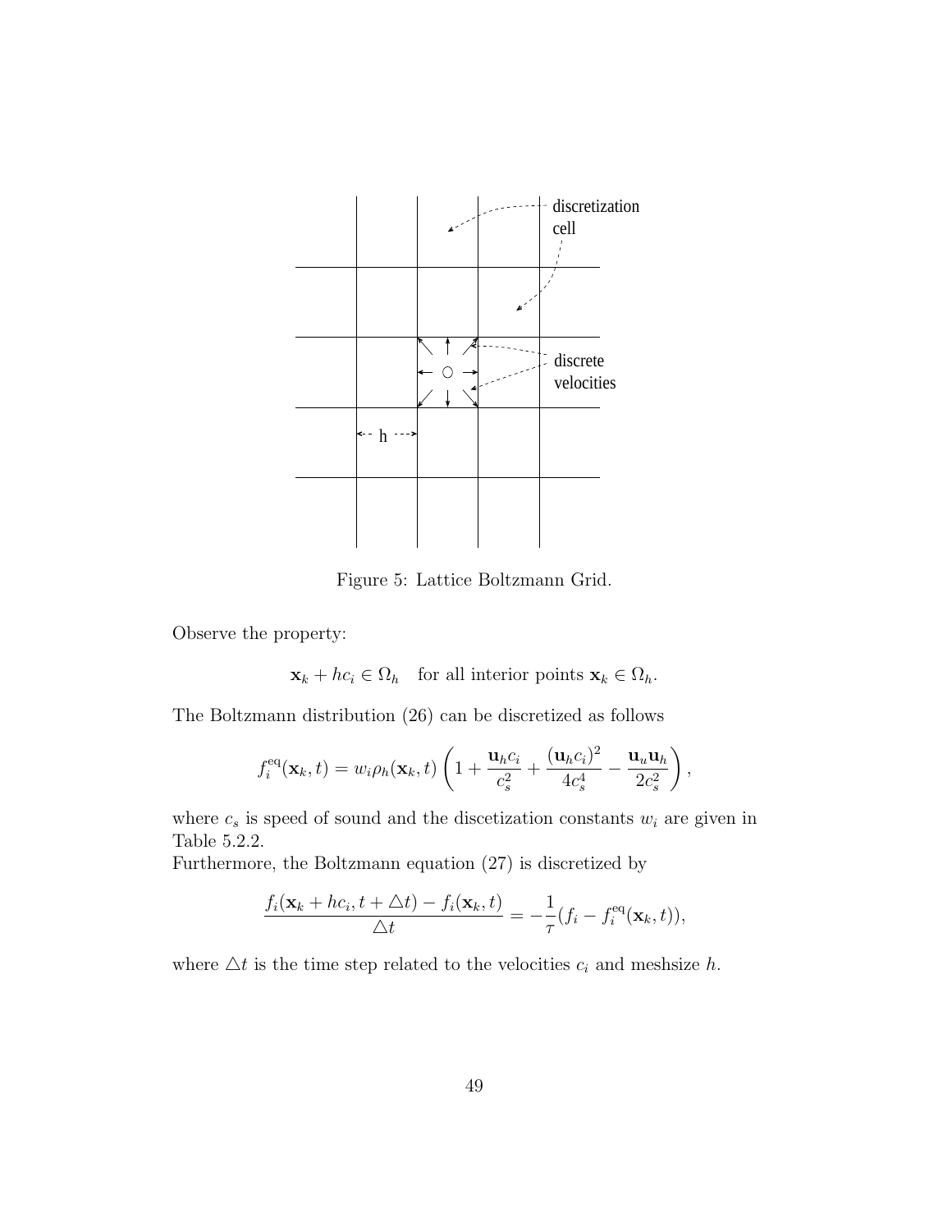Figure 5: Lattice Boltzmann Grid.

Observe the property:

$$\mathbf{x}_k + hc_i \in \Omega_h \quad \text{for all interior points } \mathbf{x}_k \in \Omega_h.$$

The Boltzmann distribution (26) can be discretized as follows

$$f_i^{\text{eq}}(\mathbf{x}_k, t) = w_i \rho_h(\mathbf{x}_k, t) \left( 1 + \frac{\mathbf{u}_h c_i}{c_s^2} + \frac{(\mathbf{u}_h c_i)^2}{4c_s^4} - \frac{\mathbf{u}_u \mathbf{u}_h}{2c_s^2} \right),$$

where $c_s$ is speed of sound and the discetization constants $w_i$ are given in Table 5.2.2.
Furthermore, the Boltzmann equation (27) is discretized by

$$\frac{f_i(\mathbf{x}_k + hc_i, t + \triangle t) - f_i(\mathbf{x}_k, t)}{\triangle t} = -\frac{1}{\tau}(f_i - f_i^{\text{eq}}(\mathbf{x}_k, t)),$$

where $\triangle t$ is the time step related to the velocities $c_i$ and meshsize $h$.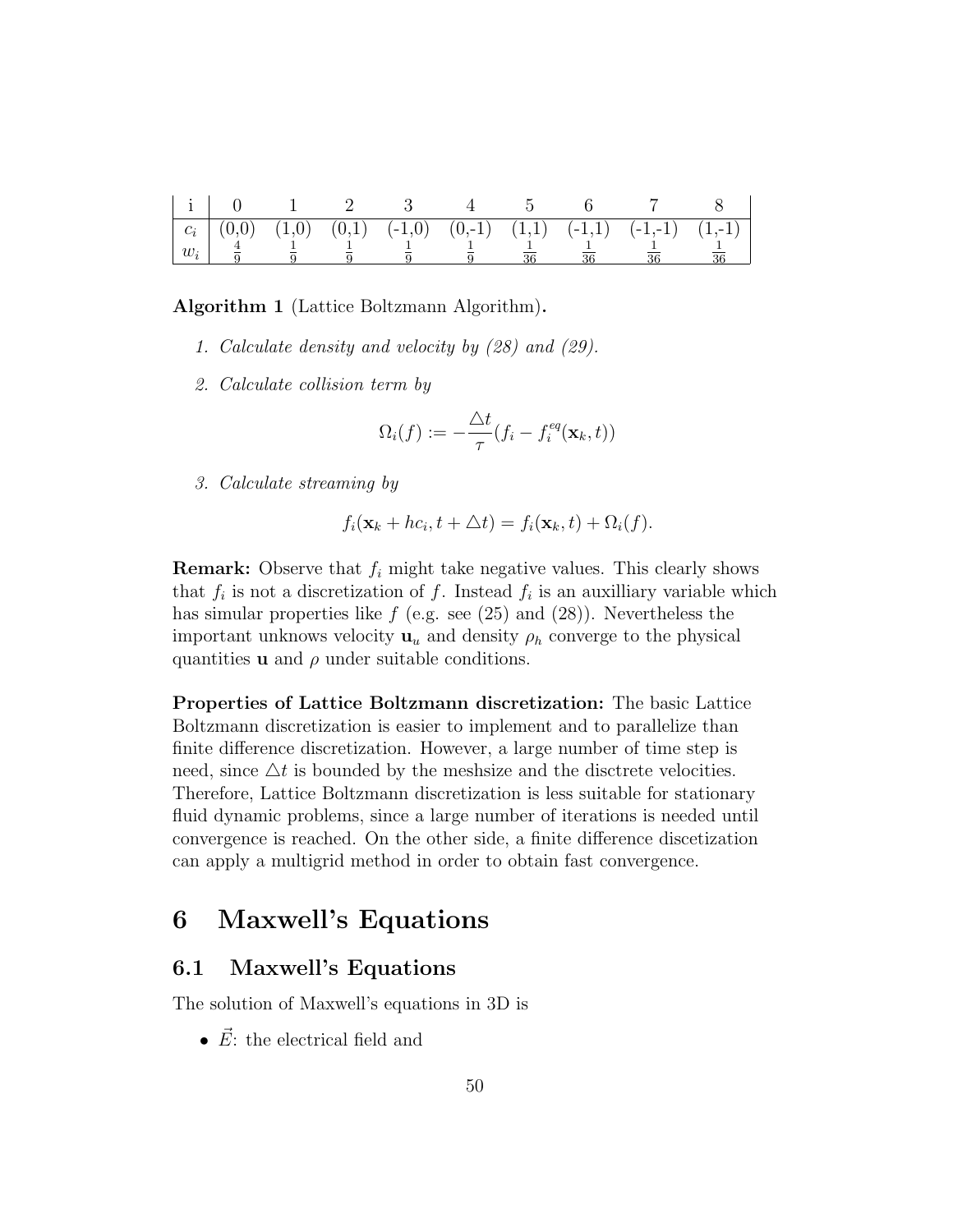| i | 0 | 1 | 2 | 3 | 4 | 5 | 6 | 7 | 8 |
|---|---|---|---|---|---|---|---|---|---|
| $c_i$ | (0,0) | (1,0) | (0,1) | (-1,0) | (0,-1) | (1,1) | (-1,1) | (-1,-1) | (1,-1) |
| $w_i$ | $\frac{4}{9}$ | $\frac{1}{9}$ | $\frac{1}{9}$ | $\frac{1}{9}$ | $\frac{1}{9}$ | $\frac{1}{36}$ | $\frac{1}{36}$ | $\frac{1}{36}$ | $\frac{1}{36}$ |

**Algorithm 1** (Lattice Boltzmann Algorithm)**.**

1. *Calculate density and velocity by (28) and (29).*
2. *Calculate collision term by*

$$\Omega_i(f) := -\frac{\triangle t}{\tau}(f_i - f_i^{eq}(\mathbf{x}_k, t))$$

3. *Calculate streaming by*

$$f_i(\mathbf{x}_k + hc_i, t + \triangle t) = f_i(\mathbf{x}_k, t) + \Omega_i(f).$$

**Remark:** Observe that $f_i$ might take negative values. This clearly shows that $f_i$ is not a discretization of $f$. Instead $f_i$ is an auxilliary variable which has simular properties like $f$ (e.g. see (25) and (28)). Nevertheless the important unknows velocity $\mathbf{u}_u$ and density $\rho_h$ converge to the physical quantities $\mathbf{u}$ and $\rho$ under suitable conditions.

**Properties of Lattice Boltzmann discretization:** The basic Lattice Boltzmann discretization is easier to implement and to parallelize than finite difference discretization. However, a large number of time step is need, since $\triangle t$ is bounded by the meshsize and the disctrete velocities. Therefore, Lattice Boltzmann discretization is less suitable for stationary fluid dynamic problems, since a large number of iterations is needed until convergence is reached. On the other side, a finite difference discetization can apply a multigrid method in order to obtain fast convergence.

# 6 Maxwell's Equations

## 6.1 Maxwell's Equations

The solution of Maxwell's equations in 3D is

- $\vec{E}$: the electrical field and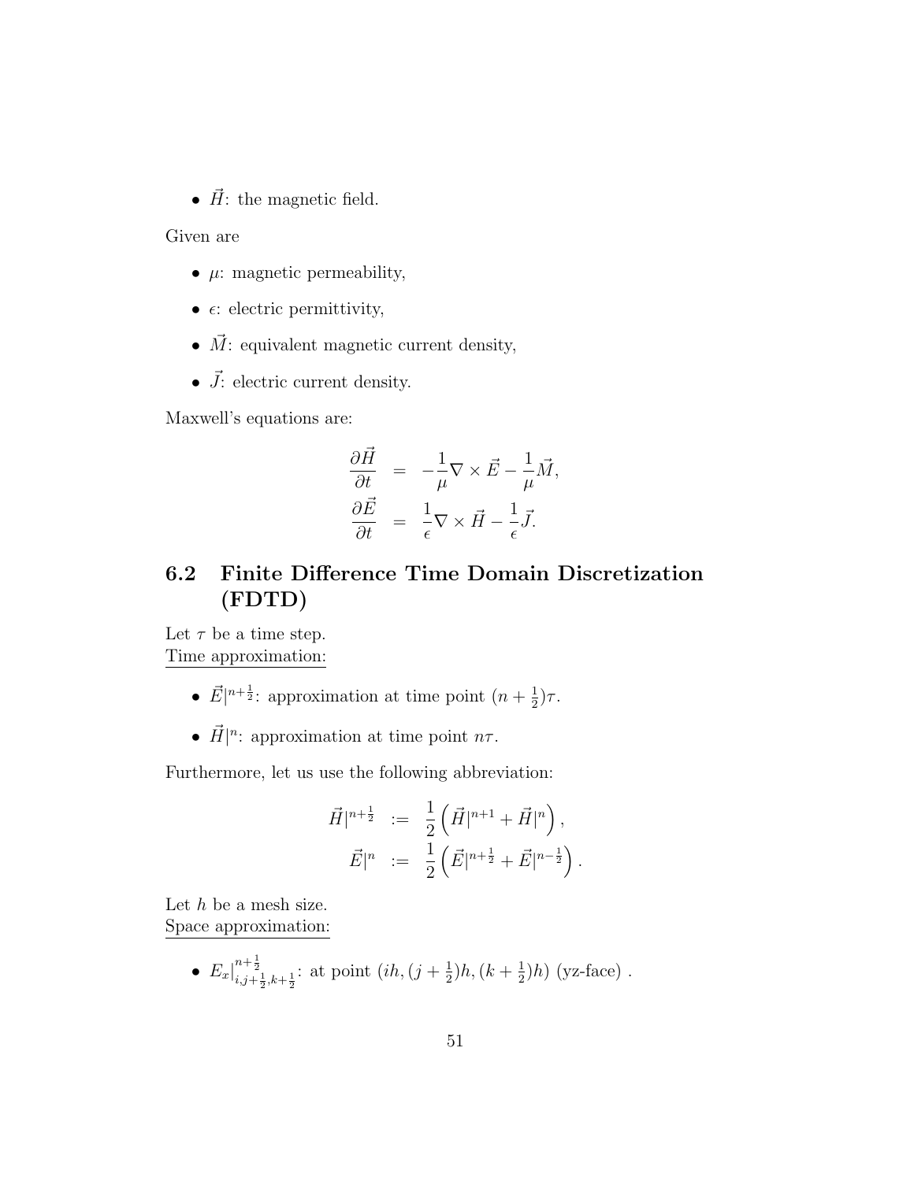- $\vec{H}$: the magnetic field.

Given are

- $\mu$: magnetic permeability,
- $\epsilon$: electric permittivity,
- $\vec{M}$: equivalent magnetic current density,
- $\vec{J}$: electric current density.

Maxwell's equations are:

$$
\begin{aligned}
\frac{\partial \vec{H}}{\partial t} &= -\frac{1}{\mu}\nabla \times \vec{E} - \frac{1}{\mu}\vec{M}, \\
\frac{\partial \vec{E}}{\partial t} &= \frac{1}{\epsilon}\nabla \times \vec{H} - \frac{1}{\epsilon}\vec{J}.
\end{aligned}
$$

## 6.2 Finite Difference Time Domain Discretization (FDTD)

Let $\tau$ be a time step.
Time approximation:

- $\vec{E}|^{n+\frac{1}{2}}$: approximation at time point $(n+\frac{1}{2})\tau$.
- $\vec{H}|^{n}$: approximation at time point $n\tau$.

Furthermore, let us use the following abbreviation:

$$
\begin{aligned}
\vec{H}|^{n+\frac{1}{2}} &:= \frac{1}{2}\left(\vec{H}|^{n+1} + \vec{H}|^{n}\right), \\
\vec{E}|^{n} &:= \frac{1}{2}\left(\vec{E}|^{n+\frac{1}{2}} + \vec{E}|^{n-\frac{1}{2}}\right).
\end{aligned}
$$

Let $h$ be a mesh size.
Space approximation:

- $E_x|^{n+\frac{1}{2}}_{i,j+\frac{1}{2},k+\frac{1}{2}}$: at point $(ih, (j+\frac{1}{2})h, (k+\frac{1}{2})h)$ (yz-face) .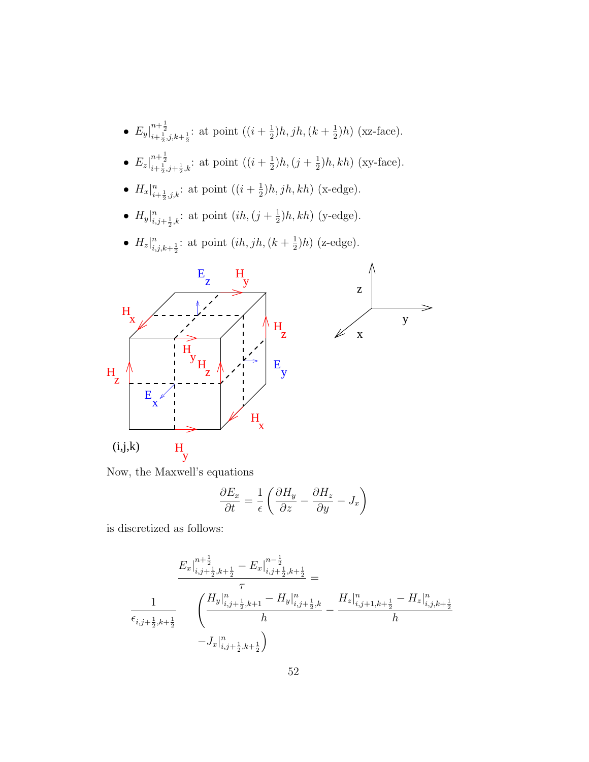- $E_y|^{n+\frac{1}{2}}_{i+\frac{1}{2},j,k+\frac{1}{2}}$: at point $((i+\frac{1}{2})h, jh, (k+\frac{1}{2})h)$ (xz-face).

- $E_z|^{n+\frac{1}{2}}_{i+\frac{1}{2},j+\frac{1}{2},k}$: at point $((i+\frac{1}{2})h, (j+\frac{1}{2})h, kh)$ (xy-face).

- $H_x|^{n}_{i+\frac{1}{2},j,k}$: at point $((i+\frac{1}{2})h, jh, kh)$ (x-edge).

- $H_y|^{n}_{i,j+\frac{1}{2},k}$: at point $(ih, (j+\frac{1}{2})h, kh)$ (y-edge).

- $H_z|^{n}_{i,j,k+\frac{1}{2}}$: at point $(ih, jh, (k+\frac{1}{2})h)$ (z-edge).

Now, the Maxwell's equations

$$\frac{\partial E_x}{\partial t} = \frac{1}{\epsilon}\left(\frac{\partial H_y}{\partial z} - \frac{\partial H_z}{\partial y} - J_x\right)$$

is discretized as follows:

$$\frac{E_x|^{n+\frac{1}{2}}_{i,j+\frac{1}{2},k+\frac{1}{2}} - E_x|^{n-\frac{1}{2}}_{i,j+\frac{1}{2},k+\frac{1}{2}}}{\tau} =$$

$$\frac{1}{\epsilon_{i,j+\frac{1}{2},k+\frac{1}{2}}} \left(\frac{H_y|^{n}_{i,j+\frac{1}{2},k+1} - H_y|^{n}_{i,j+\frac{1}{2},k}}{h} - \frac{H_z|^{n}_{i,j+1,k+\frac{1}{2}} - H_z|^{n}_{i,j,k+\frac{1}{2}}}{h} - J_x|^{n}_{i,j+\frac{1}{2},k+\frac{1}{2}}\right)$$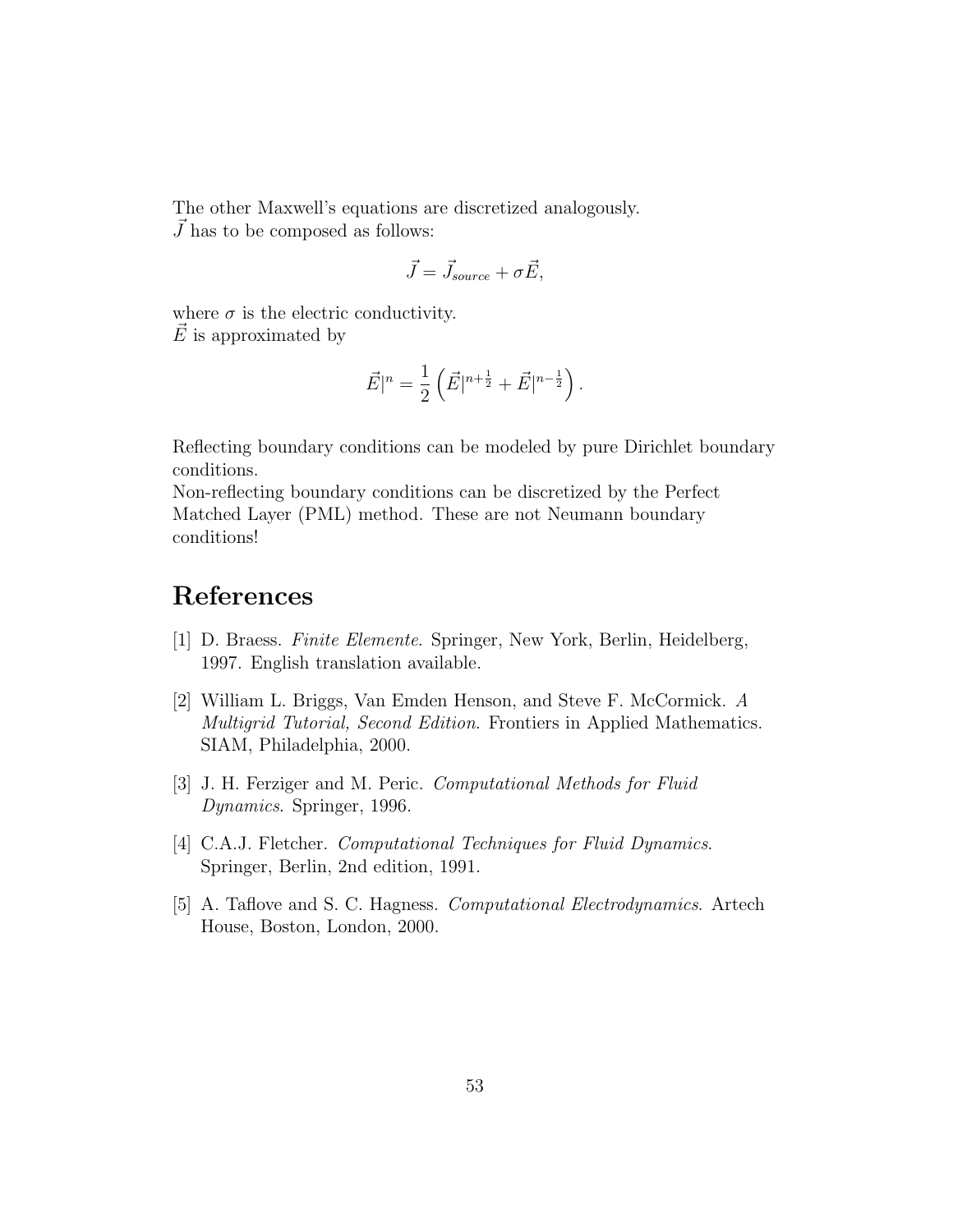The other Maxwell's equations are discretized analogously.
$\vec{J}$ has to be composed as follows:

$$\vec{J} = \vec{J}_{source} + \sigma \vec{E},$$

where $\sigma$ is the electric conductivity.
$\vec{E}$ is approximated by

$$\vec{E}|^n = \frac{1}{2}\left(\vec{E}|^{n+\frac{1}{2}} + \vec{E}|^{n-\frac{1}{2}}\right).$$

Reflecting boundary conditions can be modeled by pure Dirichlet boundary conditions.
Non-reflecting boundary conditions can be discretized by the Perfect Matched Layer (PML) method. These are not Neumann boundary conditions!

# References

[1] D. Braess. *Finite Elemente*. Springer, New York, Berlin, Heidelberg, 1997. English translation available.

[2] William L. Briggs, Van Emden Henson, and Steve F. McCormick. *A Multigrid Tutorial, Second Edition*. Frontiers in Applied Mathematics. SIAM, Philadelphia, 2000.

[3] J. H. Ferziger and M. Peric. *Computational Methods for Fluid Dynamics*. Springer, 1996.

[4] C.A.J. Fletcher. *Computational Techniques for Fluid Dynamics*. Springer, Berlin, 2nd edition, 1991.

[5] A. Taflove and S. C. Hagness. *Computational Electrodynamics*. Artech House, Boston, London, 2000.